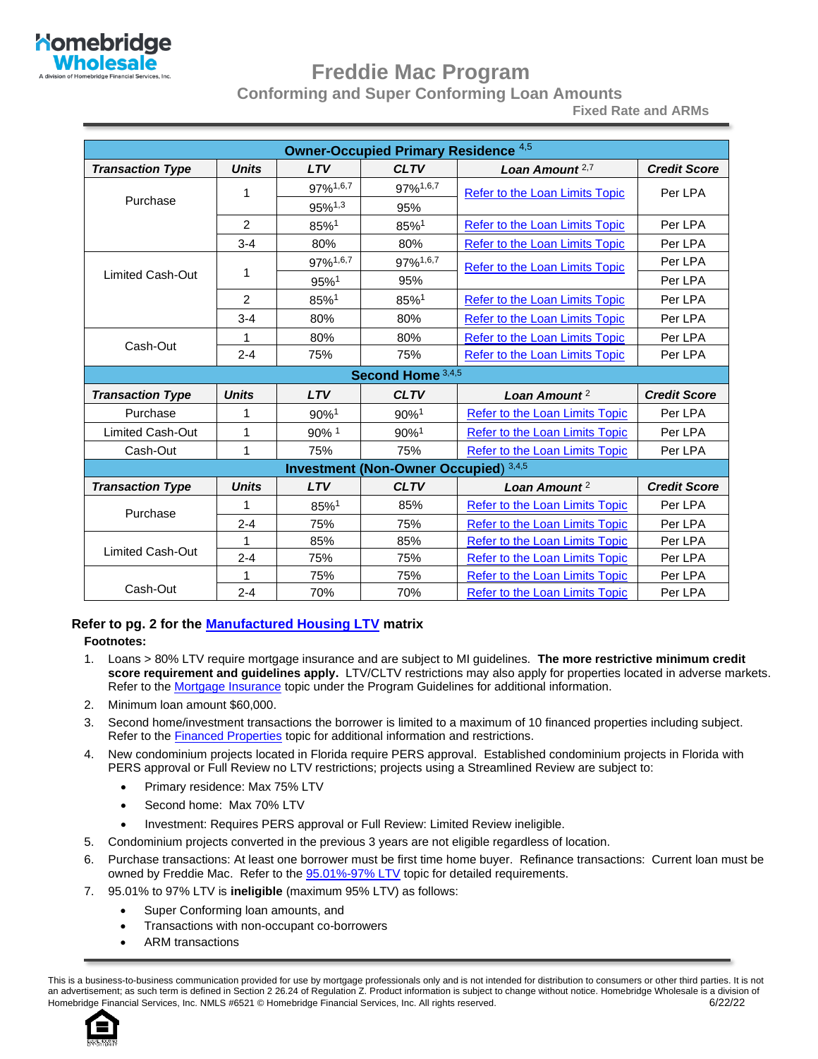Homebridge Wholesale
A division of Homebridge Financial Services, Inc.

# Freddie Mac Program

## Conforming and Super Conforming Loan Amounts

### Fixed Rate and ARMs

| Owner-Occupied Primary Residence [4,5] | | | | | |
|---|---|---|---|---|---|
| ***Transaction Type*** | ***Units*** | ***LTV*** | ***CLTV*** | ***Loan Amount*** [2,7] | ***Credit Score*** |
| Purchase | 1 | 97%[1,6,7] | 97%[1,6,7] | Refer to the Loan Limits Topic | Per LPA |
| | | 95%[1,3] | 95% | | |
| | 2 | 85%[1] | 85%[1] | Refer to the Loan Limits Topic | Per LPA |
| | 3-4 | 80% | 80% | Refer to the Loan Limits Topic | Per LPA |
| Limited Cash-Out | 1 | 97%[1,6,7] | 97%[1,6,7] | Refer to the Loan Limits Topic | Per LPA |
| | | 95%[1] | 95% | | Per LPA |
| | 2 | 85%[1] | 85%[1] | Refer to the Loan Limits Topic | Per LPA |
| | 3-4 | 80% | 80% | Refer to the Loan Limits Topic | Per LPA |
| Cash-Out | 1 | 80% | 80% | Refer to the Loan Limits Topic | Per LPA |
| | 2-4 | 75% | 75% | Refer to the Loan Limits Topic | Per LPA |
| **Second Home** [3,4,5] | | | | | |
| ***Transaction Type*** | ***Units*** | ***LTV*** | ***CLTV*** | ***Loan Amount*** [2] | ***Credit Score*** |
| Purchase | 1 | 90%[1] | 90%[1] | Refer to the Loan Limits Topic | Per LPA |
| Limited Cash-Out | 1 | 90% [1] | 90%[1] | Refer to the Loan Limits Topic | Per LPA |
| Cash-Out | 1 | 75% | 75% | Refer to the Loan Limits Topic | Per LPA |
| **Investment (Non-Owner Occupied)** [3,4,5] | | | | | |
| ***Transaction Type*** | ***Units*** | ***LTV*** | ***CLTV*** | ***Loan Amount*** [2] | ***Credit Score*** |
| Purchase | 1 | 85%[1] | 85% | Refer to the Loan Limits Topic | Per LPA |
| | 2-4 | 75% | 75% | Refer to the Loan Limits Topic | Per LPA |
| Limited Cash-Out | 1 | 85% | 85% | Refer to the Loan Limits Topic | Per LPA |
| | 2-4 | 75% | 75% | Refer to the Loan Limits Topic | Per LPA |
| Cash-Out | 1 | 75% | 75% | Refer to the Loan Limits Topic | Per LPA |
| | 2-4 | 70% | 70% | Refer to the Loan Limits Topic | Per LPA |

**Refer to pg. 2 for the Manufactured Housing LTV matrix**

**Footnotes:**

1. Loans > 80% LTV require mortgage insurance and are subject to MI guidelines. **The more restrictive minimum credit score requirement and guidelines apply.** LTV/CLTV restrictions may also apply for properties located in adverse markets. Refer to the Mortgage Insurance topic under the Program Guidelines for additional information.
2. Minimum loan amount $60,000.
3. Second home/investment transactions the borrower is limited to a maximum of 10 financed properties including subject. Refer to the Financed Properties topic for additional information and restrictions.
4. New condominium projects located in Florida require PERS approval. Established condominium projects in Florida with PERS approval or Full Review no LTV restrictions; projects using a Streamlined Review are subject to:
   - Primary residence: Max 75% LTV
   - Second home: Max 70% LTV
   - Investment: Requires PERS approval or Full Review: Limited Review ineligible.
5. Condominium projects converted in the previous 3 years are not eligible regardless of location.
6. Purchase transactions: At least one borrower must be first time home buyer. Refinance transactions: Current loan must be owned by Freddie Mac. Refer to the 95.01%-97% LTV topic for detailed requirements.
7. 95.01% to 97% LTV is **ineligible** (maximum 95% LTV) as follows:
   - Super Conforming loan amounts, and
   - Transactions with non-occupant co-borrowers
   - ARM transactions

This is a business-to-business communication provided for use by mortgage professionals only and is not intended for distribution to consumers or other third parties. It is not an advertisement; as such term is defined in Section 2 26.24 of Regulation Z. Product information is subject to change without notice. Homebridge Wholesale is a division of Homebridge Financial Services, Inc. NMLS #6521 © Homebridge Financial Services, Inc. All rights reserved. 6/22/22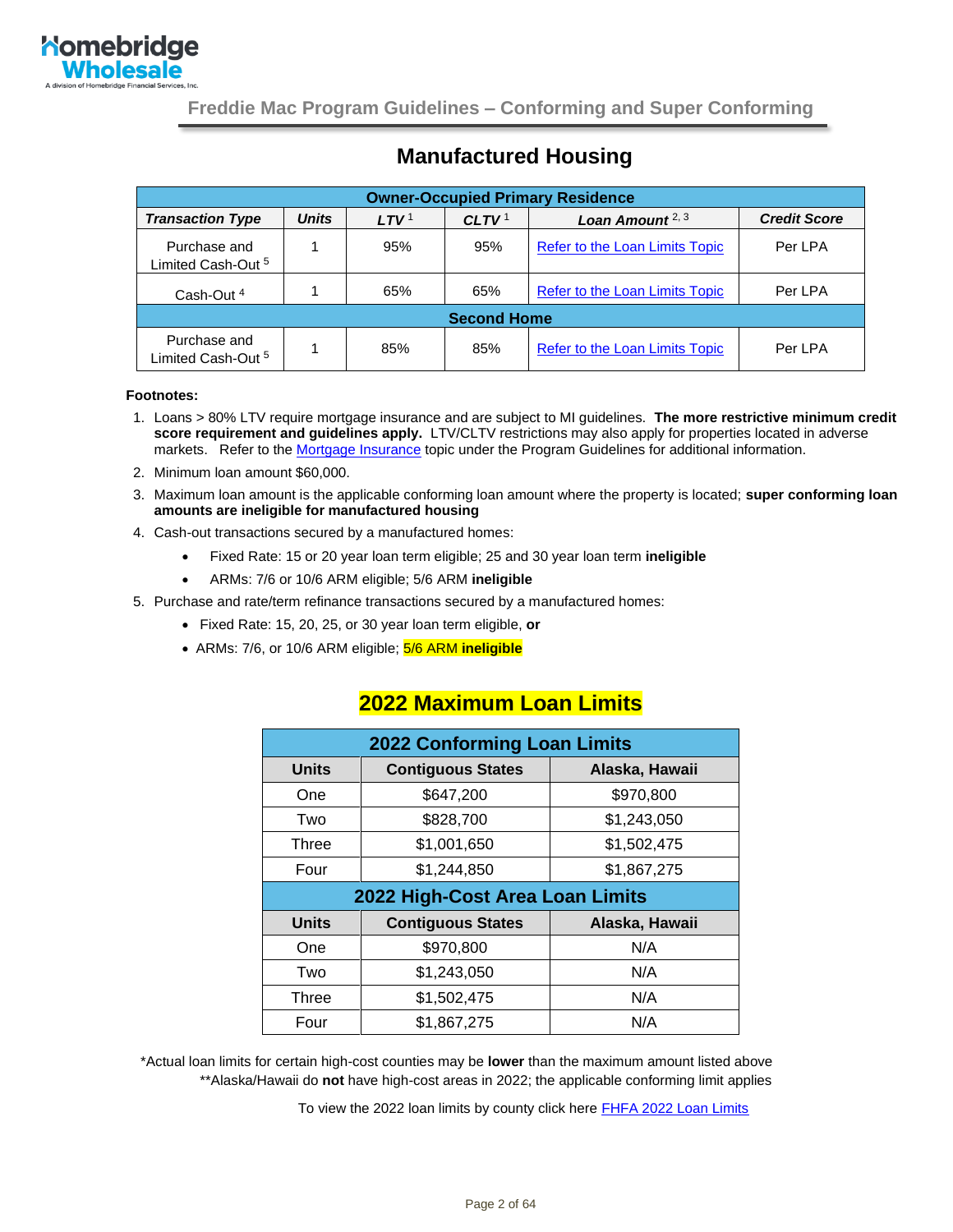# Manufactured Housing

| Transaction Type | Units | LTV [1] | CLTV [1] | Loan Amount [2,3] | Credit Score |
|---|---|---|---|---|---|
| **Owner-Occupied Primary Residence** | | | | | |
| Purchase and Limited Cash-Out [5] | 1 | 95% | 95% | Refer to the Loan Limits Topic | Per LPA |
| Cash-Out [4] | 1 | 65% | 65% | Refer to the Loan Limits Topic | Per LPA |
| **Second Home** | | | | | |
| Purchase and Limited Cash-Out [5] | 1 | 85% | 85% | Refer to the Loan Limits Topic | Per LPA |

**Footnotes:**

1. Loans > 80% LTV require mortgage insurance and are subject to MI guidelines. **The more restrictive minimum credit score requirement and guidelines apply.** LTV/CLTV restrictions may also apply for properties located in adverse markets. Refer to the Mortgage Insurance topic under the Program Guidelines for additional information.
2. Minimum loan amount $60,000.
3. Maximum loan amount is the applicable conforming loan amount where the property is located; **super conforming loan amounts are ineligible for manufactured housing**
4. Cash-out transactions secured by a manufactured homes:
   - Fixed Rate: 15 or 20 year loan term eligible; 25 and 30 year loan term **ineligible**
   - ARMs: 7/6 or 10/6 ARM eligible; 5/6 ARM **ineligible**
5. Purchase and rate/term refinance transactions secured by a manufactured homes:
   - Fixed Rate: 15, 20, 25, or 30 year loan term eligible, **or**
   - ARMs: 7/6, or 10/6 ARM eligible; 5/6 ARM **ineligible**

## 2022 Maximum Loan Limits

| Units | Contiguous States | Alaska, Hawaii |
|---|---|---|
| **2022 Conforming Loan Limits** | | |
| One | $647,200 | $970,800 |
| Two | $828,700 | $1,243,050 |
| Three | $1,001,650 | $1,502,475 |
| Four | $1,244,850 | $1,867,275 |
| **2022 High-Cost Area Loan Limits** | | |
| **Units** | **Contiguous States** | **Alaska, Hawaii** |
| One | $970,800 | N/A |
| Two | $1,243,050 | N/A |
| Three | $1,502,475 | N/A |
| Four | $1,867,275 | N/A |

*Actual loan limits for certain high-cost counties may be **lower** than the maximum amount listed above
**Alaska/Hawaii do **not** have high-cost areas in 2022; the applicable conforming limit applies

To view the 2022 loan limits by county click here FHFA 2022 Loan Limits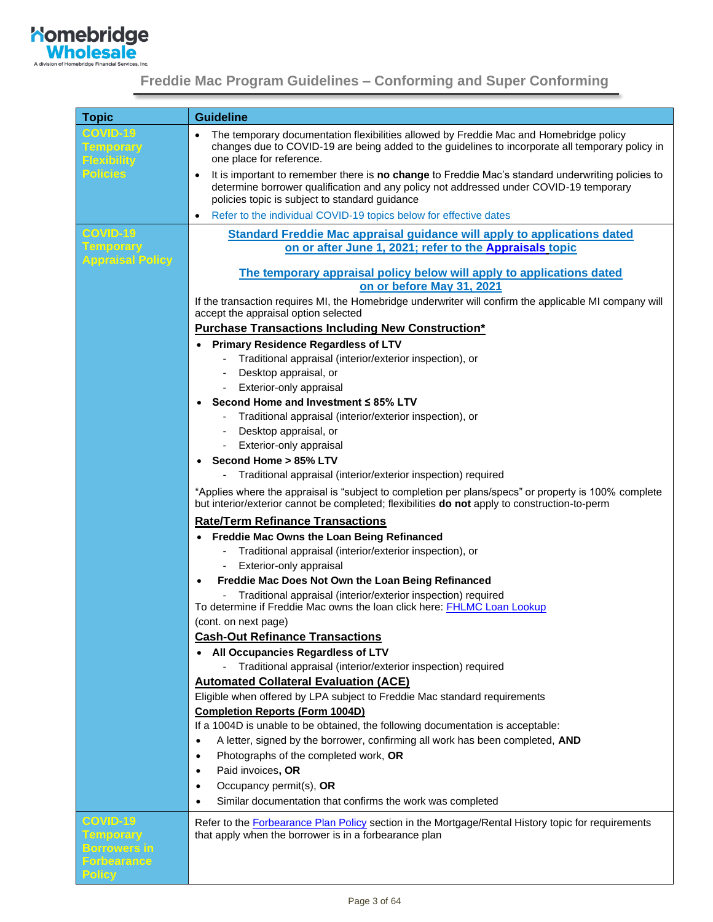## Freddie Mac Program Guidelines – Conforming and Super Conforming

| Topic | Guideline |
|---|---|
| **COVID-19 Temporary Flexibility Policies** | • The temporary documentation flexibilities allowed by Freddie Mac and Homebridge policy changes due to COVID-19 are being added to the guidelines to incorporate all temporary policy in one place for reference.<br>• It is important to remember there is **no change** to Freddie Mac's standard underwriting policies to determine borrower qualification and any policy not addressed under COVID-19 temporary policies topic is subject to standard guidance<br>• Refer to the individual COVID-19 topics below for effective dates |
| **COVID-19 Temporary Appraisal Policy** | **Standard Freddie Mac appraisal guidance will apply to applications dated on or after June 1, 2021; refer to the Appraisals topic**<br><br>**The temporary appraisal policy below will apply to applications dated on or before May 31, 2021**<br><br>If the transaction requires MI, the Homebridge underwriter will confirm the applicable MI company will accept the appraisal option selected<br><br>**Purchase Transactions Including New Construction***<br>• **Primary Residence Regardless of LTV**<br>  - Traditional appraisal (interior/exterior inspection), or<br>  - Desktop appraisal, or<br>  - Exterior-only appraisal<br>• **Second Home and Investment ≤ 85% LTV**<br>  - Traditional appraisal (interior/exterior inspection), or<br>  - Desktop appraisal, or<br>  - Exterior-only appraisal<br>• **Second Home > 85% LTV**<br>  - Traditional appraisal (interior/exterior inspection) required<br><br>*Applies where the appraisal is "subject to completion per plans/specs" or property is 100% complete but interior/exterior cannot be completed; flexibilities **do not** apply to construction-to-perm<br><br>**Rate/Term Refinance Transactions**<br>• **Freddie Mac Owns the Loan Being Refinanced**<br>  - Traditional appraisal (interior/exterior inspection), or<br>  - Exterior-only appraisal<br>• **Freddie Mac Does Not Own the Loan Being Refinanced**<br>  - Traditional appraisal (interior/exterior inspection) required<br>To determine if Freddie Mac owns the loan click here: FHLMC Loan Lookup<br>(cont. on next page)<br><br>**Cash-Out Refinance Transactions**<br>• **All Occupancies Regardless of LTV**<br>  - Traditional appraisal (interior/exterior inspection) required<br><br>**Automated Collateral Evaluation (ACE)**<br>Eligible when offered by LPA subject to Freddie Mac standard requirements<br><br>**Completion Reports (Form 1004D)**<br>If a 1004D is unable to be obtained, the following documentation is acceptable:<br>• A letter, signed by the borrower, confirming all work has been completed, **AND**<br>• Photographs of the completed work, **OR**<br>• Paid invoices**, OR**<br>• Occupancy permit(s), **OR**<br>• Similar documentation that confirms the work was completed |
| **COVID-19 Temporary Borrowers in Forbearance Policy** | Refer to the Forbearance Plan Policy section in the Mortgage/Rental History topic for requirements that apply when the borrower is in a forbearance plan |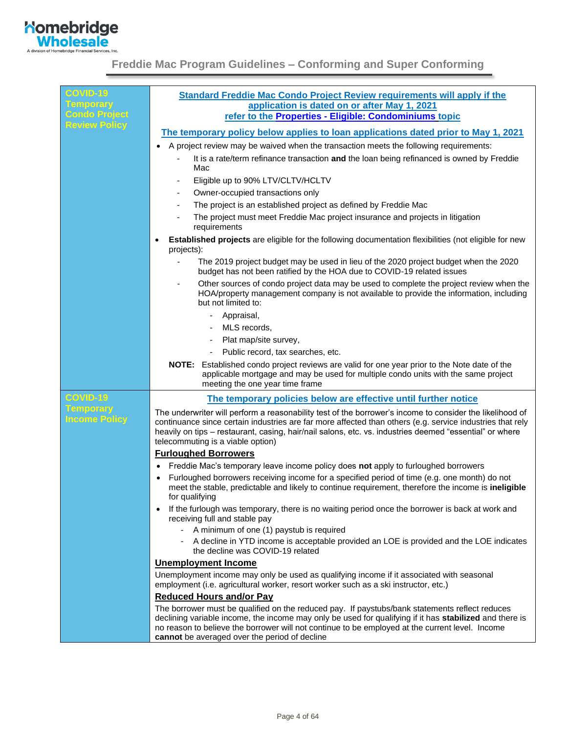| | |
|---|---|
| **COVID-19 Temporary Condo Project Review Policy** | **Standard Freddie Mac Condo Project Review requirements will apply if the application is dated on or after May 1, 2021**<br>**refer to the Properties - Eligible: Condominiums topic**<br><br>**The temporary policy below applies to loan applications dated prior to May 1, 2021**<br><br>• A project review may be waived when the transaction meets the following requirements:<br>&nbsp;&nbsp;- It is a rate/term refinance transaction **and** the loan being refinanced is owned by Freddie Mac<br>&nbsp;&nbsp;- Eligible up to 90% LTV/CLTV/HCLTV<br>&nbsp;&nbsp;- Owner-occupied transactions only<br>&nbsp;&nbsp;- The project is an established project as defined by Freddie Mac<br>&nbsp;&nbsp;- The project must meet Freddie Mac project insurance and projects in litigation requirements<br>• **Established projects** are eligible for the following documentation flexibilities (not eligible for new projects):<br>&nbsp;&nbsp;- The 2019 project budget may be used in lieu of the 2020 project budget when the 2020 budget has not been ratified by the HOA due to COVID-19 related issues<br>&nbsp;&nbsp;- Other sources of condo project data may be used to complete the project review when the HOA/property management company is not available to provide the information, including but not limited to:<br>&nbsp;&nbsp;&nbsp;&nbsp;- Appraisal,<br>&nbsp;&nbsp;&nbsp;&nbsp;- MLS records,<br>&nbsp;&nbsp;&nbsp;&nbsp;- Plat map/site survey,<br>&nbsp;&nbsp;&nbsp;&nbsp;- Public record, tax searches, etc.<br><br>**NOTE:** Established condo project reviews are valid for one year prior to the Note date of the applicable mortgage and may be used for multiple condo units with the same project meeting the one year time frame |
| **COVID-19 Temporary Income Policy** | **The temporary policies below are effective until further notice**<br><br>The underwriter will perform a reasonability test of the borrower's income to consider the likelihood of continuance since certain industries are far more affected than others (e.g. service industries that rely heavily on tips – restaurant, casing, hair/nail salons, etc. vs. industries deemed "essential" or where telecommuting is a viable option)<br><br>**Furloughed Borrowers**<br>• Freddie Mac's temporary leave income policy does **not** apply to furloughed borrowers<br>• Furloughed borrowers receiving income for a specified period of time (e.g. one month) do not meet the stable, predictable and likely to continue requirement, therefore the income is **ineligible** for qualifying<br>• If the furlough was temporary, there is no waiting period once the borrower is back at work and receiving full and stable pay<br>&nbsp;&nbsp;- A minimum of one (1) paystub is required<br>&nbsp;&nbsp;- A decline in YTD income is acceptable provided an LOE is provided and the LOE indicates the decline was COVID-19 related<br><br>**Unemployment Income**<br>Unemployment income may only be used as qualifying income if it associated with seasonal employment (i.e. agricultural worker, resort worker such as a ski instructor, etc.)<br><br>**Reduced Hours and/or Pay**<br>The borrower must be qualified on the reduced pay. If paystubs/bank statements reflect reduces declining variable income, the income may only be used for qualifying if it has **stabilized** and there is no reason to believe the borrower will not continue to be employed at the current level. Income **cannot** be averaged over the period of decline |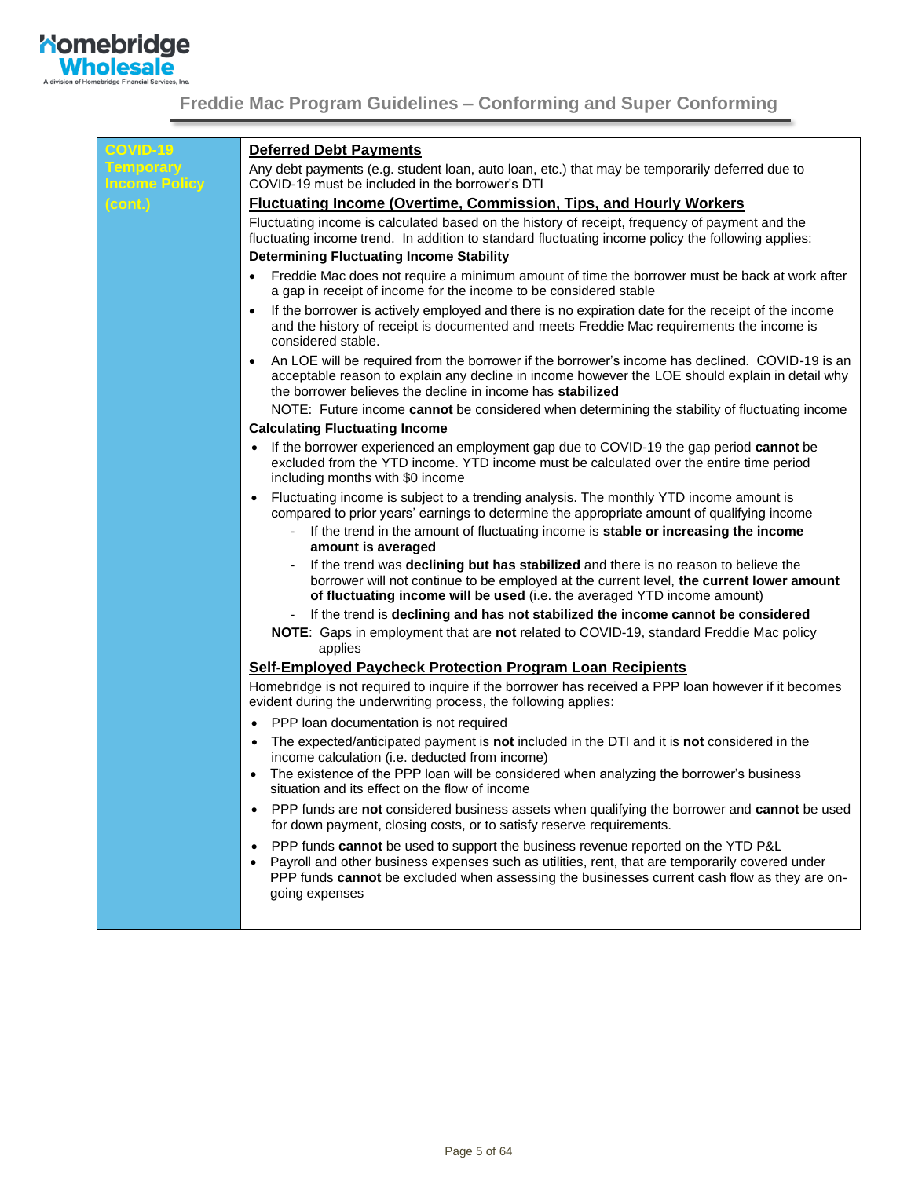| COVID-19 Temporary Income Policy (cont.) | **Deferred Debt Payments**<br>Any debt payments (e.g. student loan, auto loan, etc.) that may be temporarily deferred due to COVID-19 must be included in the borrower's DTI<br>**Fluctuating Income (Overtime, Commission, Tips, and Hourly Workers**<br>Fluctuating income is calculated based on the history of receipt, frequency of payment and the fluctuating income trend. In addition to standard fluctuating income policy the following applies:<br>**Determining Fluctuating Income Stability**<br>• Freddie Mac does not require a minimum amount of time the borrower must be back at work after a gap in receipt of income for the income to be considered stable<br>• If the borrower is actively employed and there is no expiration date for the receipt of the income and the history of receipt is documented and meets Freddie Mac requirements the income is considered stable.<br>• An LOE will be required from the borrower if the borrower's income has declined. COVID-19 is an acceptable reason to explain any decline in income however the LOE should explain in detail why the borrower believes the decline in income has **stabilized**<br>NOTE: Future income **cannot** be considered when determining the stability of fluctuating income<br>**Calculating Fluctuating Income**<br>• If the borrower experienced an employment gap due to COVID-19 the gap period **cannot** be excluded from the YTD income. YTD income must be calculated over the entire time period including months with $0 income<br>• Fluctuating income is subject to a trending analysis. The monthly YTD income amount is compared to prior years' earnings to determine the appropriate amount of qualifying income<br>- If the trend in the amount of fluctuating income is **stable or increasing the income amount is averaged**<br>- If the trend was **declining but has stabilized** and there is no reason to believe the borrower will not continue to be employed at the current level, **the current lower amount of fluctuating income will be used** (i.e. the averaged YTD income amount)<br>- If the trend is **declining and has not stabilized the income cannot be considered**<br>**NOTE**: Gaps in employment that are **not** related to COVID-19, standard Freddie Mac policy applies<br>**Self-Employed Paycheck Protection Program Loan Recipients**<br>Homebridge is not required to inquire if the borrower has received a PPP loan however if it becomes evident during the underwriting process, the following applies:<br>• PPP loan documentation is not required<br>• The expected/anticipated payment is **not** included in the DTI and it is **not** considered in the income calculation (i.e. deducted from income)<br>• The existence of the PPP loan will be considered when analyzing the borrower's business situation and its effect on the flow of income<br>• PPP funds are **not** considered business assets when qualifying the borrower and **cannot** be used for down payment, closing costs, or to satisfy reserve requirements.<br>• PPP funds **cannot** be used to support the business revenue reported on the YTD P&L<br>• Payroll and other business expenses such as utilities, rent, that are temporarily covered under PPP funds **cannot** be excluded when assessing the businesses current cash flow as they are on-going expenses |
|---|---|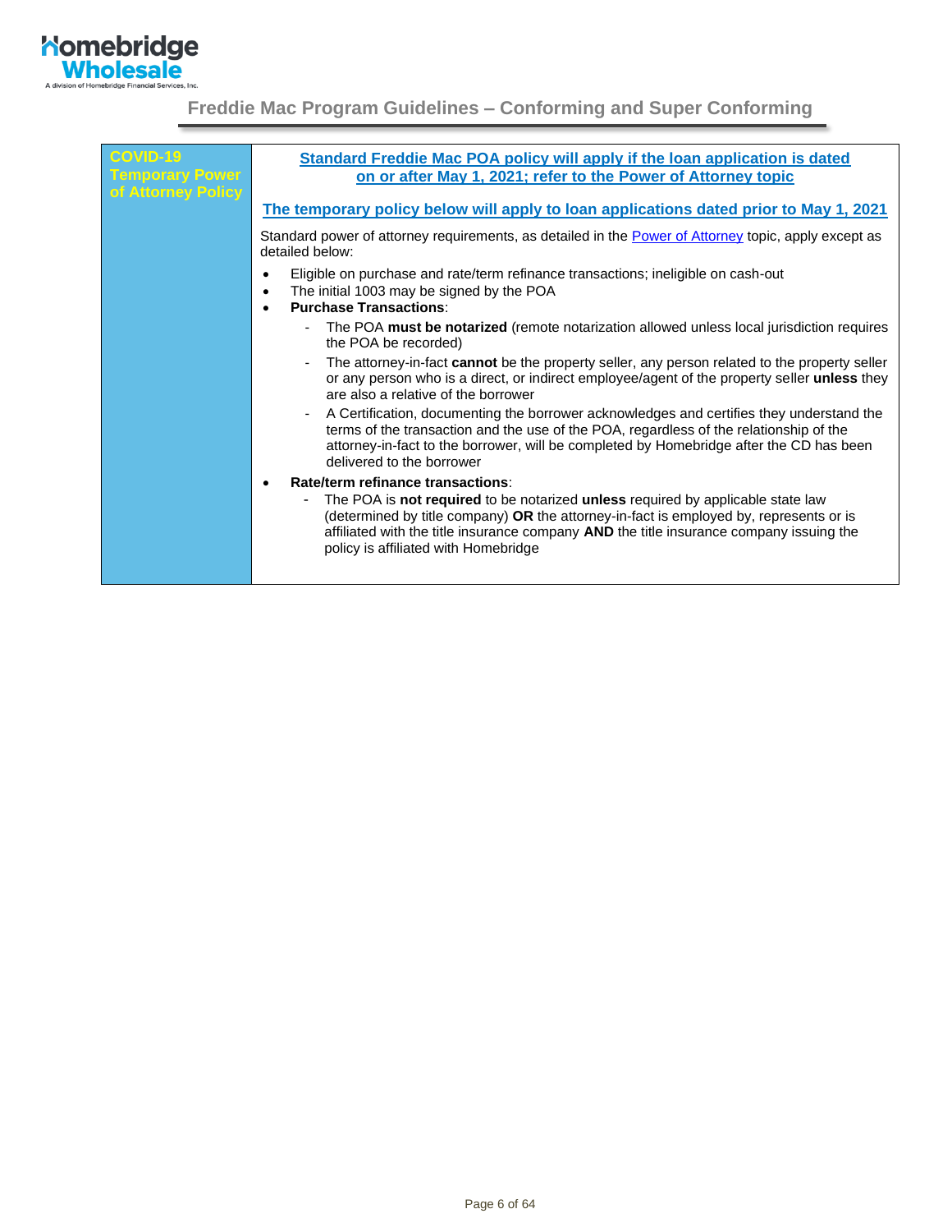| COVID-19 Temporary Power of Attorney Policy | **Standard Freddie Mac POA policy will apply if the loan application is dated on or after May 1, 2021; refer to the Power of Attorney topic**<br><br>**The temporary policy below will apply to loan applications dated prior to May 1, 2021**<br><br>Standard power of attorney requirements, as detailed in the Power of Attorney topic, apply except as detailed below:<br>• Eligible on purchase and rate/term refinance transactions; ineligible on cash-out<br>• The initial 1003 may be signed by the POA<br>• **Purchase Transactions**:<br>&nbsp;&nbsp;- The POA **must be notarized** (remote notarization allowed unless local jurisdiction requires the POA be recorded)<br>&nbsp;&nbsp;- The attorney-in-fact **cannot** be the property seller, any person related to the property seller or any person who is a direct, or indirect employee/agent of the property seller **unless** they are also a relative of the borrower<br>&nbsp;&nbsp;- A Certification, documenting the borrower acknowledges and certifies they understand the terms of the transaction and the use of the POA, regardless of the relationship of the attorney-in-fact to the borrower, will be completed by Homebridge after the CD has been delivered to the borrower<br>• **Rate/term refinance transactions**:<br>&nbsp;&nbsp;- The POA is **not required** to be notarized **unless** required by applicable state law (determined by title company) **OR** the attorney-in-fact is employed by, represents or is affiliated with the title insurance company **AND** the title insurance company issuing the policy is affiliated with Homebridge |
|---|---|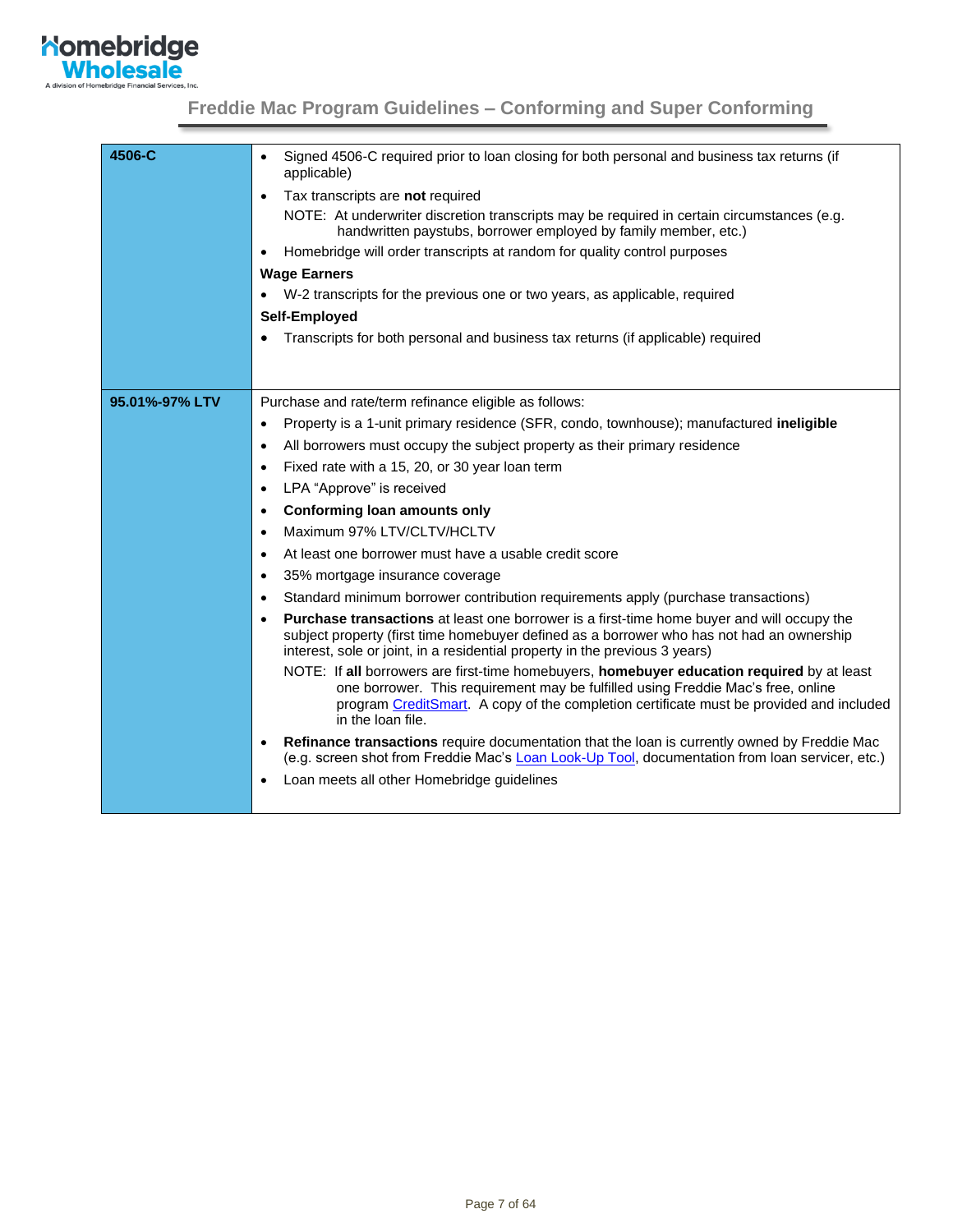| | |
|---|---|
| **4506-C** | • Signed 4506-C required prior to loan closing for both personal and business tax returns (if applicable)<br>• Tax transcripts are **not** required<br>NOTE: At underwriter discretion transcripts may be required in certain circumstances (e.g. handwritten paystubs, borrower employed by family member, etc.)<br>• Homebridge will order transcripts at random for quality control purposes<br>**Wage Earners**<br>• W-2 transcripts for the previous one or two years, as applicable, required<br>**Self-Employed**<br>• Transcripts for both personal and business tax returns (if applicable) required |
| **95.01%-97% LTV** | Purchase and rate/term refinance eligible as follows:<br>• Property is a 1-unit primary residence (SFR, condo, townhouse); manufactured **ineligible**<br>• All borrowers must occupy the subject property as their primary residence<br>• Fixed rate with a 15, 20, or 30 year loan term<br>• LPA "Approve" is received<br>• **Conforming loan amounts only**<br>• Maximum 97% LTV/CLTV/HCLTV<br>• At least one borrower must have a usable credit score<br>• 35% mortgage insurance coverage<br>• Standard minimum borrower contribution requirements apply (purchase transactions)<br>• **Purchase transactions** at least one borrower is a first-time home buyer and will occupy the subject property (first time homebuyer defined as a borrower who has not had an ownership interest, sole or joint, in a residential property in the previous 3 years)<br>NOTE: If **all** borrowers are first-time homebuyers, **homebuyer education required** by at least one borrower. This requirement may be fulfilled using Freddie Mac's free, online program CreditSmart. A copy of the completion certificate must be provided and included in the loan file.<br>• **Refinance transactions** require documentation that the loan is currently owned by Freddie Mac (e.g. screen shot from Freddie Mac's Loan Look-Up Tool, documentation from loan servicer, etc.)<br>• Loan meets all other Homebridge guidelines |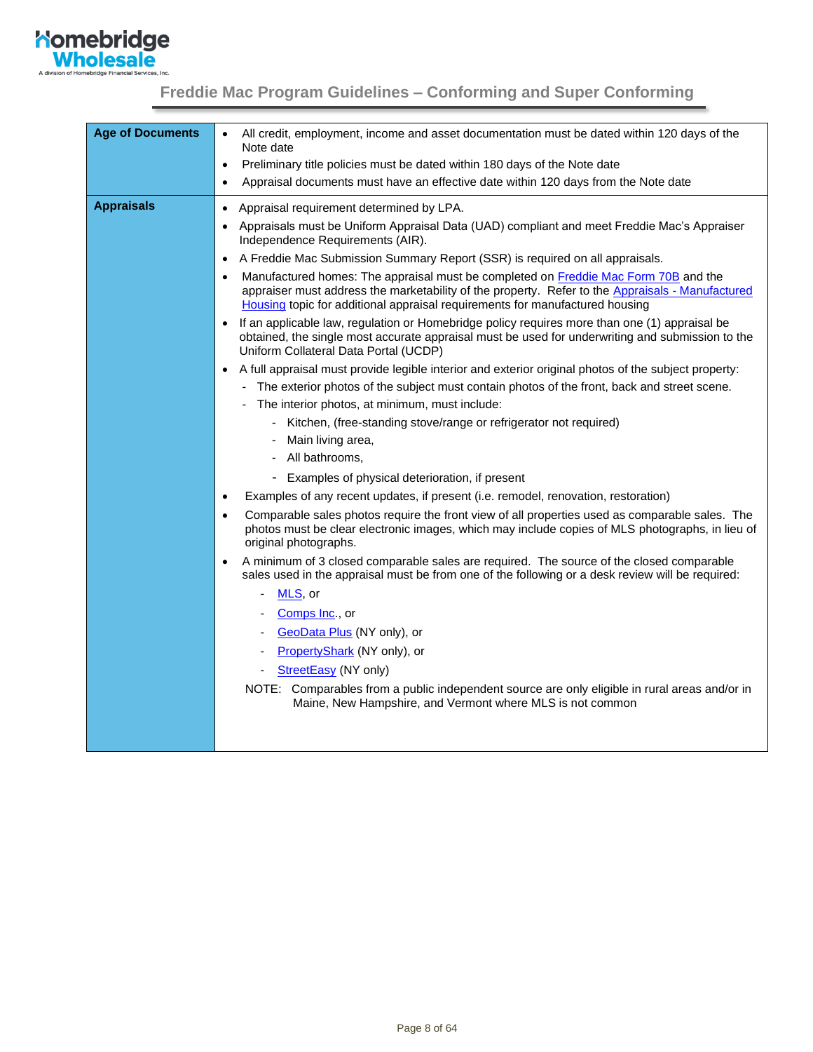## Freddie Mac Program Guidelines – Conforming and Super Conforming

| | |
|---|---|
| **Age of Documents** | • All credit, employment, income and asset documentation must be dated within 120 days of the Note date<br>• Preliminary title policies must be dated within 180 days of the Note date<br>• Appraisal documents must have an effective date within 120 days from the Note date |
| **Appraisals** | • Appraisal requirement determined by LPA.<br>• Appraisals must be Uniform Appraisal Data (UAD) compliant and meet Freddie Mac's Appraiser Independence Requirements (AIR).<br>• A Freddie Mac Submission Summary Report (SSR) is required on all appraisals.<br>• Manufactured homes: The appraisal must be completed on Freddie Mac Form 70B and the appraiser must address the marketability of the property. Refer to the Appraisals - Manufactured Housing topic for additional appraisal requirements for manufactured housing<br>• If an applicable law, regulation or Homebridge policy requires more than one (1) appraisal be obtained, the single most accurate appraisal must be used for underwriting and submission to the Uniform Collateral Data Portal (UCDP)<br>• A full appraisal must provide legible interior and exterior original photos of the subject property:<br>&nbsp;&nbsp;- The exterior photos of the subject must contain photos of the front, back and street scene.<br>&nbsp;&nbsp;- The interior photos, at minimum, must include:<br>&nbsp;&nbsp;&nbsp;&nbsp;- Kitchen, (free-standing stove/range or refrigerator not required)<br>&nbsp;&nbsp;&nbsp;&nbsp;- Main living area,<br>&nbsp;&nbsp;&nbsp;&nbsp;- All bathrooms,<br>&nbsp;&nbsp;&nbsp;&nbsp;- Examples of physical deterioration, if present<br>• Examples of any recent updates, if present (i.e. remodel, renovation, restoration)<br>• Comparable sales photos require the front view of all properties used as comparable sales. The photos must be clear electronic images, which may include copies of MLS photographs, in lieu of original photographs.<br>• A minimum of 3 closed comparable sales are required. The source of the closed comparable sales used in the appraisal must be from one of the following or a desk review will be required:<br>&nbsp;&nbsp;- MLS, or<br>&nbsp;&nbsp;- Comps Inc., or<br>&nbsp;&nbsp;- GeoData Plus (NY only), or<br>&nbsp;&nbsp;- PropertyShark (NY only), or<br>&nbsp;&nbsp;- StreetEasy (NY only)<br>NOTE: Comparables from a public independent source are only eligible in rural areas and/or in Maine, New Hampshire, and Vermont where MLS is not common |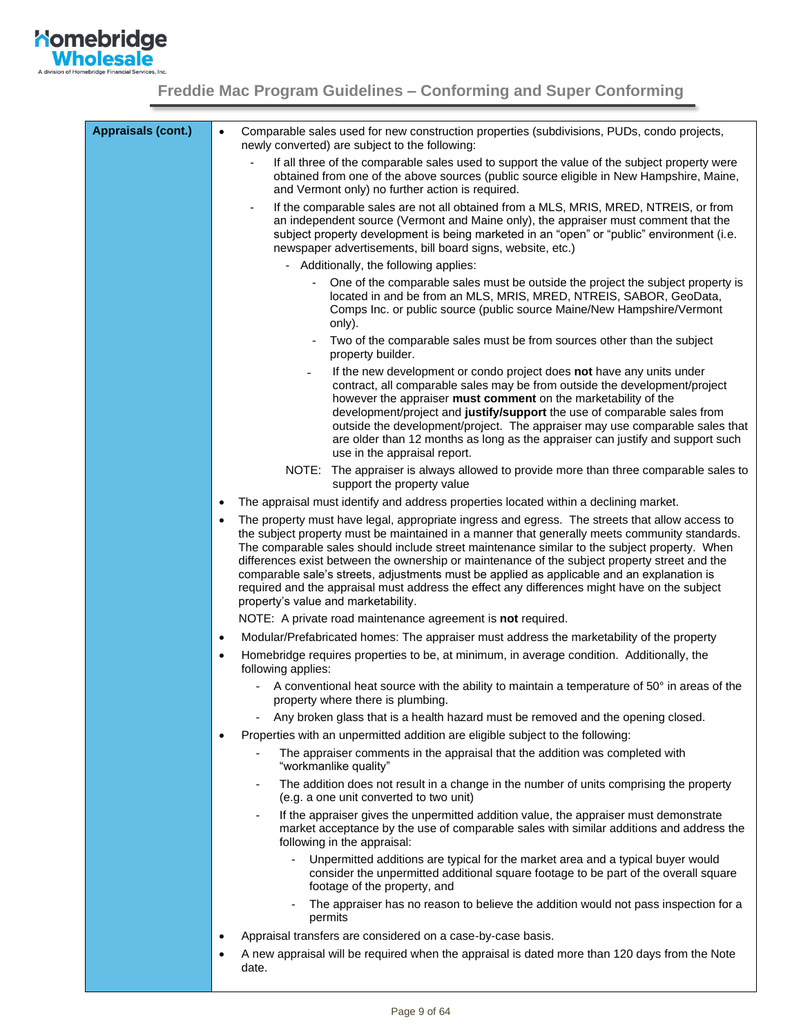**Freddie Mac Program Guidelines – Conforming and Super Conforming**

**Appraisals (cont.)**

- Comparable sales used for new construction properties (subdivisions, PUDs, condo projects, newly converted) are subject to the following:
  - If all three of the comparable sales used to support the value of the subject property were obtained from one of the above sources (public source eligible in New Hampshire, Maine, and Vermont only) no further action is required.
  - If the comparable sales are not all obtained from a MLS, MRIS, MRED, NTREIS, or from an independent source (Vermont and Maine only), the appraiser must comment that the subject property development is being marketed in an "open" or "public" environment (i.e. newspaper advertisements, bill board signs, website, etc.)
    - Additionally, the following applies:
      - One of the comparable sales must be outside the project the subject property is located in and be from an MLS, MRIS, MRED, NTREIS, SABOR, GeoData, Comps Inc. or public source (public source Maine/New Hampshire/Vermont only).
      - Two of the comparable sales must be from sources other than the subject property builder.
      - If the new development or condo project does **not** have any units under contract, all comparable sales may be from outside the development/project however the appraiser **must comment** on the marketability of the development/project and **justify/support** the use of comparable sales from outside the development/project. The appraiser may use comparable sales that are older than 12 months as long as the appraiser can justify and support such use in the appraisal report.

    NOTE: The appraiser is always allowed to provide more than three comparable sales to support the property value
- The appraisal must identify and address properties located within a declining market.
- The property must have legal, appropriate ingress and egress. The streets that allow access to the subject property must be maintained in a manner that generally meets community standards. The comparable sales should include street maintenance similar to the subject property. When differences exist between the ownership or maintenance of the subject property street and the comparable sale's streets, adjustments must be applied as applicable and an explanation is required and the appraisal must address the effect any differences might have on the subject property's value and marketability.

  NOTE: A private road maintenance agreement is **not** required.
- Modular/Prefabricated homes: The appraiser must address the marketability of the property
- Homebridge requires properties to be, at minimum, in average condition. Additionally, the following applies:
  - A conventional heat source with the ability to maintain a temperature of 50° in areas of the property where there is plumbing.
  - Any broken glass that is a health hazard must be removed and the opening closed.
- Properties with an unpermitted addition are eligible subject to the following:
  - The appraiser comments in the appraisal that the addition was completed with "workmanlike quality"
  - The addition does not result in a change in the number of units comprising the property (e.g. a one unit converted to two unit)
  - If the appraiser gives the unpermitted addition value, the appraiser must demonstrate market acceptance by the use of comparable sales with similar additions and address the following in the appraisal:
    - Unpermitted additions are typical for the market area and a typical buyer would consider the unpermitted additional square footage to be part of the overall square footage of the property, and
    - The appraiser has no reason to believe the addition would not pass inspection for a permits
- Appraisal transfers are considered on a case-by-case basis.
- A new appraisal will be required when the appraisal is dated more than 120 days from the Note date.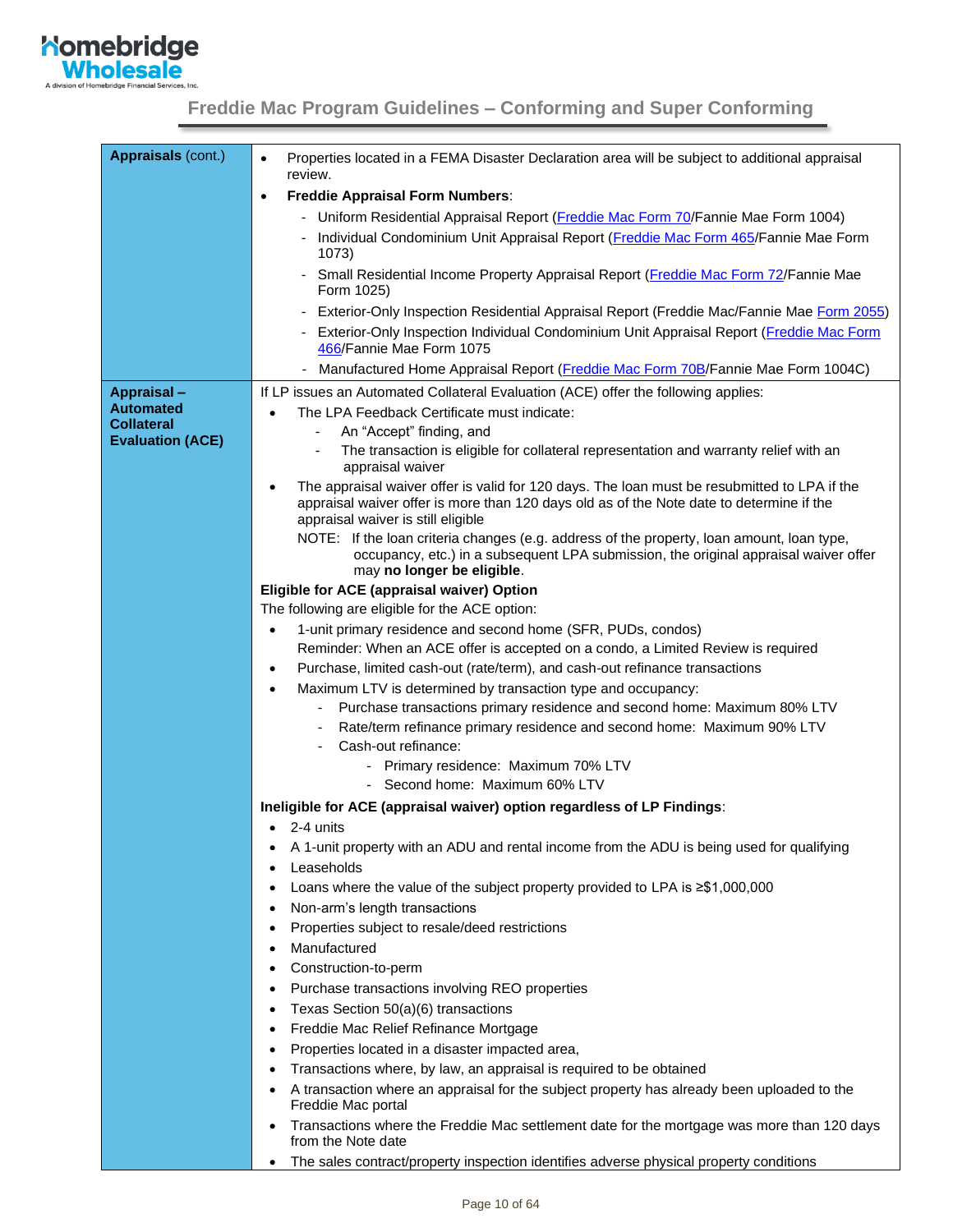| | |
|---|---|
| **Appraisals** (cont.) | • Properties located in a FEMA Disaster Declaration area will be subject to additional appraisal review.<br>• **Freddie Appraisal Form Numbers**:<br>- Uniform Residential Appraisal Report (Freddie Mac Form 70/Fannie Mae Form 1004)<br>- Individual Condominium Unit Appraisal Report (Freddie Mac Form 465/Fannie Mae Form 1073)<br>- Small Residential Income Property Appraisal Report (Freddie Mac Form 72/Fannie Mae Form 1025)<br>- Exterior-Only Inspection Residential Appraisal Report (Freddie Mac/Fannie Mae Form 2055)<br>- Exterior-Only Inspection Individual Condominium Unit Appraisal Report (Freddie Mac Form 466/Fannie Mae Form 1075<br>- Manufactured Home Appraisal Report (Freddie Mac Form 70B/Fannie Mae Form 1004C) |
| **Appraisal – Automated Collateral Evaluation (ACE)** | If LP issues an Automated Collateral Evaluation (ACE) offer the following applies:<br>• The LPA Feedback Certificate must indicate:<br>- An "Accept" finding, and<br>- The transaction is eligible for collateral representation and warranty relief with an appraisal waiver<br>• The appraisal waiver offer is valid for 120 days. The loan must be resubmitted to LPA if the appraisal waiver offer is more than 120 days old as of the Note date to determine if the appraisal waiver is still eligible<br>NOTE: If the loan criteria changes (e.g. address of the property, loan amount, loan type, occupancy, etc.) in a subsequent LPA submission, the original appraisal waiver offer may **no longer be eligible**.<br>**Eligible for ACE (appraisal waiver) Option**<br>The following are eligible for the ACE option:<br>• 1-unit primary residence and second home (SFR, PUDs, condos)<br>Reminder: When an ACE offer is accepted on a condo, a Limited Review is required<br>• Purchase, limited cash-out (rate/term), and cash-out refinance transactions<br>• Maximum LTV is determined by transaction type and occupancy:<br>- Purchase transactions primary residence and second home: Maximum 80% LTV<br>- Rate/term refinance primary residence and second home: Maximum 90% LTV<br>- Cash-out refinance:<br>- Primary residence: Maximum 70% LTV<br>- Second home: Maximum 60% LTV<br>**Ineligible for ACE (appraisal waiver) option regardless of LP Findings**:<br>• 2-4 units<br>• A 1-unit property with an ADU and rental income from the ADU is being used for qualifying<br>• Leaseholds<br>• Loans where the value of the subject property provided to LPA is ≥$1,000,000<br>• Non-arm's length transactions<br>• Properties subject to resale/deed restrictions<br>• Manufactured<br>• Construction-to-perm<br>• Purchase transactions involving REO properties<br>• Texas Section 50(a)(6) transactions<br>• Freddie Mac Relief Refinance Mortgage<br>• Properties located in a disaster impacted area,<br>• Transactions where, by law, an appraisal is required to be obtained<br>• A transaction where an appraisal for the subject property has already been uploaded to the Freddie Mac portal<br>• Transactions where the Freddie Mac settlement date for the mortgage was more than 120 days from the Note date<br>• The sales contract/property inspection identifies adverse physical property conditions |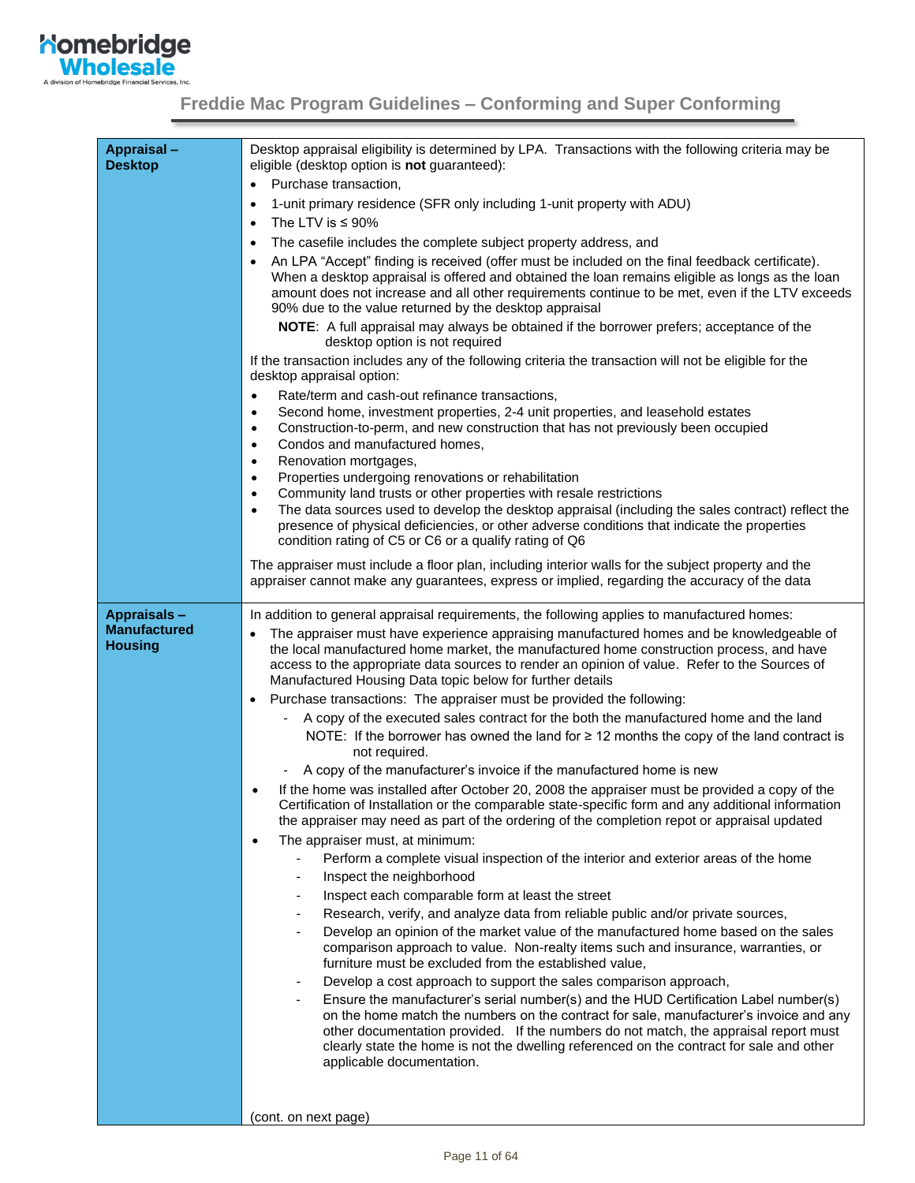| | |
|---|---|
| **Appraisal – Desktop** | Desktop appraisal eligibility is determined by LPA. Transactions with the following criteria may be eligible (desktop option is **not** guaranteed):<br>• Purchase transaction,<br>• 1-unit primary residence (SFR only including 1-unit property with ADU)<br>• The LTV is ≤ 90%<br>• The casefile includes the complete subject property address, and<br>• An LPA "Accept" finding is received (offer must be included on the final feedback certificate). When a desktop appraisal is offered and obtained the loan remains eligible as longs as the loan amount does not increase and all other requirements continue to be met, even if the LTV exceeds 90% due to the value returned by the desktop appraisal<br>**NOTE**: A full appraisal may always be obtained if the borrower prefers; acceptance of the desktop option is not required<br><br>If the transaction includes any of the following criteria the transaction will not be eligible for the desktop appraisal option:<br>• Rate/term and cash-out refinance transactions,<br>• Second home, investment properties, 2-4 unit properties, and leasehold estates<br>• Construction-to-perm, and new construction that has not previously been occupied<br>• Condos and manufactured homes,<br>• Renovation mortgages,<br>• Properties undergoing renovations or rehabilitation<br>• Community land trusts or other properties with resale restrictions<br>• The data sources used to develop the desktop appraisal (including the sales contract) reflect the presence of physical deficiencies, or other adverse conditions that indicate the properties condition rating of C5 or C6 or a qualify rating of Q6<br><br>The appraiser must include a floor plan, including interior walls for the subject property and the appraiser cannot make any guarantees, express or implied, regarding the accuracy of the data |
| **Appraisals – Manufactured Housing** | In addition to general appraisal requirements, the following applies to manufactured homes:<br>• The appraiser must have experience appraising manufactured homes and be knowledgeable of the local manufactured home market, the manufactured home construction process, and have access to the appropriate data sources to render an opinion of value. Refer to the Sources of Manufactured Housing Data topic below for further details<br>• Purchase transactions: The appraiser must be provided the following:<br>  - A copy of the executed sales contract for the both the manufactured home and the land<br>    NOTE: If the borrower has owned the land for ≥ 12 months the copy of the land contract is not required.<br>  - A copy of the manufacturer's invoice if the manufactured home is new<br>• If the home was installed after October 20, 2008 the appraiser must be provided a copy of the Certification of Installation or the comparable state-specific form and any additional information the appraiser may need as part of the ordering of the completion repot or appraisal updated<br>• The appraiser must, at minimum:<br>  - Perform a complete visual inspection of the interior and exterior areas of the home<br>  - Inspect the neighborhood<br>  - Inspect each comparable form at least the street<br>  - Research, verify, and analyze data from reliable public and/or private sources,<br>  - Develop an opinion of the market value of the manufactured home based on the sales comparison approach to value. Non-realty items such and insurance, warranties, or furniture must be excluded from the established value,<br>  - Develop a cost approach to support the sales comparison approach,<br>  - Ensure the manufacturer's serial number(s) and the HUD Certification Label number(s) on the home match the numbers on the contract for sale, manufacturer's invoice and any other documentation provided. If the numbers do not match, the appraisal report must clearly state the home is not the dwelling referenced on the contract for sale and other applicable documentation.<br><br>(cont. on next page) |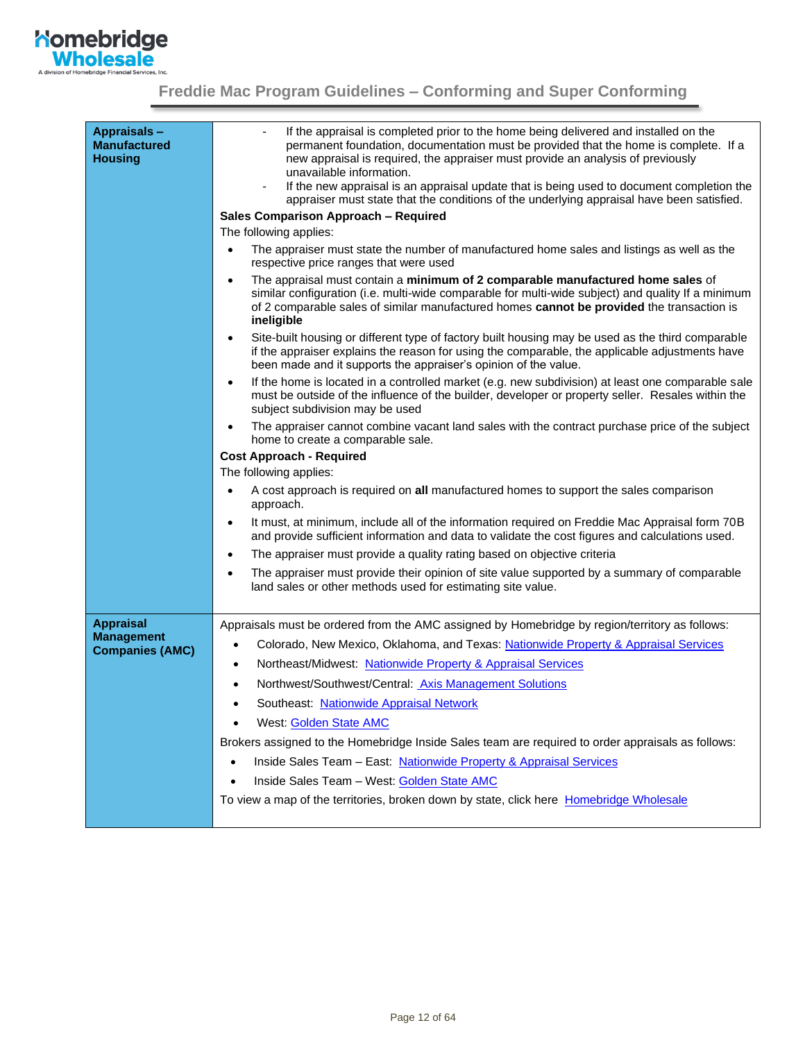| | |
|---|---|
| **Appraisals – Manufactured Housing** | - If the appraisal is completed prior to the home being delivered and installed on the permanent foundation, documentation must be provided that the home is complete. If a new appraisal is required, the appraiser must provide an analysis of previously unavailable information.<br>- If the new appraisal is an appraisal update that is being used to document completion the appraiser must state that the conditions of the underlying appraisal have been satisfied.<br>**Sales Comparison Approach – Required**<br>The following applies:<br>• The appraiser must state the number of manufactured home sales and listings as well as the respective price ranges that were used<br>• The appraisal must contain a **minimum of 2 comparable manufactured home sales** of similar configuration (i.e. multi-wide comparable for multi-wide subject) and quality If a minimum of 2 comparable sales of similar manufactured homes **cannot be provided** the transaction is **ineligible**<br>• Site-built housing or different type of factory built housing may be used as the third comparable if the appraiser explains the reason for using the comparable, the applicable adjustments have been made and it supports the appraiser's opinion of the value.<br>• If the home is located in a controlled market (e.g. new subdivision) at least one comparable sale must be outside of the influence of the builder, developer or property seller. Resales within the subject subdivision may be used<br>• The appraiser cannot combine vacant land sales with the contract purchase price of the subject home to create a comparable sale.<br>**Cost Approach - Required**<br>The following applies:<br>• A cost approach is required on **all** manufactured homes to support the sales comparison approach.<br>• It must, at minimum, include all of the information required on Freddie Mac Appraisal form 70B and provide sufficient information and data to validate the cost figures and calculations used.<br>• The appraiser must provide a quality rating based on objective criteria<br>• The appraiser must provide their opinion of site value supported by a summary of comparable land sales or other methods used for estimating site value. |
| **Appraisal Management Companies (AMC)** | Appraisals must be ordered from the AMC assigned by Homebridge by region/territory as follows:<br>• Colorado, New Mexico, Oklahoma, and Texas: Nationwide Property & Appraisal Services<br>• Northeast/Midwest: Nationwide Property & Appraisal Services<br>• Northwest/Southwest/Central: Axis Management Solutions<br>• Southeast: Nationwide Appraisal Network<br>• West: Golden State AMC<br>Brokers assigned to the Homebridge Inside Sales team are required to order appraisals as follows:<br>• Inside Sales Team – East: Nationwide Property & Appraisal Services<br>• Inside Sales Team – West: Golden State AMC<br>To view a map of the territories, broken down by state, click here Homebridge Wholesale |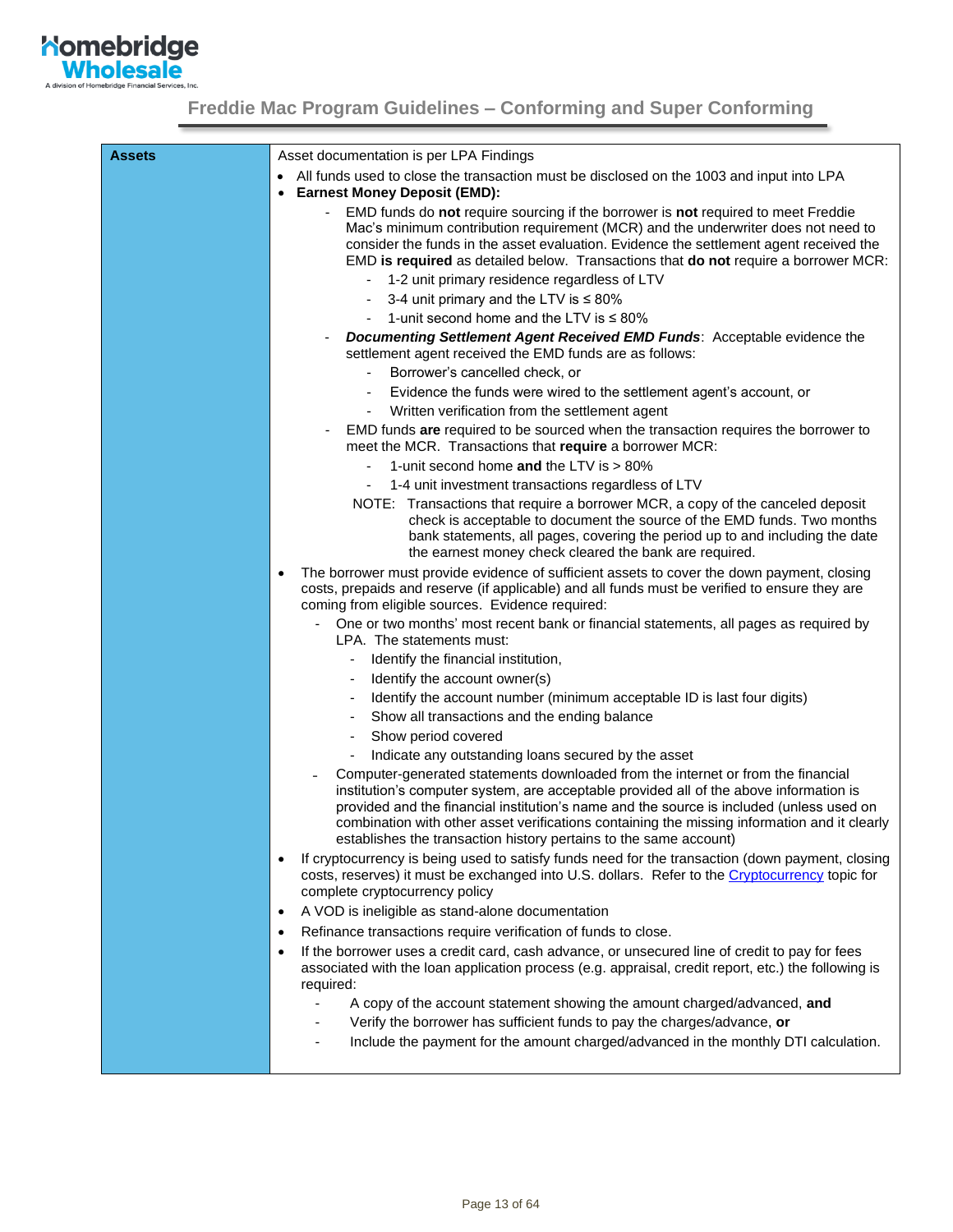# Freddie Mac Program Guidelines – Conforming and Super Conforming

| Assets | Asset documentation is per LPA Findings<br>• All funds used to close the transaction must be disclosed on the 1003 and input into LPA<br>• **Earnest Money Deposit (EMD):**<br>&nbsp;&nbsp;- EMD funds do **not** require sourcing if the borrower is **not** required to meet Freddie Mac's minimum contribution requirement (MCR) and the underwriter does not need to consider the funds in the asset evaluation. Evidence the settlement agent received the EMD **is required** as detailed below. Transactions that **do not** require a borrower MCR:<br>&nbsp;&nbsp;&nbsp;&nbsp;- 1-2 unit primary residence regardless of LTV<br>&nbsp;&nbsp;&nbsp;&nbsp;- 3-4 unit primary and the LTV is ≤ 80%<br>&nbsp;&nbsp;&nbsp;&nbsp;- 1-unit second home and the LTV is ≤ 80%<br>&nbsp;&nbsp;- ***Documenting Settlement Agent Received EMD Funds***: Acceptable evidence the settlement agent received the EMD funds are as follows:<br>&nbsp;&nbsp;&nbsp;&nbsp;- Borrower's cancelled check, or<br>&nbsp;&nbsp;&nbsp;&nbsp;- Evidence the funds were wired to the settlement agent's account, or<br>&nbsp;&nbsp;&nbsp;&nbsp;- Written verification from the settlement agent<br>&nbsp;&nbsp;- EMD funds **are** required to be sourced when the transaction requires the borrower to meet the MCR. Transactions that **require** a borrower MCR:<br>&nbsp;&nbsp;&nbsp;&nbsp;- 1-unit second home **and** the LTV is > 80%<br>&nbsp;&nbsp;&nbsp;&nbsp;- 1-4 unit investment transactions regardless of LTV<br>&nbsp;&nbsp;NOTE: Transactions that require a borrower MCR, a copy of the canceled deposit check is acceptable to document the source of the EMD funds. Two months bank statements, all pages, covering the period up to and including the date the earnest money check cleared the bank are required.<br>• The borrower must provide evidence of sufficient assets to cover the down payment, closing costs, prepaids and reserve (if applicable) and all funds must be verified to ensure they are coming from eligible sources. Evidence required:<br>&nbsp;&nbsp;- One or two months' most recent bank or financial statements, all pages as required by LPA. The statements must:<br>&nbsp;&nbsp;&nbsp;&nbsp;- Identify the financial institution,<br>&nbsp;&nbsp;&nbsp;&nbsp;- Identify the account owner(s)<br>&nbsp;&nbsp;&nbsp;&nbsp;- Identify the account number (minimum acceptable ID is last four digits)<br>&nbsp;&nbsp;&nbsp;&nbsp;- Show all transactions and the ending balance<br>&nbsp;&nbsp;&nbsp;&nbsp;- Show period covered<br>&nbsp;&nbsp;&nbsp;&nbsp;- Indicate any outstanding loans secured by the asset<br>&nbsp;&nbsp;- Computer-generated statements downloaded from the internet or from the financial institution's computer system, are acceptable provided all of the above information is provided and the financial institution's name and the source is included (unless used on combination with other asset verifications containing the missing information and it clearly establishes the transaction history pertains to the same account)<br>• If cryptocurrency is being used to satisfy funds need for the transaction (down payment, closing costs, reserves) it must be exchanged into U.S. dollars. Refer to the Cryptocurrency topic for complete cryptocurrency policy<br>• A VOD is ineligible as stand-alone documentation<br>• Refinance transactions require verification of funds to close.<br>• If the borrower uses a credit card, cash advance, or unsecured line of credit to pay for fees associated with the loan application process (e.g. appraisal, credit report, etc.) the following is required:<br>&nbsp;&nbsp;- A copy of the account statement showing the amount charged/advanced, **and**<br>&nbsp;&nbsp;- Verify the borrower has sufficient funds to pay the charges/advance, **or**<br>&nbsp;&nbsp;- Include the payment for the amount charged/advanced in the monthly DTI calculation. |
|---|---|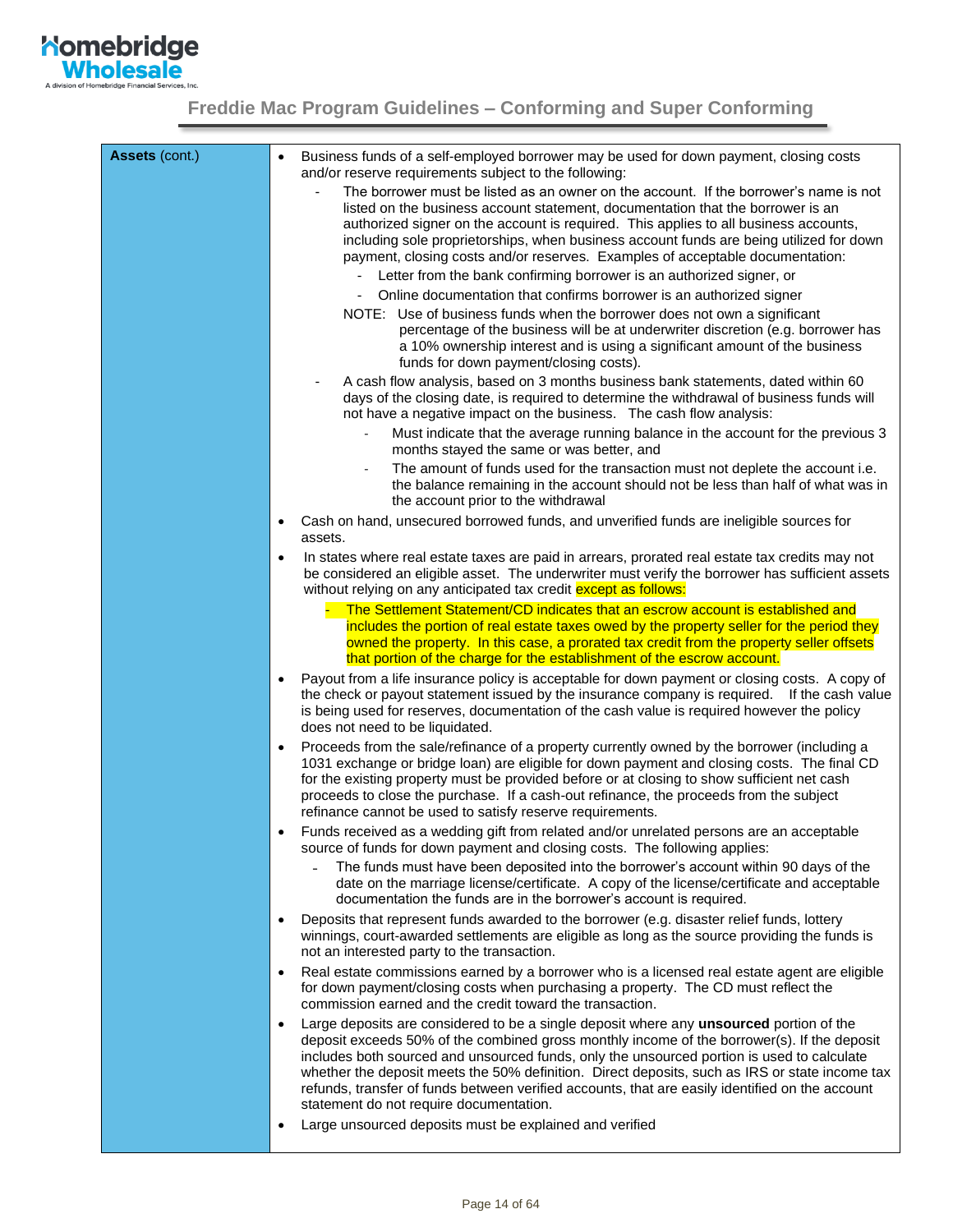# Freddie Mac Program Guidelines – Conforming and Super Conforming

**Assets** (cont.)

- Business funds of a self-employed borrower may be used for down payment, closing costs and/or reserve requirements subject to the following:
  - The borrower must be listed as an owner on the account. If the borrower's name is not listed on the business account statement, documentation that the borrower is an authorized signer on the account is required. This applies to all business accounts, including sole proprietorships, when business account funds are being utilized for down payment, closing costs and/or reserves. Examples of acceptable documentation:
    - Letter from the bank confirming borrower is an authorized signer, or
    - Online documentation that confirms borrower is an authorized signer

    NOTE: Use of business funds when the borrower does not own a significant percentage of the business will be at underwriter discretion (e.g. borrower has a 10% ownership interest and is using a significant amount of the business funds for down payment/closing costs).
  - A cash flow analysis, based on 3 months business bank statements, dated within 60 days of the closing date, is required to determine the withdrawal of business funds will not have a negative impact on the business. The cash flow analysis:
    - Must indicate that the average running balance in the account for the previous 3 months stayed the same or was better, and
    - The amount of funds used for the transaction must not deplete the account i.e. the balance remaining in the account should not be less than half of what was in the account prior to the withdrawal
- Cash on hand, unsecured borrowed funds, and unverified funds are ineligible sources for assets.
- In states where real estate taxes are paid in arrears, prorated real estate tax credits may not be considered an eligible asset. The underwriter must verify the borrower has sufficient assets without relying on any anticipated tax credit except as follows:
  - The Settlement Statement/CD indicates that an escrow account is established and includes the portion of real estate taxes owed by the property seller for the period they owned the property. In this case, a prorated tax credit from the property seller offsets that portion of the charge for the establishment of the escrow account.
- Payout from a life insurance policy is acceptable for down payment or closing costs. A copy of the check or payout statement issued by the insurance company is required. If the cash value is being used for reserves, documentation of the cash value is required however the policy does not need to be liquidated.
- Proceeds from the sale/refinance of a property currently owned by the borrower (including a 1031 exchange or bridge loan) are eligible for down payment and closing costs. The final CD for the existing property must be provided before or at closing to show sufficient net cash proceeds to close the purchase. If a cash-out refinance, the proceeds from the subject refinance cannot be used to satisfy reserve requirements.
- Funds received as a wedding gift from related and/or unrelated persons are an acceptable source of funds for down payment and closing costs. The following applies:
  - The funds must have been deposited into the borrower's account within 90 days of the date on the marriage license/certificate. A copy of the license/certificate and acceptable documentation the funds are in the borrower's account is required.
- Deposits that represent funds awarded to the borrower (e.g. disaster relief funds, lottery winnings, court-awarded settlements are eligible as long as the source providing the funds is not an interested party to the transaction.
- Real estate commissions earned by a borrower who is a licensed real estate agent are eligible for down payment/closing costs when purchasing a property. The CD must reflect the commission earned and the credit toward the transaction.
- Large deposits are considered to be a single deposit where any **unsourced** portion of the deposit exceeds 50% of the combined gross monthly income of the borrower(s). If the deposit includes both sourced and unsourced funds, only the unsourced portion is used to calculate whether the deposit meets the 50% definition. Direct deposits, such as IRS or state income tax refunds, transfer of funds between verified accounts, that are easily identified on the account statement do not require documentation.
- Large unsourced deposits must be explained and verified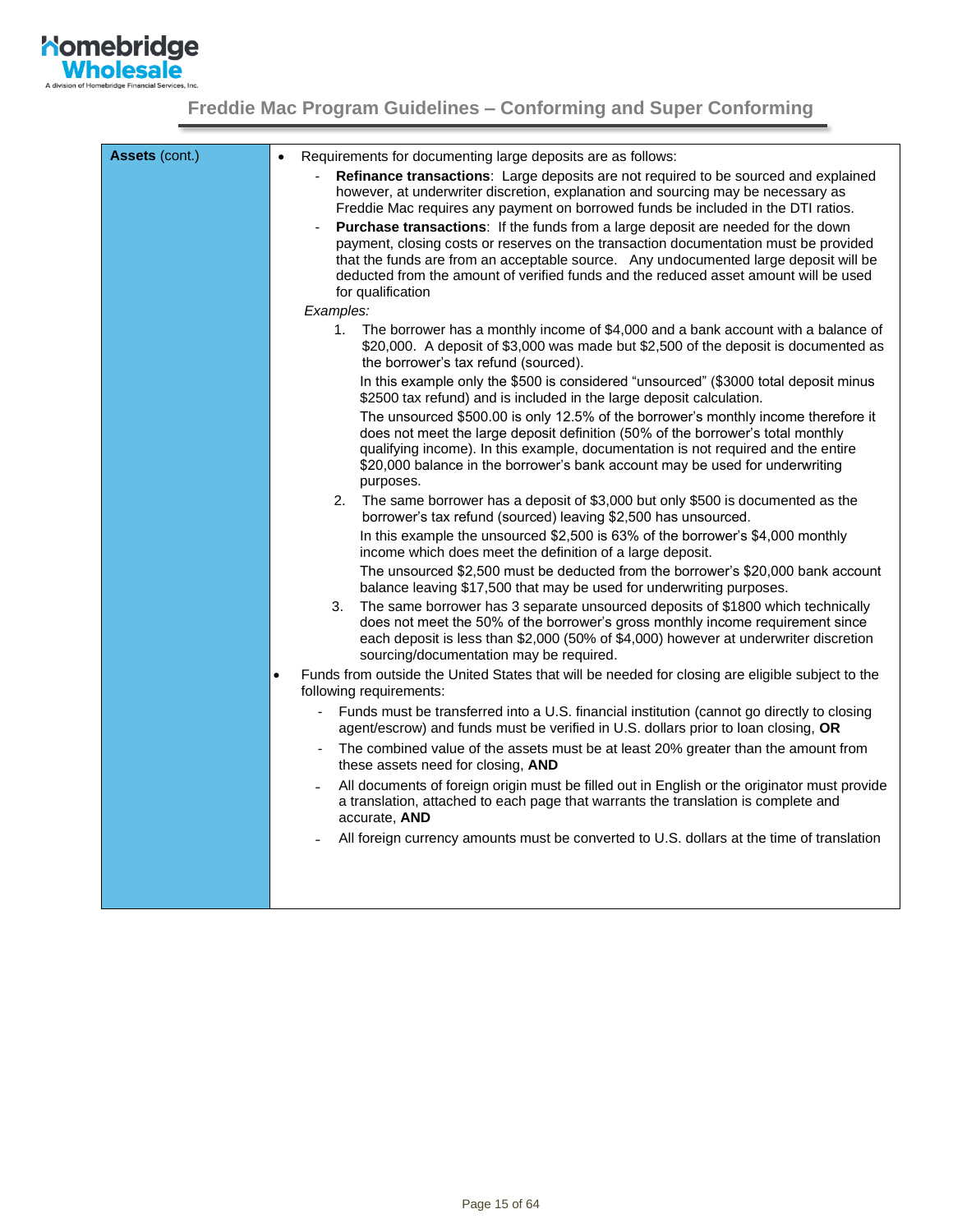| **Assets** (cont.) | • Requirements for documenting large deposits are as follows:<br>- **Refinance transactions**: Large deposits are not required to be sourced and explained however, at underwriter discretion, explanation and sourcing may be necessary as Freddie Mac requires any payment on borrowed funds be included in the DTI ratios.<br>- **Purchase transactions**: If the funds from a large deposit are needed for the down payment, closing costs or reserves on the transaction documentation must be provided that the funds are from an acceptable source. Any undocumented large deposit will be deducted from the amount of verified funds and the reduced asset amount will be used for qualification<br>*Examples:*<br>1. The borrower has a monthly income of $4,000 and a bank account with a balance of $20,000. A deposit of $3,000 was made but $2,500 of the deposit is documented as the borrower's tax refund (sourced).<br>In this example only the $500 is considered "unsourced" ($3000 total deposit minus $2500 tax refund) and is included in the large deposit calculation.<br>The unsourced $500.00 is only 12.5% of the borrower's monthly income therefore it does not meet the large deposit definition (50% of the borrower's total monthly qualifying income). In this example, documentation is not required and the entire $20,000 balance in the borrower's bank account may be used for underwriting purposes.<br>2. The same borrower has a deposit of $3,000 but only $500 is documented as the borrower's tax refund (sourced) leaving $2,500 has unsourced.<br>In this example the unsourced $2,500 is 63% of the borrower's $4,000 monthly income which does meet the definition of a large deposit.<br>The unsourced $2,500 must be deducted from the borrower's $20,000 bank account balance leaving $17,500 that may be used for underwriting purposes.<br>3. The same borrower has 3 separate unsourced deposits of $1800 which technically does not meet the 50% of the borrower's gross monthly income requirement since each deposit is less than $2,000 (50% of $4,000) however at underwriter discretion sourcing/documentation may be required.<br>• Funds from outside the United States that will be needed for closing are eligible subject to the following requirements:<br>- Funds must be transferred into a U.S. financial institution (cannot go directly to closing agent/escrow) and funds must be verified in U.S. dollars prior to loan closing, **OR**<br>- The combined value of the assets must be at least 20% greater than the amount from these assets need for closing, **AND**<br>- All documents of foreign origin must be filled out in English or the originator must provide a translation, attached to each page that warrants the translation is complete and accurate, **AND**<br>- All foreign currency amounts must be converted to U.S. dollars at the time of translation |
|---|---|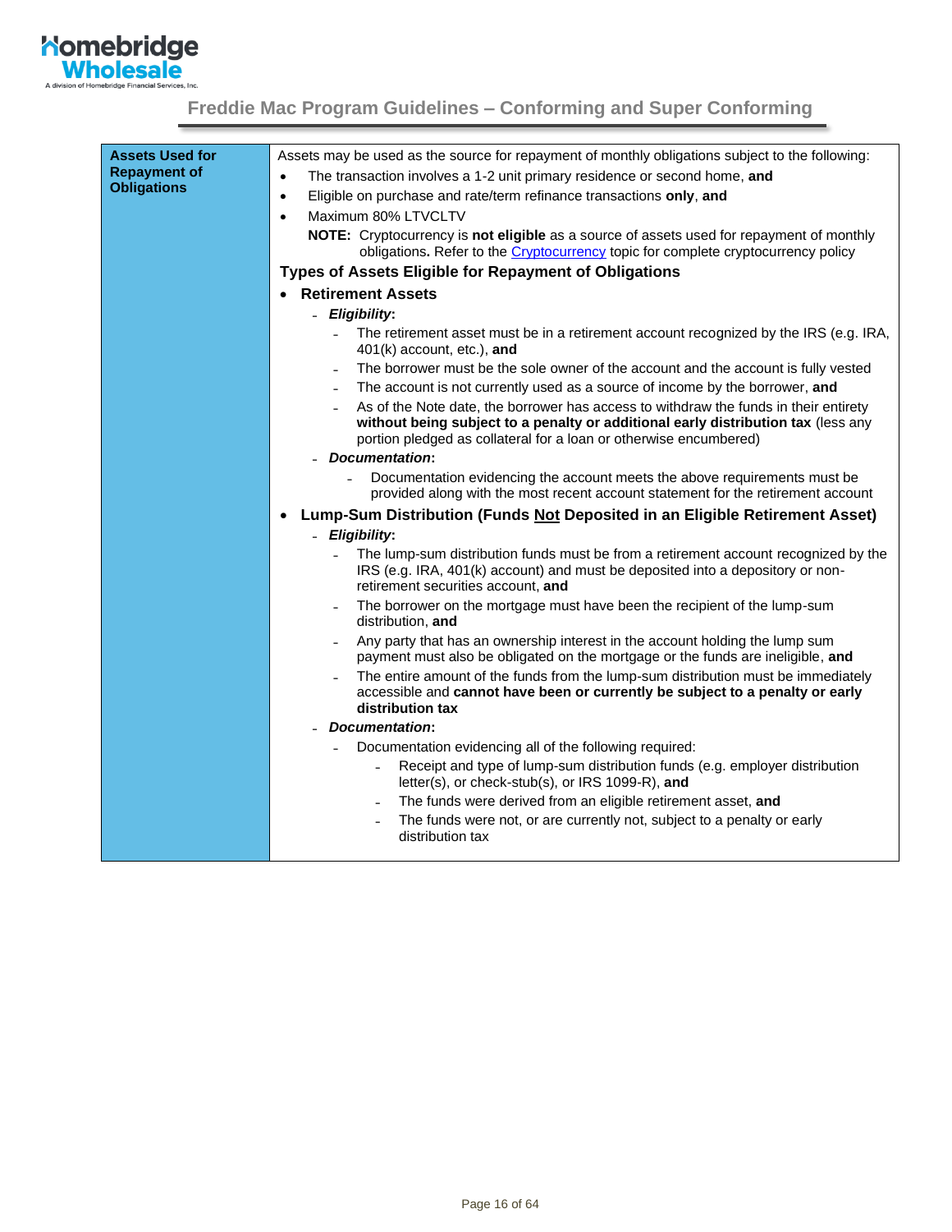| Assets Used for Repayment of Obligations | Assets may be used as the source for repayment of monthly obligations subject to the following:<br>• The transaction involves a 1-2 unit primary residence or second home, **and**<br>• Eligible on purchase and rate/term refinance transactions **only**, **and**<br>• Maximum 80% LTVCLTV<br>**NOTE:** Cryptocurrency is **not eligible** as a source of assets used for repayment of monthly obligations**.** Refer to the Cryptocurrency topic for complete cryptocurrency policy<br>**Types of Assets Eligible for Repayment of Obligations**<br>• **Retirement Assets**<br>- ***Eligibility*:**<br>- The retirement asset must be in a retirement account recognized by the IRS (e.g. IRA, 401(k) account, etc.), **and**<br>- The borrower must be the sole owner of the account and the account is fully vested<br>- The account is not currently used as a source of income by the borrower, **and**<br>- As of the Note date, the borrower has access to withdraw the funds in their entirety **without being subject to a penalty or additional early distribution tax** (less any portion pledged as collateral for a loan or otherwise encumbered)<br>- ***Documentation*:**<br>- Documentation evidencing the account meets the above requirements must be provided along with the most recent account statement for the retirement account<br>• **Lump-Sum Distribution (Funds <u>Not</u> Deposited in an Eligible Retirement Asset)**<br>- ***Eligibility*:**<br>- The lump-sum distribution funds must be from a retirement account recognized by the IRS (e.g. IRA, 401(k) account) and must be deposited into a depository or non-retirement securities account, **and**<br>- The borrower on the mortgage must have been the recipient of the lump-sum distribution, **and**<br>- Any party that has an ownership interest in the account holding the lump sum payment must also be obligated on the mortgage or the funds are ineligible, **and**<br>- The entire amount of the funds from the lump-sum distribution must be immediately accessible and **cannot have been or currently be subject to a penalty or early distribution tax**<br>- ***Documentation*:**<br>- Documentation evidencing all of the following required:<br>- Receipt and type of lump-sum distribution funds (e.g. employer distribution letter(s), or check-stub(s), or IRS 1099-R), **and**<br>- The funds were derived from an eligible retirement asset, **and**<br>- The funds were not, or are currently not, subject to a penalty or early distribution tax |
|---|---|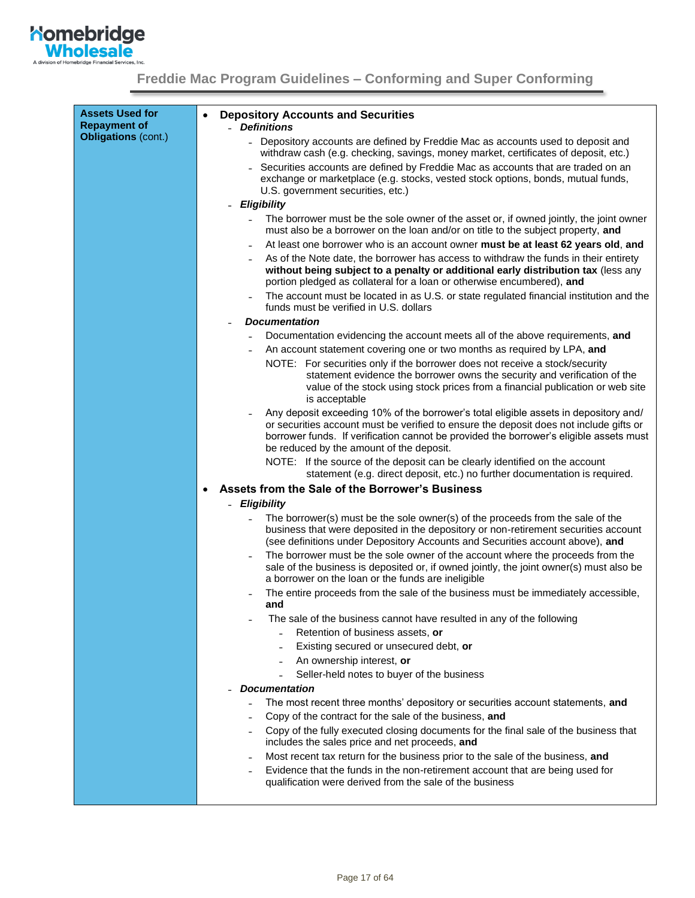## Freddie Mac Program Guidelines – Conforming and Super Conforming

| Assets Used for Repayment of Obligations (cont.) | Content |
|---|---|
| | See below |

**Assets Used for Repayment of Obligations** (cont.)

- **Depository Accounts and Securities**
  - ***Definitions***
    - Depository accounts are defined by Freddie Mac as accounts used to deposit and withdraw cash (e.g. checking, savings, money market, certificates of deposit, etc.)
    - Securities accounts are defined by Freddie Mac as accounts that are traded on an exchange or marketplace (e.g. stocks, vested stock options, bonds, mutual funds, U.S. government securities, etc.)
  - ***Eligibility***
    - The borrower must be the sole owner of the asset or, if owned jointly, the joint owner must also be a borrower on the loan and/or on title to the subject property, **and**
    - At least one borrower who is an account owner **must be at least 62 years old**, **and**
    - As of the Note date, the borrower has access to withdraw the funds in their entirety **without being subject to a penalty or additional early distribution tax** (less any portion pledged as collateral for a loan or otherwise encumbered), **and**
    - The account must be located in as U.S. or state regulated financial institution and the funds must be verified in U.S. dollars
  - ***Documentation***
    - Documentation evidencing the account meets all of the above requirements, **and**
    - An account statement covering one or two months as required by LPA, **and**

      NOTE: For securities only if the borrower does not receive a stock/security statement evidence the borrower owns the security and verification of the value of the stock using stock prices from a financial publication or web site is acceptable
    - Any deposit exceeding 10% of the borrower's total eligible assets in depository and/ or securities account must be verified to ensure the deposit does not include gifts or borrower funds. If verification cannot be provided the borrower's eligible assets must be reduced by the amount of the deposit.

      NOTE: If the source of the deposit can be clearly identified on the account statement (e.g. direct deposit, etc.) no further documentation is required.
- **Assets from the Sale of the Borrower's Business**
  - ***Eligibility***
    - The borrower(s) must be the sole owner(s) of the proceeds from the sale of the business that were deposited in the depository or non-retirement securities account (see definitions under Depository Accounts and Securities account above), **and**
    - The borrower must be the sole owner of the account where the proceeds from the sale of the business is deposited or, if owned jointly, the joint owner(s) must also be a borrower on the loan or the funds are ineligible
    - The entire proceeds from the sale of the business must be immediately accessible, **and**
    - The sale of the business cannot have resulted in any of the following
      - Retention of business assets, **or**
      - Existing secured or unsecured debt, **or**
      - An ownership interest, **or**
      - Seller-held notes to buyer of the business
  - ***Documentation***
    - The most recent three months' depository or securities account statements, **and**
    - Copy of the contract for the sale of the business, **and**
    - Copy of the fully executed closing documents for the final sale of the business that includes the sales price and net proceeds, **and**
    - Most recent tax return for the business prior to the sale of the business, **and**
    - Evidence that the funds in the non-retirement account that are being used for qualification were derived from the sale of the business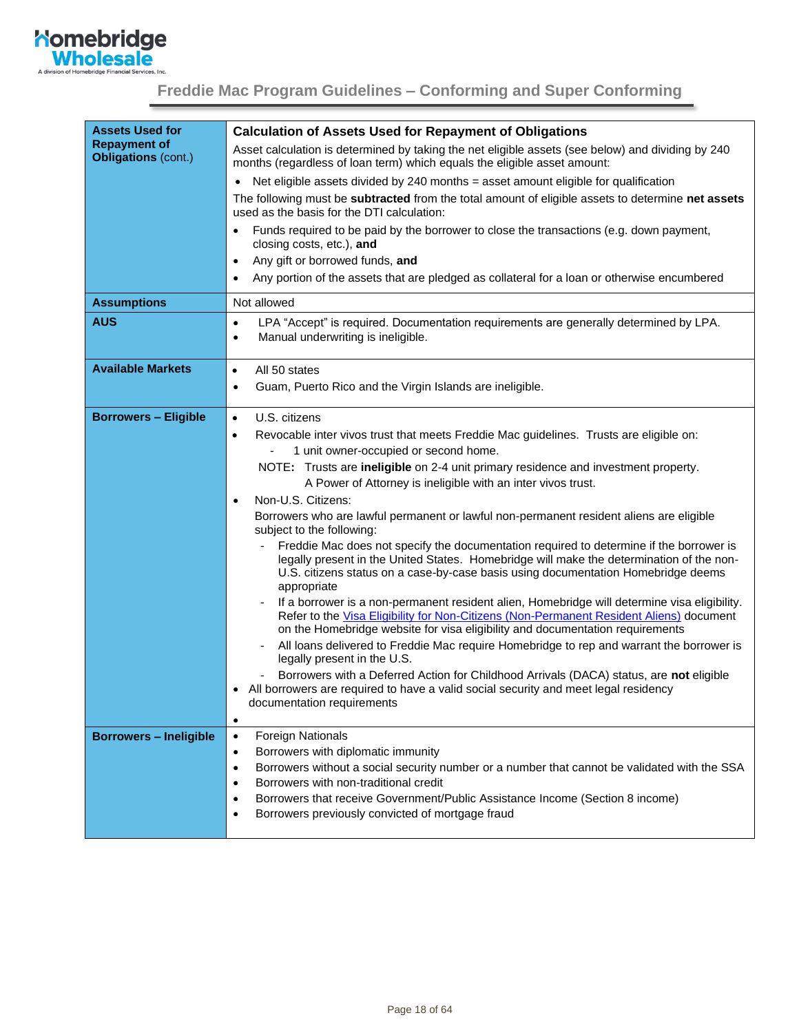## Freddie Mac Program Guidelines – Conforming and Super Conforming

| | |
|---|---|
| **Assets Used for Repayment of Obligations** (cont.) | **Calculation of Assets Used for Repayment of Obligations**<br>Asset calculation is determined by taking the net eligible assets (see below) and dividing by 240 months (regardless of loan term) which equals the eligible asset amount:<br>• Net eligible assets divided by 240 months = asset amount eligible for qualification<br>The following must be **subtracted** from the total amount of eligible assets to determine **net assets** used as the basis for the DTI calculation:<br>• Funds required to be paid by the borrower to close the transactions (e.g. down payment, closing costs, etc.), **and**<br>• Any gift or borrowed funds, **and**<br>• Any portion of the assets that are pledged as collateral for a loan or otherwise encumbered |
| **Assumptions** | Not allowed |
| **AUS** | • LPA "Accept" is required. Documentation requirements are generally determined by LPA.<br>• Manual underwriting is ineligible. |
| **Available Markets** | • All 50 states<br>• Guam, Puerto Rico and the Virgin Islands are ineligible. |
| **Borrowers – Eligible** | • U.S. citizens<br>• Revocable inter vivos trust that meets Freddie Mac guidelines. Trusts are eligible on:<br>&nbsp;&nbsp;- 1 unit owner-occupied or second home.<br>NOTE**:** Trusts are **ineligible** on 2-4 unit primary residence and investment property. A Power of Attorney is ineligible with an inter vivos trust.<br>• Non-U.S. Citizens:<br>Borrowers who are lawful permanent or lawful non-permanent resident aliens are eligible subject to the following:<br>&nbsp;&nbsp;- Freddie Mac does not specify the documentation required to determine if the borrower is legally present in the United States. Homebridge will make the determination of the non-U.S. citizens status on a case-by-case basis using documentation Homebridge deems appropriate<br>&nbsp;&nbsp;- If a borrower is a non-permanent resident alien, Homebridge will determine visa eligibility. Refer to the Visa Eligibility for Non-Citizens (Non-Permanent Resident Aliens) document on the Homebridge website for visa eligibility and documentation requirements<br>&nbsp;&nbsp;- All loans delivered to Freddie Mac require Homebridge to rep and warrant the borrower is legally present in the U.S.<br>&nbsp;&nbsp;- Borrowers with a Deferred Action for Childhood Arrivals (DACA) status, are **not** eligible<br>• All borrowers are required to have a valid social security and meet legal residency documentation requirements<br>• |
| **Borrowers – Ineligible** | • Foreign Nationals<br>• Borrowers with diplomatic immunity<br>• Borrowers without a social security number or a number that cannot be validated with the SSA<br>• Borrowers with non-traditional credit<br>• Borrowers that receive Government/Public Assistance Income (Section 8 income)<br>• Borrowers previously convicted of mortgage fraud |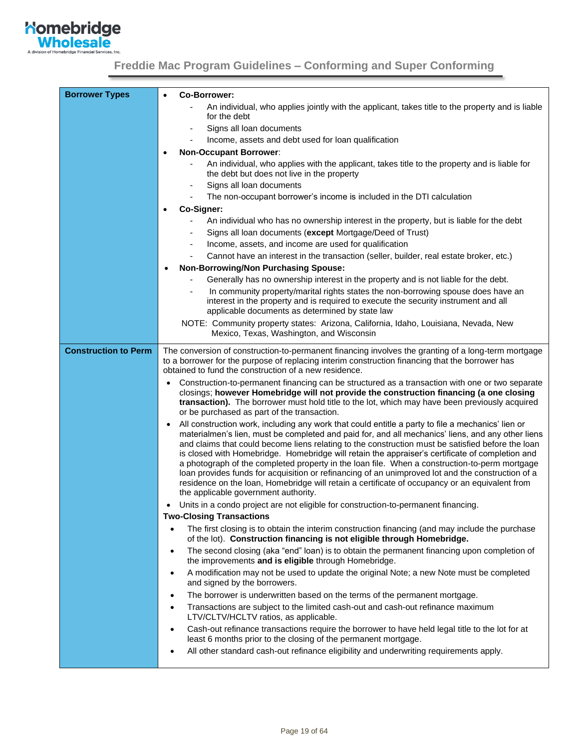| | |
|---|---|
| **Borrower Types** | • **Co-Borrower:**<br>- An individual, who applies jointly with the applicant, takes title to the property and is liable for the debt<br>- Signs all loan documents<br>- Income, assets and debt used for loan qualification<br>• **Non-Occupant Borrower**:<br>- An individual, who applies with the applicant, takes title to the property and is liable for the debt but does not live in the property<br>- Signs all loan documents<br>- The non-occupant borrower's income is included in the DTI calculation<br>• **Co-Signer:**<br>- An individual who has no ownership interest in the property, but is liable for the debt<br>- Signs all loan documents (**except** Mortgage/Deed of Trust)<br>- Income, assets, and income are used for qualification<br>- Cannot have an interest in the transaction (seller, builder, real estate broker, etc.)<br>• **Non-Borrowing/Non Purchasing Spouse:**<br>- Generally has no ownership interest in the property and is not liable for the debt.<br>- In community property/marital rights states the non-borrowing spouse does have an interest in the property and is required to execute the security instrument and all applicable documents as determined by state law<br>NOTE: Community property states: Arizona, California, Idaho, Louisiana, Nevada, New Mexico, Texas, Washington, and Wisconsin |
| **Construction to Perm** | The conversion of construction-to-permanent financing involves the granting of a long-term mortgage to a borrower for the purpose of replacing interim construction financing that the borrower has obtained to fund the construction of a new residence.<br>• Construction-to-permanent financing can be structured as a transaction with one or two separate closings; **however Homebridge will not provide the construction financing (a one closing transaction).** The borrower must hold title to the lot, which may have been previously acquired or be purchased as part of the transaction.<br>• All construction work, including any work that could entitle a party to file a mechanics' lien or materialmen's lien, must be completed and paid for, and all mechanics' liens, and any other liens and claims that could become liens relating to the construction must be satisfied before the loan is closed with Homebridge. Homebridge will retain the appraiser's certificate of completion and a photograph of the completed property in the loan file. When a construction-to-perm mortgage loan provides funds for acquisition or refinancing of an unimproved lot and the construction of a residence on the loan, Homebridge will retain a certificate of occupancy or an equivalent from the applicable government authority.<br>• Units in a condo project are not eligible for construction-to-permanent financing.<br>**Two-Closing Transactions**<br>• The first closing is to obtain the interim construction financing (and may include the purchase of the lot). **Construction financing is not eligible through Homebridge.**<br>• The second closing (aka "end" loan) is to obtain the permanent financing upon completion of the improvements **and is eligible** through Homebridge.<br>• A modification may not be used to update the original Note; a new Note must be completed and signed by the borrowers.<br>• The borrower is underwritten based on the terms of the permanent mortgage.<br>• Transactions are subject to the limited cash-out and cash-out refinance maximum LTV/CLTV/HCLTV ratios, as applicable.<br>• Cash-out refinance transactions require the borrower to have held legal title to the lot for at least 6 months prior to the closing of the permanent mortgage.<br>• All other standard cash-out refinance eligibility and underwriting requirements apply. |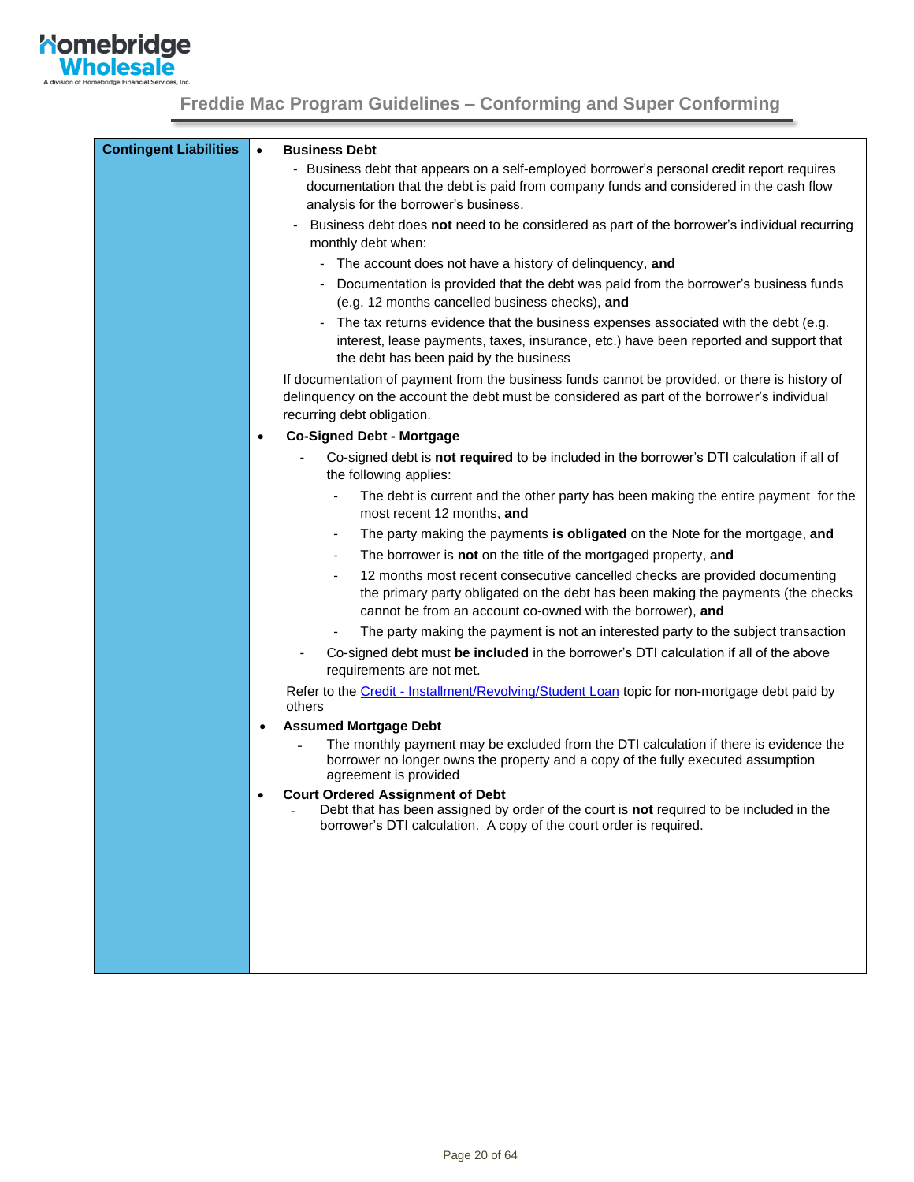| Contingent Liabilities | |
|---|---|
| **Contingent Liabilities** | • **Business Debt**<br>- Business debt that appears on a self-employed borrower's personal credit report requires documentation that the debt is paid from company funds and considered in the cash flow analysis for the borrower's business.<br>- Business debt does **not** need to be considered as part of the borrower's individual recurring monthly debt when:<br>&nbsp;&nbsp;- The account does not have a history of delinquency, **and**<br>&nbsp;&nbsp;- Documentation is provided that the debt was paid from the borrower's business funds (e.g. 12 months cancelled business checks), **and**<br>&nbsp;&nbsp;- The tax returns evidence that the business expenses associated with the debt (e.g. interest, lease payments, taxes, insurance, etc.) have been reported and support that the debt has been paid by the business<br>If documentation of payment from the business funds cannot be provided, or there is history of delinquency on the account the debt must be considered as part of the borrower's individual recurring debt obligation.<br>• **Co-Signed Debt - Mortgage**<br>- Co-signed debt is **not required** to be included in the borrower's DTI calculation if all of the following applies:<br>&nbsp;&nbsp;- The debt is current and the other party has been making the entire payment for the most recent 12 months, **and**<br>&nbsp;&nbsp;- The party making the payments **is obligated** on the Note for the mortgage, **and**<br>&nbsp;&nbsp;- The borrower is **not** on the title of the mortgaged property, **and**<br>&nbsp;&nbsp;- 12 months most recent consecutive cancelled checks are provided documenting the primary party obligated on the debt has been making the payments (the checks cannot be from an account co-owned with the borrower), **and**<br>&nbsp;&nbsp;- The party making the payment is not an interested party to the subject transaction<br>- Co-signed debt must **be included** in the borrower's DTI calculation if all of the above requirements are not met.<br>Refer to the Credit - Installment/Revolving/Student Loan topic for non-mortgage debt paid by others<br>• **Assumed Mortgage Debt**<br>- The monthly payment may be excluded from the DTI calculation if there is evidence the borrower no longer owns the property and a copy of the fully executed assumption agreement is provided<br>• **Court Ordered Assignment of Debt**<br>- Debt that has been assigned by order of the court is **not** required to be included in the borrower's DTI calculation. A copy of the court order is required. |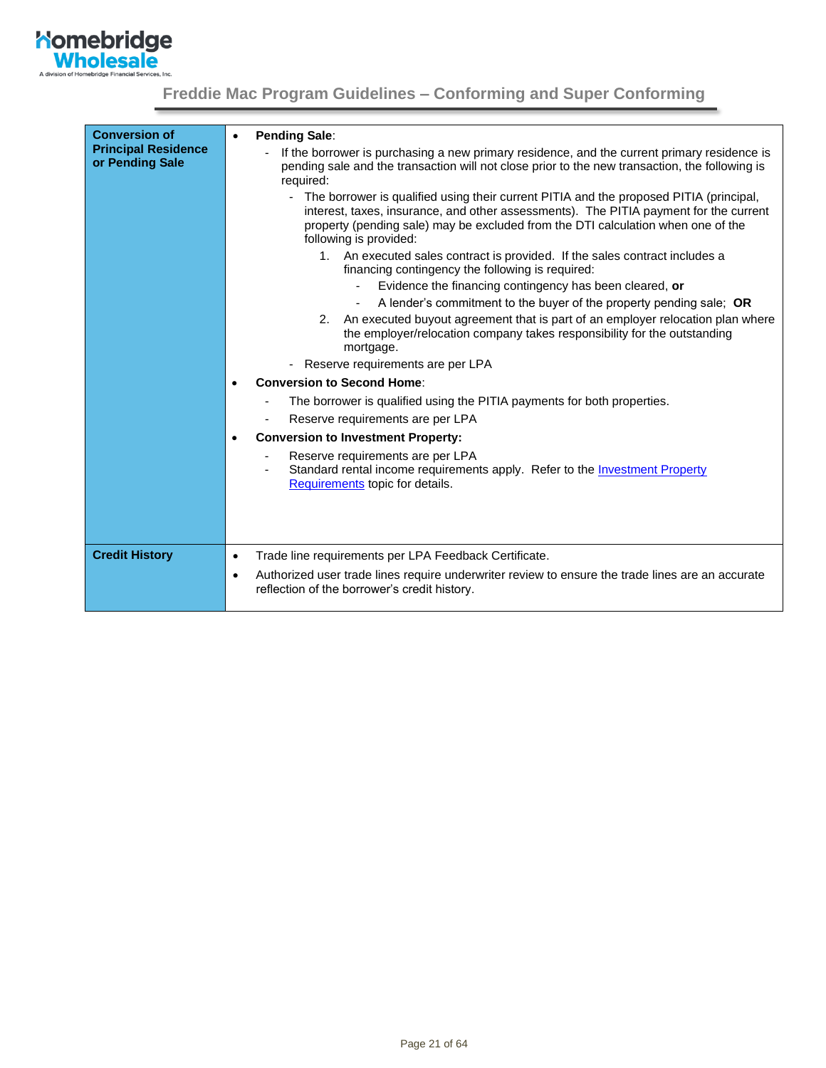| | |
|---|---|
| **Conversion of Principal Residence or Pending Sale** | • **Pending Sale**:<br>- If the borrower is purchasing a new primary residence, and the current primary residence is pending sale and the transaction will not close prior to the new transaction, the following is required:<br>&nbsp;&nbsp;- The borrower is qualified using their current PITIA and the proposed PITIA (principal, interest, taxes, insurance, and other assessments). The PITIA payment for the current property (pending sale) may be excluded from the DTI calculation when one of the following is provided:<br>&nbsp;&nbsp;&nbsp;&nbsp;1. An executed sales contract is provided. If the sales contract includes a financing contingency the following is required:<br>&nbsp;&nbsp;&nbsp;&nbsp;&nbsp;&nbsp;- Evidence the financing contingency has been cleared, **or**<br>&nbsp;&nbsp;&nbsp;&nbsp;&nbsp;&nbsp;- A lender's commitment to the buyer of the property pending sale; **OR**<br>&nbsp;&nbsp;&nbsp;&nbsp;2. An executed buyout agreement that is part of an employer relocation plan where the employer/relocation company takes responsibility for the outstanding mortgage.<br>&nbsp;&nbsp;- Reserve requirements are per LPA<br>• **Conversion to Second Home**:<br>- The borrower is qualified using the PITIA payments for both properties.<br>- Reserve requirements are per LPA<br>• **Conversion to Investment Property:**<br>- Reserve requirements are per LPA<br>- Standard rental income requirements apply. Refer to the Investment Property Requirements topic for details. |
| **Credit History** | • Trade line requirements per LPA Feedback Certificate.<br>• Authorized user trade lines require underwriter review to ensure the trade lines are an accurate reflection of the borrower's credit history. |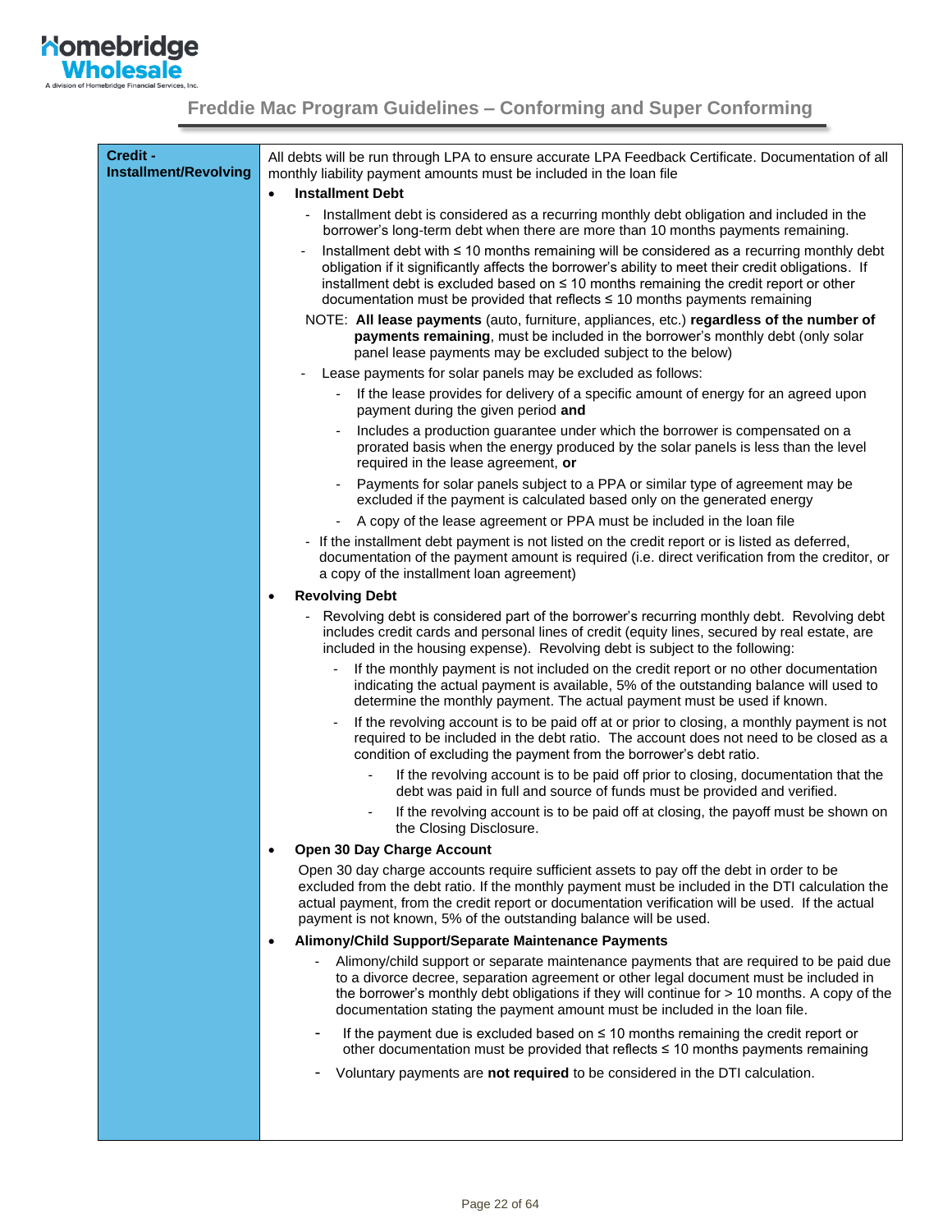| Credit - Installment/Revolving | All debts will be run through LPA to ensure accurate LPA Feedback Certificate. Documentation of all monthly liability payment amounts must be included in the loan file<br><br>• **Installment Debt**<br>  - Installment debt is considered as a recurring monthly debt obligation and included in the borrower's long-term debt when there are more than 10 months payments remaining.<br>  - Installment debt with ≤ 10 months remaining will be considered as a recurring monthly debt obligation if it significantly affects the borrower's ability to meet their credit obligations. If installment debt is excluded based on ≤ 10 months remaining the credit report or other documentation must be provided that reflects ≤ 10 months payments remaining<br>  NOTE: **All lease payments** (auto, furniture, appliances, etc.) **regardless of the number of payments remaining**, must be included in the borrower's monthly debt (only solar panel lease payments may be excluded subject to the below)<br>  - Lease payments for solar panels may be excluded as follows:<br>    - If the lease provides for delivery of a specific amount of energy for an agreed upon payment during the given period **and**<br>    - Includes a production guarantee under which the borrower is compensated on a prorated basis when the energy produced by the solar panels is less than the level required in the lease agreement, **or**<br>    - Payments for solar panels subject to a PPA or similar type of agreement may be excluded if the payment is calculated based only on the generated energy<br>    - A copy of the lease agreement or PPA must be included in the loan file<br>  - If the installment debt payment is not listed on the credit report or is listed as deferred, documentation of the payment amount is required (i.e. direct verification from the creditor, or a copy of the installment loan agreement)<br><br>• **Revolving Debt**<br>  - Revolving debt is considered part of the borrower's recurring monthly debt. Revolving debt includes credit cards and personal lines of credit (equity lines, secured by real estate, are included in the housing expense). Revolving debt is subject to the following:<br>    - If the monthly payment is not included on the credit report or no other documentation indicating the actual payment is available, 5% of the outstanding balance will used to determine the monthly payment. The actual payment must be used if known.<br>    - If the revolving account is to be paid off at or prior to closing, a monthly payment is not required to be included in the debt ratio. The account does not need to be closed as a condition of excluding the payment from the borrower's debt ratio.<br>      - If the revolving account is to be paid off prior to closing, documentation that the debt was paid in full and source of funds must be provided and verified.<br>      - If the revolving account is to be paid off at closing, the payoff must be shown on the Closing Disclosure.<br><br>• **Open 30 Day Charge Account**<br>  Open 30 day charge accounts require sufficient assets to pay off the debt in order to be excluded from the debt ratio. If the monthly payment must be included in the DTI calculation the actual payment, from the credit report or documentation verification will be used. If the actual payment is not known, 5% of the outstanding balance will be used.<br><br>• **Alimony/Child Support/Separate Maintenance Payments**<br>  - Alimony/child support or separate maintenance payments that are required to be paid due to a divorce decree, separation agreement or other legal document must be included in the borrower's monthly debt obligations if they will continue for > 10 months. A copy of the documentation stating the payment amount must be included in the loan file.<br>  - If the payment due is excluded based on ≤ 10 months remaining the credit report or other documentation must be provided that reflects ≤ 10 months payments remaining<br>  - Voluntary payments are **not required** to be considered in the DTI calculation. |
|---|---|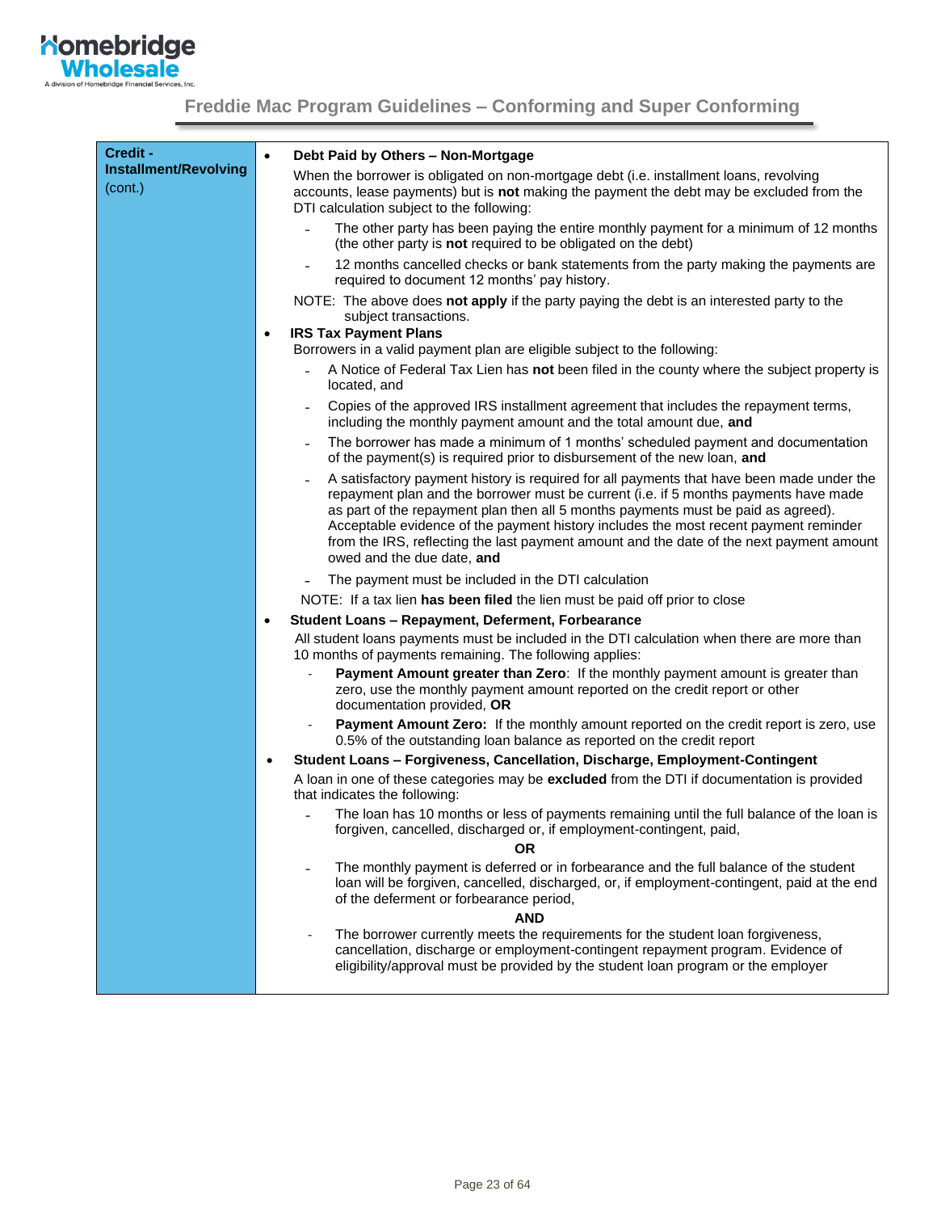| Credit - Installment/Revolving (cont.) | Content |
|---|---|
| **Credit - Installment/Revolving** (cont.) | • **Debt Paid by Others – Non-Mortgage**<br>When the borrower is obligated on non-mortgage debt (i.e. installment loans, revolving accounts, lease payments) but is **not** making the payment the debt may be excluded from the DTI calculation subject to the following:<br>- The other party has been paying the entire monthly payment for a minimum of 12 months (the other party is **not** required to be obligated on the debt)<br>- 12 months cancelled checks or bank statements from the party making the payments are required to document 12 months' pay history.<br>NOTE: The above does **not apply** if the party paying the debt is an interested party to the subject transactions.<br>• **IRS Tax Payment Plans**<br>Borrowers in a valid payment plan are eligible subject to the following:<br>- A Notice of Federal Tax Lien has **not** been filed in the county where the subject property is located, and<br>- Copies of the approved IRS installment agreement that includes the repayment terms, including the monthly payment amount and the total amount due, **and**<br>- The borrower has made a minimum of 1 months' scheduled payment and documentation of the payment(s) is required prior to disbursement of the new loan, **and**<br>- A satisfactory payment history is required for all payments that have been made under the repayment plan and the borrower must be current (i.e. if 5 months payments have made as part of the repayment plan then all 5 months payments must be paid as agreed). Acceptable evidence of the payment history includes the most recent payment reminder from the IRS, reflecting the last payment amount and the date of the next payment amount owed and the due date, **and**<br>- The payment must be included in the DTI calculation<br>NOTE: If a tax lien **has been filed** the lien must be paid off prior to close<br>• **Student Loans – Repayment, Deferment, Forbearance**<br>All student loans payments must be included in the DTI calculation when there are more than 10 months of payments remaining. The following applies:<br>- **Payment Amount greater than Zero**: If the monthly payment amount is greater than zero, use the monthly payment amount reported on the credit report or other documentation provided, **OR**<br>- **Payment Amount Zero:** If the monthly amount reported on the credit report is zero, use 0.5% of the outstanding loan balance as reported on the credit report<br>• **Student Loans – Forgiveness, Cancellation, Discharge, Employment-Contingent**<br>A loan in one of these categories may be **excluded** from the DTI if documentation is provided that indicates the following:<br>- The loan has 10 months or less of payments remaining until the full balance of the loan is forgiven, cancelled, discharged or, if employment-contingent, paid,<br>**OR**<br>- The monthly payment is deferred or in forbearance and the full balance of the student loan will be forgiven, cancelled, discharged, or, if employment-contingent, paid at the end of the deferment or forbearance period,<br>**AND**<br>- The borrower currently meets the requirements for the student loan forgiveness, cancellation, discharge or employment-contingent repayment program. Evidence of eligibility/approval must be provided by the student loan program or the employer |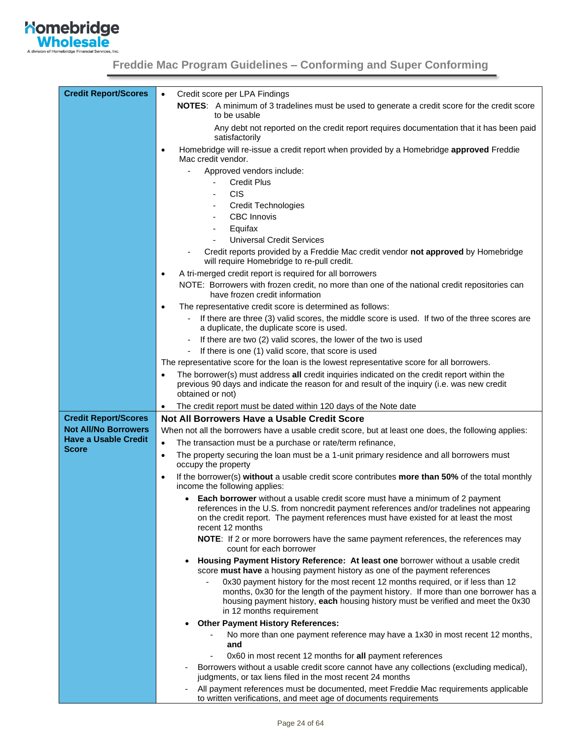| | |
|---|---|
| **Credit Report/Scores** | • Credit score per LPA Findings<br>**NOTES**: A minimum of 3 tradelines must be used to generate a credit score for the credit score to be usable<br>Any debt not reported on the credit report requires documentation that it has been paid satisfactorily<br>• Homebridge will re-issue a credit report when provided by a Homebridge **approved** Freddie Mac credit vendor.<br>- Approved vendors include:<br>- Credit Plus<br>- CIS<br>- Credit Technologies<br>- CBC Innovis<br>- Equifax<br>- Universal Credit Services<br>- Credit reports provided by a Freddie Mac credit vendor **not approved** by Homebridge will require Homebridge to re-pull credit.<br>• A tri-merged credit report is required for all borrowers<br>NOTE: Borrowers with frozen credit, no more than one of the national credit repositories can have frozen credit information<br>• The representative credit score is determined as follows:<br>- If there are three (3) valid scores, the middle score is used. If two of the three scores are a duplicate, the duplicate score is used.<br>- If there are two (2) valid scores, the lower of the two is used<br>- If there is one (1) valid score, that score is used<br>The representative score for the loan is the lowest representative score for all borrowers.<br>• The borrower(s) must address **all** credit inquiries indicated on the credit report within the previous 90 days and indicate the reason for and result of the inquiry (i.e. was new credit obtained or not)<br>• The credit report must be dated within 120 days of the Note date |
| **Credit Report/Scores Not All/No Borrowers Have a Usable Credit Score** | **Not All Borrowers Have a Usable Credit Score**<br>When not all the borrowers have a usable credit score, but at least one does, the following applies:<br>• The transaction must be a purchase or rate/term refinance,<br>• The property securing the loan must be a 1-unit primary residence and all borrowers must occupy the property<br>• If the borrower(s) **without** a usable credit score contributes **more than 50%** of the total monthly income the following applies:<br>• **Each borrower** without a usable credit score must have a minimum of 2 payment references in the U.S. from noncredit payment references and/or tradelines not appearing on the credit report. The payment references must have existed for at least the most recent 12 months<br>**NOTE**: If 2 or more borrowers have the same payment references, the references may count for each borrower<br>• **Housing Payment History Reference: At least one** borrower without a usable credit score **must have** a housing payment history as one of the payment references<br>- 0x30 payment history for the most recent 12 months required, or if less than 12 months, 0x30 for the length of the payment history. If more than one borrower has a housing payment history, **each** housing history must be verified and meet the 0x30 in 12 months requirement<br>• **Other Payment History References:**<br>- No more than one payment reference may have a 1x30 in most recent 12 months, **and**<br>- 0x60 in most recent 12 months for **all** payment references<br>- Borrowers without a usable credit score cannot have any collections (excluding medical), judgments, or tax liens filed in the most recent 24 months<br>- All payment references must be documented, meet Freddie Mac requirements applicable to written verifications, and meet age of documents requirements |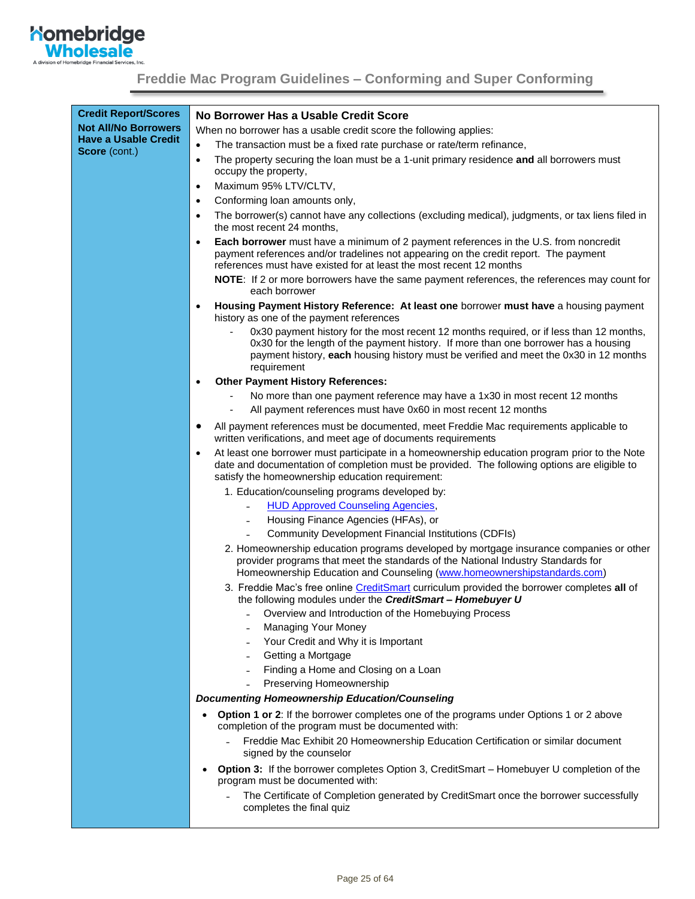| Credit Report/Scores | |
|---|---|
| **Not All/No Borrowers Have a Usable Credit Score** (cont.) | **No Borrower Has a Usable Credit Score**<br>When no borrower has a usable credit score the following applies:<br>• The transaction must be a fixed rate purchase or rate/term refinance,<br>• The property securing the loan must be a 1-unit primary residence **and** all borrowers must occupy the property,<br>• Maximum 95% LTV/CLTV,<br>• Conforming loan amounts only,<br>• The borrower(s) cannot have any collections (excluding medical), judgments, or tax liens filed in the most recent 24 months,<br>• **Each borrower** must have a minimum of 2 payment references in the U.S. from noncredit payment references and/or tradelines not appearing on the credit report. The payment references must have existed for at least the most recent 12 months<br>**NOTE**: If 2 or more borrowers have the same payment references, the references may count for each borrower<br>• **Housing Payment History Reference: At least one** borrower **must have** a housing payment history as one of the payment references<br>- 0x30 payment history for the most recent 12 months required, or if less than 12 months, 0x30 for the length of the payment history. If more than one borrower has a housing payment history, **each** housing history must be verified and meet the 0x30 in 12 months requirement<br>• **Other Payment History References:**<br>- No more than one payment reference may have a 1x30 in most recent 12 months<br>- All payment references must have 0x60 in most recent 12 months<br>• All payment references must be documented, meet Freddie Mac requirements applicable to written verifications, and meet age of documents requirements<br>• At least one borrower must participate in a homeownership education program prior to the Note date and documentation of completion must be provided. The following options are eligible to satisfy the homeownership education requirement:<br>1. Education/counseling programs developed by:<br>- HUD Approved Counseling Agencies,<br>- Housing Finance Agencies (HFAs), or<br>- Community Development Financial Institutions (CDFIs)<br>2. Homeownership education programs developed by mortgage insurance companies or other provider programs that meet the standards of the National Industry Standards for Homeownership Education and Counseling (www.homeownershipstandards.com)<br>3. Freddie Mac's free online CreditSmart curriculum provided the borrower completes **all** of the following modules under the ***CreditSmart – Homebuyer U***<br>- Overview and Introduction of the Homebuying Process<br>- Managing Your Money<br>- Your Credit and Why it is Important<br>- Getting a Mortgage<br>- Finding a Home and Closing on a Loan<br>- Preserving Homeownership<br>***Documenting Homeownership Education/Counseling***<br>• **Option 1 or 2**: If the borrower completes one of the programs under Options 1 or 2 above completion of the program must be documented with:<br>- Freddie Mac Exhibit 20 Homeownership Education Certification or similar document signed by the counselor<br>• **Option 3:** If the borrower completes Option 3, CreditSmart – Homebuyer U completion of the program must be documented with:<br>- The Certificate of Completion generated by CreditSmart once the borrower successfully completes the final quiz |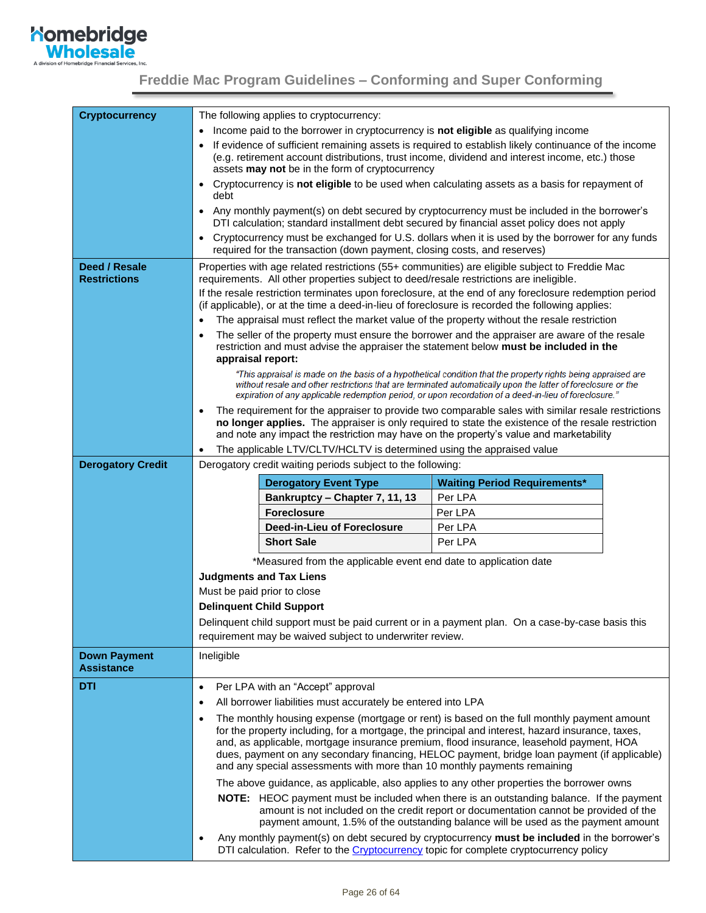## Freddie Mac Program Guidelines – Conforming and Super Conforming

**Cryptocurrency**

The following applies to cryptocurrency:

- Income paid to the borrower in cryptocurrency is **not eligible** as qualifying income
- If evidence of sufficient remaining assets is required to establish likely continuance of the income (e.g. retirement account distributions, trust income, dividend and interest income, etc.) those assets **may not** be in the form of cryptocurrency
- Cryptocurrency is **not eligible** to be used when calculating assets as a basis for repayment of debt
- Any monthly payment(s) on debt secured by cryptocurrency must be included in the borrower's DTI calculation; standard installment debt secured by financial asset policy does not apply
- Cryptocurrency must be exchanged for U.S. dollars when it is used by the borrower for any funds required for the transaction (down payment, closing costs, and reserves)

**Deed / Resale Restrictions**

Properties with age related restrictions (55+ communities) are eligible subject to Freddie Mac requirements. All other properties subject to deed/resale restrictions are ineligible.

If the resale restriction terminates upon foreclosure, at the end of any foreclosure redemption period (if applicable), or at the time a deed-in-lieu of foreclosure is recorded the following applies:

- The appraisal must reflect the market value of the property without the resale restriction
- The seller of the property must ensure the borrower and the appraiser are aware of the resale restriction and must advise the appraiser the statement below **must be included in the appraisal report:**

  > *"This appraisal is made on the basis of a hypothetical condition that the property rights being appraised are without resale and other restrictions that are terminated automatically upon the latter of foreclosure or the expiration of any applicable redemption period, or upon recordation of a deed-in-lieu of foreclosure."*

- The requirement for the appraiser to provide two comparable sales with similar resale restrictions **no longer applies.** The appraiser is only required to state the existence of the resale restriction and note any impact the restriction may have on the property's value and marketability
- The applicable LTV/CLTV/HCLTV is determined using the appraised value

**Derogatory Credit**

Derogatory credit waiting periods subject to the following:

| Derogatory Event Type | Waiting Period Requirements* |
|---|---|
| **Bankruptcy – Chapter 7, 11, 13** | Per LPA |
| **Foreclosure** | Per LPA |
| **Deed-in-Lieu of Foreclosure** | Per LPA |
| **Short Sale** | Per LPA |

*Measured from the applicable event end date to application date

**Judgments and Tax Liens**

Must be paid prior to close

**Delinquent Child Support**

Delinquent child support must be paid current or in a payment plan. On a case-by-case basis this requirement may be waived subject to underwriter review.

**Down Payment Assistance**

Ineligible

**DTI**

- Per LPA with an "Accept" approval
- All borrower liabilities must accurately be entered into LPA
- The monthly housing expense (mortgage or rent) is based on the full monthly payment amount for the property including, for a mortgage, the principal and interest, hazard insurance, taxes, and, as applicable, mortgage insurance premium, flood insurance, leasehold payment, HOA dues, payment on any secondary financing, HELOC payment, bridge loan payment (if applicable) and any special assessments with more than 10 monthly payments remaining

  The above guidance, as applicable, also applies to any other properties the borrower owns

  **NOTE:** HEOC payment must be included when there is an outstanding balance. If the payment amount is not included on the credit report or documentation cannot be provided of the payment amount, 1.5% of the outstanding balance will be used as the payment amount

- Any monthly payment(s) on debt secured by cryptocurrency **must be included** in the borrower's DTI calculation. Refer to the Cryptocurrency topic for complete cryptocurrency policy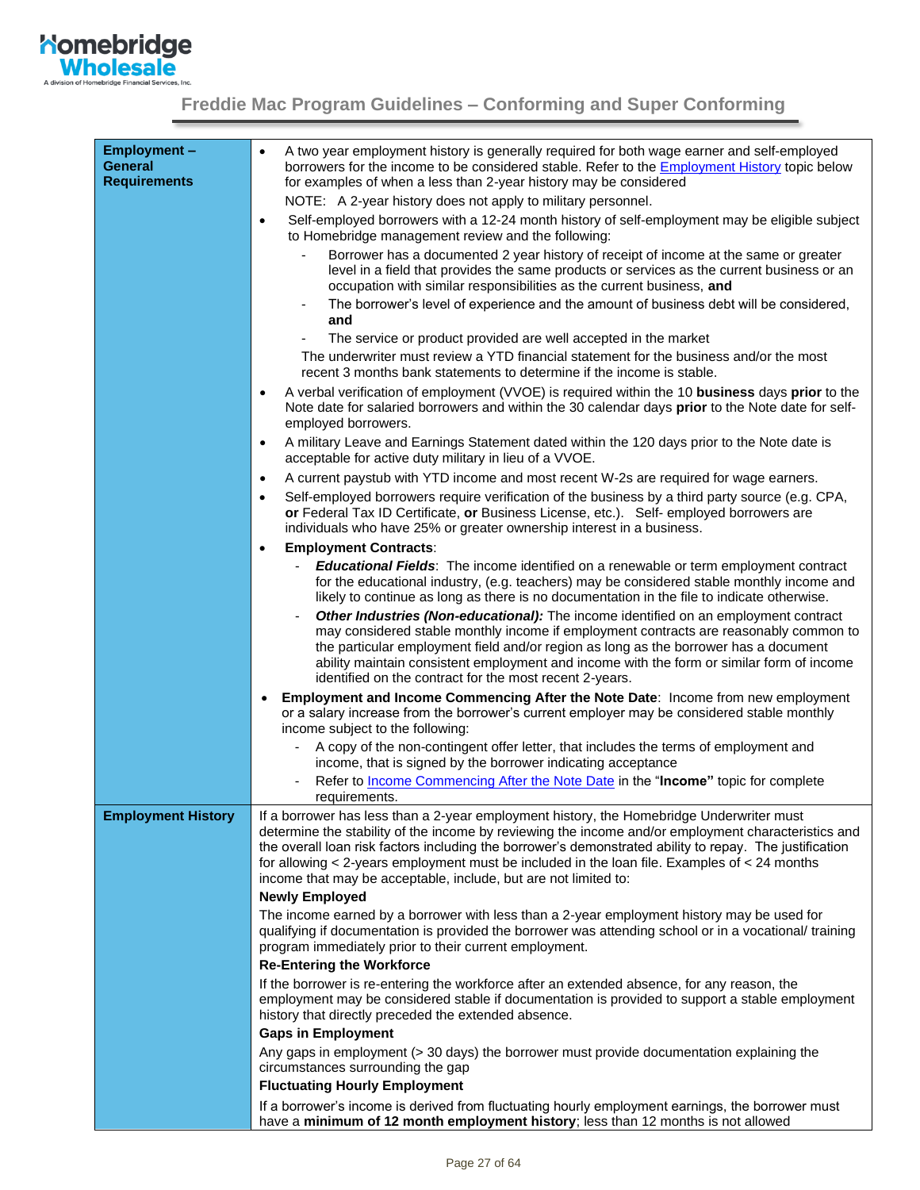## Freddie Mac Program Guidelines – Conforming and Super Conforming

| | |
|---|---|
| **Employment – General Requirements** | • A two year employment history is generally required for both wage earner and self-employed borrowers for the income to be considered stable. Refer to the Employment History topic below for examples of when a less than 2-year history may be considered<br>NOTE: A 2-year history does not apply to military personnel.<br>• Self-employed borrowers with a 12-24 month history of self-employment may be eligible subject to Homebridge management review and the following:<br>- Borrower has a documented 2 year history of receipt of income at the same or greater level in a field that provides the same products or services as the current business or an occupation with similar responsibilities as the current business, **and**<br>- The borrower's level of experience and the amount of business debt will be considered, **and**<br>- The service or product provided are well accepted in the market<br>The underwriter must review a YTD financial statement for the business and/or the most recent 3 months bank statements to determine if the income is stable.<br>• A verbal verification of employment (VVOE) is required within the 10 **business** days **prior** to the Note date for salaried borrowers and within the 30 calendar days **prior** to the Note date for self-employed borrowers.<br>• A military Leave and Earnings Statement dated within the 120 days prior to the Note date is acceptable for active duty military in lieu of a VVOE.<br>• A current paystub with YTD income and most recent W-2s are required for wage earners.<br>• Self-employed borrowers require verification of the business by a third party source (e.g. CPA, **or** Federal Tax ID Certificate, **or** Business License, etc.). Self- employed borrowers are individuals who have 25% or greater ownership interest in a business.<br>• **Employment Contracts**:<br>- ***Educational Fields***: The income identified on a renewable or term employment contract for the educational industry, (e.g. teachers) may be considered stable monthly income and likely to continue as long as there is no documentation in the file to indicate otherwise.<br>- ***Other Industries (Non-educational):*** The income identified on an employment contract may considered stable monthly income if employment contracts are reasonably common to the particular employment field and/or region as long as the borrower has a document ability maintain consistent employment and income with the form or similar form of income identified on the contract for the most recent 2-years.<br>• **Employment and Income Commencing After the Note Date**: Income from new employment or a salary increase from the borrower's current employer may be considered stable monthly income subject to the following:<br>- A copy of the non-contingent offer letter, that includes the terms of employment and income, that is signed by the borrower indicating acceptance<br>- Refer to Income Commencing After the Note Date in the "**Income"** topic for complete requirements. |
| **Employment History** | If a borrower has less than a 2-year employment history, the Homebridge Underwriter must determine the stability of the income by reviewing the income and/or employment characteristics and the overall loan risk factors including the borrower's demonstrated ability to repay. The justification for allowing < 2-years employment must be included in the loan file. Examples of < 24 months income that may be acceptable, include, but are not limited to:<br>**Newly Employed**<br>The income earned by a borrower with less than a 2-year employment history may be used for qualifying if documentation is provided the borrower was attending school or in a vocational/ training program immediately prior to their current employment.<br>**Re-Entering the Workforce**<br>If the borrower is re-entering the workforce after an extended absence, for any reason, the employment may be considered stable if documentation is provided to support a stable employment history that directly preceded the extended absence.<br>**Gaps in Employment**<br>Any gaps in employment (> 30 days) the borrower must provide documentation explaining the circumstances surrounding the gap<br>**Fluctuating Hourly Employment**<br>If a borrower's income is derived from fluctuating hourly employment earnings, the borrower must have a **minimum of 12 month employment history**; less than 12 months is not allowed |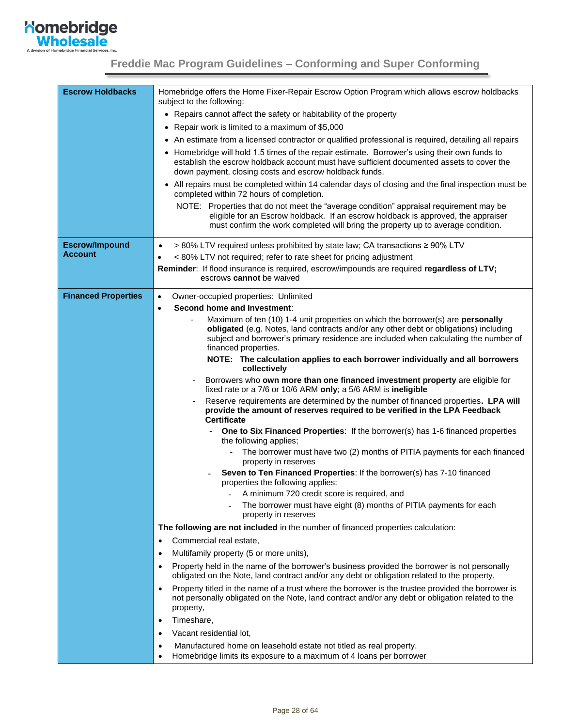| | |
|---|---|
| **Escrow Holdbacks** | Homebridge offers the Home Fixer-Repair Escrow Option Program which allows escrow holdbacks subject to the following:<br>• Repairs cannot affect the safety or habitability of the property<br>• Repair work is limited to a maximum of $5,000<br>• An estimate from a licensed contractor or qualified professional is required, detailing all repairs<br>• Homebridge will hold 1.5 times of the repair estimate. Borrower's using their own funds to establish the escrow holdback account must have sufficient documented assets to cover the down payment, closing costs and escrow holdback funds.<br>• All repairs must be completed within 14 calendar days of closing and the final inspection must be completed within 72 hours of completion.<br>NOTE: Properties that do not meet the "average condition" appraisal requirement may be eligible for an Escrow holdback. If an escrow holdback is approved, the appraiser must confirm the work completed will bring the property up to average condition. |
| **Escrow/Impound Account** | • > 80% LTV required unless prohibited by state law; CA transactions ≥ 90% LTV<br>• < 80% LTV not required; refer to rate sheet for pricing adjustment<br>**Reminder**: If flood insurance is required, escrow/impounds are required **regardless of LTV;** escrows **cannot** be waived |
| **Financed Properties** | • Owner-occupied properties: Unlimited<br>• **Second home and Investment**:<br>  - Maximum of ten (10) 1-4 unit properties on which the borrower(s) are **personally obligated** (e.g. Notes, land contracts and/or any other debt or obligations) including subject and borrower's primary residence are included when calculating the number of financed properties.<br>  **NOTE: The calculation applies to each borrower individually and all borrowers collectively**<br>  - Borrowers who **own more than one financed investment property** are eligible for fixed rate or a 7/6 or 10/6 ARM **only**; a 5/6 ARM is **ineligible**<br>  - Reserve requirements are determined by the number of financed properties**. LPA will provide the amount of reserves required to be verified in the LPA Feedback Certificate**<br>    - **One to Six Financed Properties**: If the borrower(s) has 1-6 financed properties the following applies;<br>      - The borrower must have two (2) months of PITIA payments for each financed property in reserves<br>    - **Seven to Ten Financed Properties**: If the borrower(s) has 7-10 financed properties the following applies:<br>      - A minimum 720 credit score is required, and<br>      - The borrower must have eight (8) months of PITIA payments for each property in reserves<br>**The following are not included** in the number of financed properties calculation:<br>• Commercial real estate,<br>• Multifamily property (5 or more units),<br>• Property held in the name of the borrower's business provided the borrower is not personally obligated on the Note, land contract and/or any debt or obligation related to the property,<br>• Property titled in the name of a trust where the borrower is the trustee provided the borrower is not personally obligated on the Note, land contract and/or any debt or obligation related to the property,<br>• Timeshare,<br>• Vacant residential lot,<br>• Manufactured home on leasehold estate not titled as real property.<br>• Homebridge limits its exposure to a maximum of 4 loans per borrower |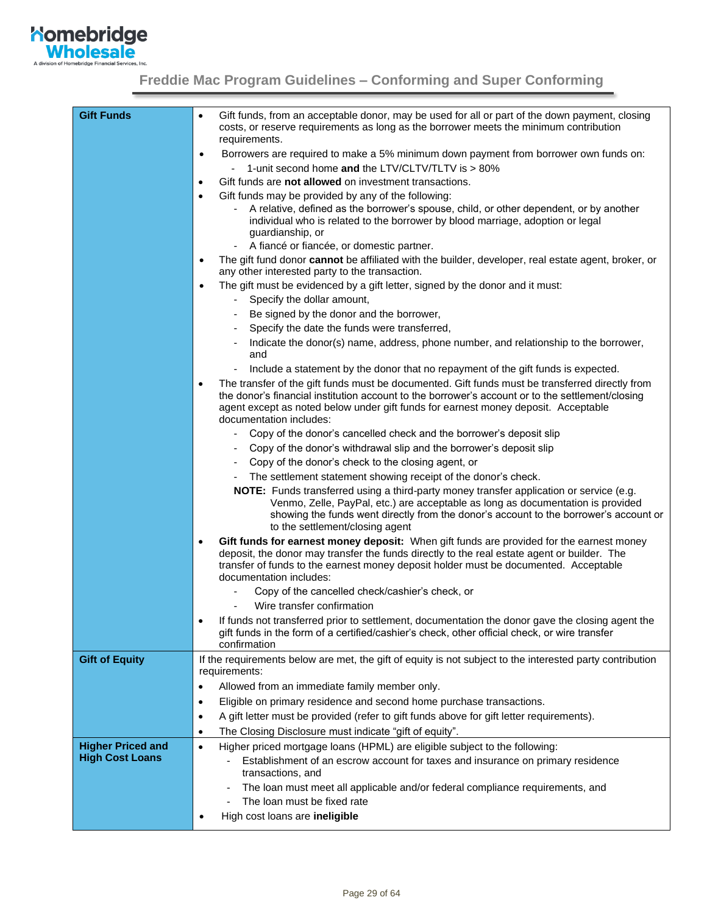| | |
|---|---|
| **Gift Funds** | • Gift funds, from an acceptable donor, may be used for all or part of the down payment, closing costs, or reserve requirements as long as the borrower meets the minimum contribution requirements.<br>• Borrowers are required to make a 5% minimum down payment from borrower own funds on:<br>  - 1-unit second home **and** the LTV/CLTV/TLTV is > 80%<br>• Gift funds are **not allowed** on investment transactions.<br>• Gift funds may be provided by any of the following:<br>  - A relative, defined as the borrower's spouse, child, or other dependent, or by another individual who is related to the borrower by blood marriage, adoption or legal guardianship, or<br>  - A fiancé or fiancée, or domestic partner.<br>• The gift fund donor **cannot** be affiliated with the builder, developer, real estate agent, broker, or any other interested party to the transaction.<br>• The gift must be evidenced by a gift letter, signed by the donor and it must:<br>  - Specify the dollar amount,<br>  - Be signed by the donor and the borrower,<br>  - Specify the date the funds were transferred,<br>  - Indicate the donor(s) name, address, phone number, and relationship to the borrower, and<br>  - Include a statement by the donor that no repayment of the gift funds is expected.<br>• The transfer of the gift funds must be documented. Gift funds must be transferred directly from the donor's financial institution account to the borrower's account or to the settlement/closing agent except as noted below under gift funds for earnest money deposit. Acceptable documentation includes:<br>  - Copy of the donor's cancelled check and the borrower's deposit slip<br>  - Copy of the donor's withdrawal slip and the borrower's deposit slip<br>  - Copy of the donor's check to the closing agent, or<br>  - The settlement statement showing receipt of the donor's check.<br>  **NOTE:** Funds transferred using a third-party money transfer application or service (e.g. Venmo, Zelle, PayPal, etc.) are acceptable as long as documentation is provided showing the funds went directly from the donor's account to the borrower's account or to the settlement/closing agent<br>• **Gift funds for earnest money deposit:** When gift funds are provided for the earnest money deposit, the donor may transfer the funds directly to the real estate agent or builder. The transfer of funds to the earnest money deposit holder must be documented. Acceptable documentation includes:<br>  - Copy of the cancelled check/cashier's check, or<br>  - Wire transfer confirmation<br>• If funds not transferred prior to settlement, documentation the donor gave the closing agent the gift funds in the form of a certified/cashier's check, other official check, or wire transfer confirmation |
| **Gift of Equity** | If the requirements below are met, the gift of equity is not subject to the interested party contribution requirements:<br>• Allowed from an immediate family member only.<br>• Eligible on primary residence and second home purchase transactions.<br>• A gift letter must be provided (refer to gift funds above for gift letter requirements).<br>• The Closing Disclosure must indicate "gift of equity". |
| **Higher Priced and High Cost Loans** | • Higher priced mortgage loans (HPML) are eligible subject to the following:<br>  - Establishment of an escrow account for taxes and insurance on primary residence transactions, and<br>  - The loan must meet all applicable and/or federal compliance requirements, and<br>  - The loan must be fixed rate<br>• High cost loans are **ineligible** |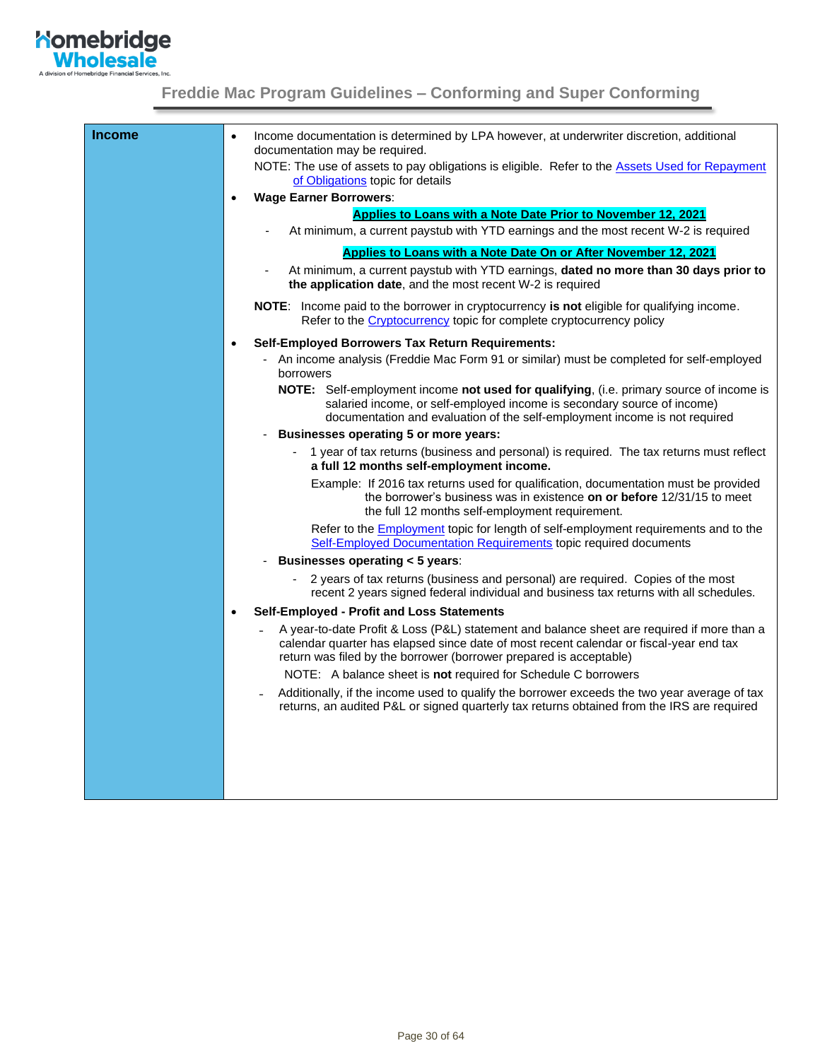| Income | |
|---|---|
| | |

**Income**

- Income documentation is determined by LPA however, at underwriter discretion, additional documentation may be required.

  NOTE: The use of assets to pay obligations is eligible. Refer to the Assets Used for Repayment of Obligations topic for details

- **Wage Earner Borrowers**:

  **Applies to Loans with a Note Date Prior to November 12, 2021**

  - At minimum, a current paystub with YTD earnings and the most recent W-2 is required

  **Applies to Loans with a Note Date On or After November 12, 2021**

  - At minimum, a current paystub with YTD earnings, **dated no more than 30 days prior to the application date**, and the most recent W-2 is required

  **NOTE**: Income paid to the borrower in cryptocurrency **is not** eligible for qualifying income. Refer to the Cryptocurrency topic for complete cryptocurrency policy

- **Self-Employed Borrowers Tax Return Requirements:**
  - An income analysis (Freddie Mac Form 91 or similar) must be completed for self-employed borrowers

    **NOTE:** Self-employment income **not used for qualifying**, (i.e. primary source of income is salaried income, or self-employed income is secondary source of income) documentation and evaluation of the self-employment income is not required
  - **Businesses operating 5 or more years:**
    - 1 year of tax returns (business and personal) is required. The tax returns must reflect **a full 12 months self-employment income.**

      Example: If 2016 tax returns used for qualification, documentation must be provided the borrower's business was in existence **on or before** 12/31/15 to meet the full 12 months self-employment requirement.

      Refer to the Employment topic for length of self-employment requirements and to the Self-Employed Documentation Requirements topic required documents
  - **Businesses operating < 5 years**:
    - 2 years of tax returns (business and personal) are required. Copies of the most recent 2 years signed federal individual and business tax returns with all schedules.

- **Self-Employed - Profit and Loss Statements**
  - A year-to-date Profit & Loss (P&L) statement and balance sheet are required if more than a calendar quarter has elapsed since date of most recent calendar or fiscal-year end tax return was filed by the borrower (borrower prepared is acceptable)

    NOTE: A balance sheet is **not** required for Schedule C borrowers
  - Additionally, if the income used to qualify the borrower exceeds the two year average of tax returns, an audited P&L or signed quarterly tax returns obtained from the IRS are required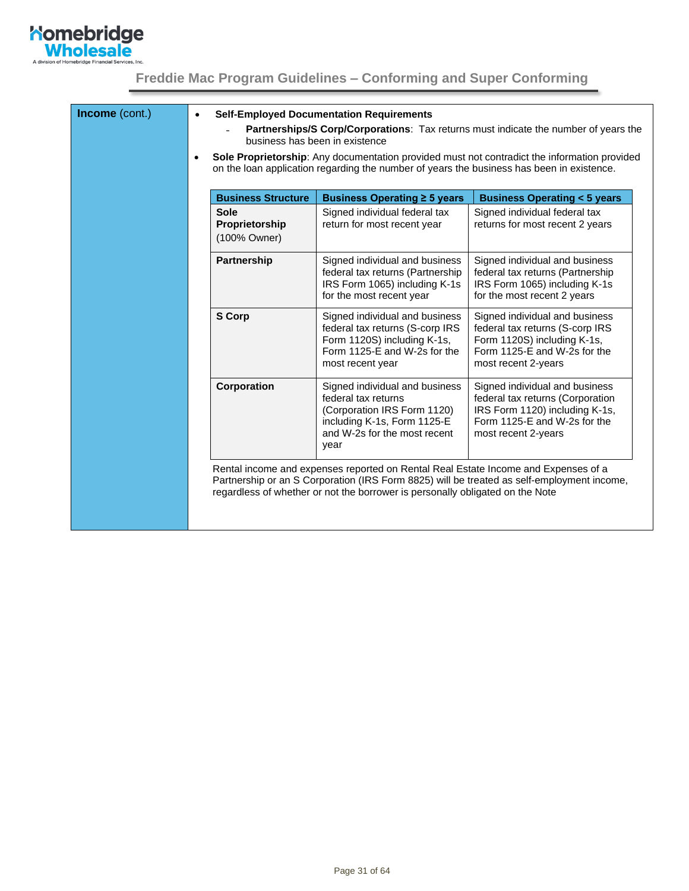**Income** (cont.)

- **Self-Employed Documentation Requirements**
  - **Partnerships/S Corp/Corporations**: Tax returns must indicate the number of years the business has been in existence
- **Sole Proprietorship**: Any documentation provided must not contradict the information provided on the loan application regarding the number of years the business has been in existence.

| Business Structure | Business Operating ≥ 5 years | Business Operating < 5 years |
|---|---|---|
| **Sole Proprietorship** (100% Owner) | Signed individual federal tax return for most recent year | Signed individual federal tax returns for most recent 2 years |
| **Partnership** | Signed individual and business federal tax returns (Partnership IRS Form 1065) including K-1s for the most recent year | Signed individual and business federal tax returns (Partnership IRS Form 1065) including K-1s for the most recent 2 years |
| **S Corp** | Signed individual and business federal tax returns (S-corp IRS Form 1120S) including K-1s, Form 1125-E and W-2s for the most recent year | Signed individual and business federal tax returns (S-corp IRS Form 1120S) including K-1s, Form 1125-E and W-2s for the most recent 2-years |
| **Corporation** | Signed individual and business federal tax returns (Corporation IRS Form 1120) including K-1s, Form 1125-E and W-2s for the most recent year | Signed individual and business federal tax returns (Corporation IRS Form 1120) including K-1s, Form 1125-E and W-2s for the most recent 2-years |

Rental income and expenses reported on Rental Real Estate Income and Expenses of a Partnership or an S Corporation (IRS Form 8825) will be treated as self-employment income, regardless of whether or not the borrower is personally obligated on the Note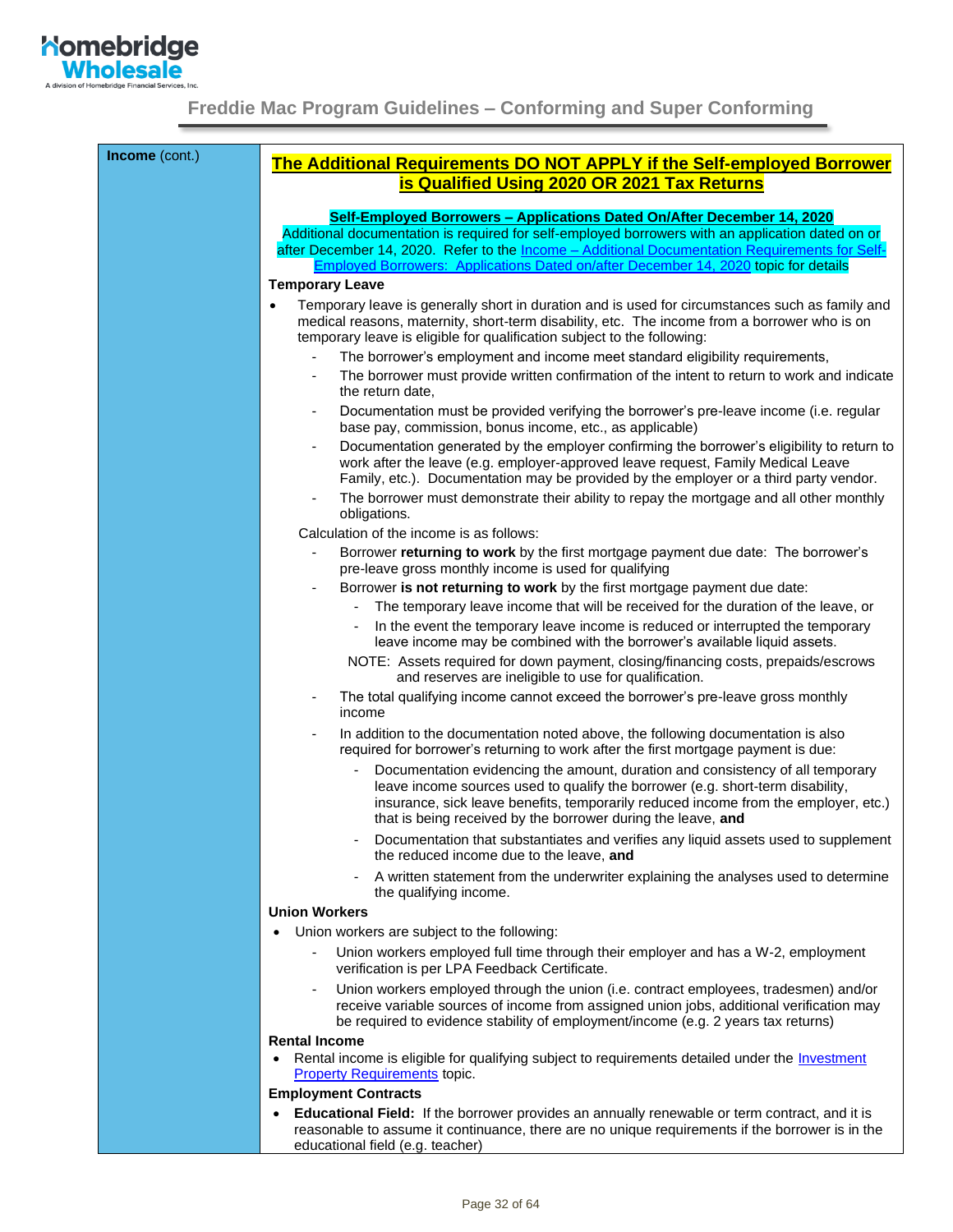| Income (cont.) | |
|---|---|

**Income** (cont.)

**The Additional Requirements DO NOT APPLY if the Self-employed Borrower is Qualified Using 2020 OR 2021 Tax Returns**

**Self-Employed Borrowers – Applications Dated On/After December 14, 2020**

Additional documentation is required for self-employed borrowers with an application dated on or after December 14, 2020. Refer to the Income – Additional Documentation Requirements for Self-Employed Borrowers: Applications Dated on/after December 14, 2020 topic for details

**Temporary Leave**

- Temporary leave is generally short in duration and is used for circumstances such as family and medical reasons, maternity, short-term disability, etc. The income from a borrower who is on temporary leave is eligible for qualification subject to the following:
  - The borrower's employment and income meet standard eligibility requirements,
  - The borrower must provide written confirmation of the intent to return to work and indicate the return date,
  - Documentation must be provided verifying the borrower's pre-leave income (i.e. regular base pay, commission, bonus income, etc., as applicable)
  - Documentation generated by the employer confirming the borrower's eligibility to return to work after the leave (e.g. employer-approved leave request, Family Medical Leave Family, etc.). Documentation may be provided by the employer or a third party vendor.
  - The borrower must demonstrate their ability to repay the mortgage and all other monthly obligations.

  Calculation of the income is as follows:
  - Borrower **returning to work** by the first mortgage payment due date: The borrower's pre-leave gross monthly income is used for qualifying
  - Borrower **is not returning to work** by the first mortgage payment due date:
    - The temporary leave income that will be received for the duration of the leave, or
    - In the event the temporary leave income is reduced or interrupted the temporary leave income may be combined with the borrower's available liquid assets.

    NOTE: Assets required for down payment, closing/financing costs, prepaids/escrows and reserves are ineligible to use for qualification.
  - The total qualifying income cannot exceed the borrower's pre-leave gross monthly income
  - In addition to the documentation noted above, the following documentation is also required for borrower's returning to work after the first mortgage payment is due:
    - Documentation evidencing the amount, duration and consistency of all temporary leave income sources used to qualify the borrower (e.g. short-term disability, insurance, sick leave benefits, temporarily reduced income from the employer, etc.) that is being received by the borrower during the leave, **and**
    - Documentation that substantiates and verifies any liquid assets used to supplement the reduced income due to the leave, **and**
    - A written statement from the underwriter explaining the analyses used to determine the qualifying income.

**Union Workers**

- Union workers are subject to the following:
  - Union workers employed full time through their employer and has a W-2, employment verification is per LPA Feedback Certificate.
  - Union workers employed through the union (i.e. contract employees, tradesmen) and/or receive variable sources of income from assigned union jobs, additional verification may be required to evidence stability of employment/income (e.g. 2 years tax returns)

**Rental Income**

- Rental income is eligible for qualifying subject to requirements detailed under the Investment Property Requirements topic.

**Employment Contracts**

- **Educational Field:** If the borrower provides an annually renewable or term contract, and it is reasonable to assume it continuance, there are no unique requirements if the borrower is in the educational field (e.g. teacher)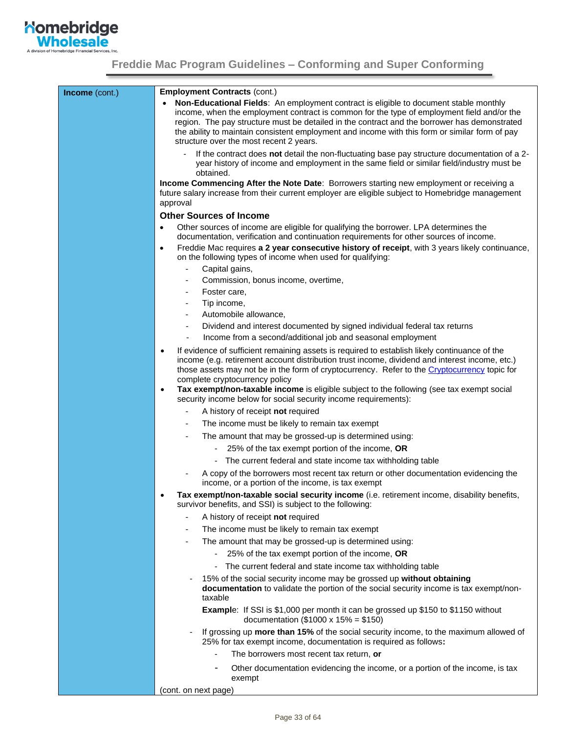| **Income** (cont.) | **Employment Contracts** (cont.) |
|---|---|

**Employment Contracts** (cont.)

- **Non-Educational Fields**: An employment contract is eligible to document stable monthly income, when the employment contract is common for the type of employment field and/or the region. The pay structure must be detailed in the contract and the borrower has demonstrated the ability to maintain consistent employment and income with this form or similar form of pay structure over the most recent 2 years.
  - If the contract does **not** detail the non-fluctuating base pay structure documentation of a 2-year history of income and employment in the same field or similar field/industry must be obtained.

**Income Commencing After the Note Date**: Borrowers starting new employment or receiving a future salary increase from their current employer are eligible subject to Homebridge management approval

### Other Sources of Income

- Other sources of income are eligible for qualifying the borrower. LPA determines the documentation, verification and continuation requirements for other sources of income.
- Freddie Mac requires **a 2 year consecutive history of receipt**, with 3 years likely continuance, on the following types of income when used for qualifying:
  - Capital gains,
  - Commission, bonus income, overtime,
  - Foster care,
  - Tip income,
  - Automobile allowance,
  - Dividend and interest documented by signed individual federal tax returns
  - Income from a second/additional job and seasonal employment
- If evidence of sufficient remaining assets is required to establish likely continuance of the income (e.g. retirement account distribution trust income, dividend and interest income, etc.) those assets may not be in the form of cryptocurrency. Refer to the Cryptocurrency topic for complete cryptocurrency policy
- **Tax exempt/non-taxable income** is eligible subject to the following (see tax exempt social security income below for social security income requirements):
  - A history of receipt **not** required
  - The income must be likely to remain tax exempt
  - The amount that may be grossed-up is determined using:
    - 25% of the tax exempt portion of the income, **OR**
    - The current federal and state income tax withholding table
  - A copy of the borrowers most recent tax return or other documentation evidencing the income, or a portion of the income, is tax exempt
- **Tax exempt/non-taxable social security income** (i.e. retirement income, disability benefits, survivor benefits, and SSI) is subject to the following:
  - A history of receipt **not** required
  - The income must be likely to remain tax exempt
  - The amount that may be grossed-up is determined using:
    - 25% of the tax exempt portion of the income, **OR**
    - The current federal and state income tax withholding table
  - 15% of the social security income may be grossed up **without obtaining documentation** to validate the portion of the social security income is tax exempt/non-taxable

    **Example**: If SSI is $1,000 per month it can be grossed up $150 to $1150 without documentation ($1000 x 15% = $150)
  - If grossing up **more than 15%** of the social security income, to the maximum allowed of 25% for tax exempt income, documentation is required as follows**:**
    - The borrowers most recent tax return, **or**
    - Other documentation evidencing the income, or a portion of the income, is tax exempt

(cont. on next page)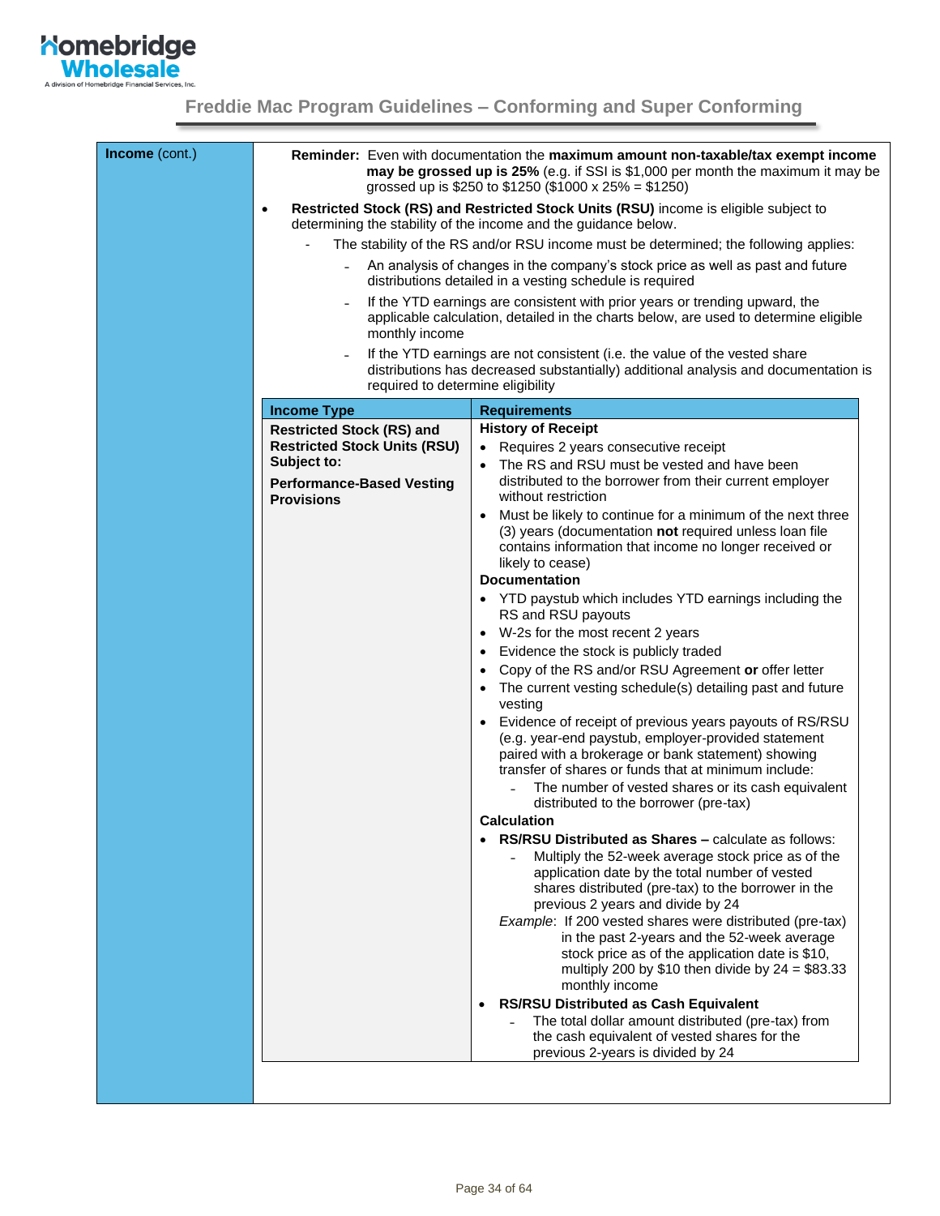**Income** (cont.)

**Reminder:** Even with documentation the **maximum amount non-taxable/tax exempt income may be grossed up is 25%** (e.g. if SSI is $1,000 per month the maximum it may be grossed up is $250 to $1250 ($1000 x 25% = $1250)

- **Restricted Stock (RS) and Restricted Stock Units (RSU)** income is eligible subject to determining the stability of the income and the guidance below.
  - The stability of the RS and/or RSU income must be determined; the following applies:
    - An analysis of changes in the company's stock price as well as past and future distributions detailed in a vesting schedule is required
    - If the YTD earnings are consistent with prior years or trending upward, the applicable calculation, detailed in the charts below, are used to determine eligible monthly income
    - If the YTD earnings are not consistent (i.e. the value of the vested share distributions has decreased substantially) additional analysis and documentation is required to determine eligibility

| Income Type | Requirements |
|---|---|
| **Restricted Stock (RS) and Restricted Stock Units (RSU) Subject to:**<br><br>**Performance-Based Vesting Provisions** | **History of Receipt**<br>• Requires 2 years consecutive receipt<br>• The RS and RSU must be vested and have been distributed to the borrower from their current employer without restriction<br>• Must be likely to continue for a minimum of the next three (3) years (documentation **not** required unless loan file contains information that income no longer received or likely to cease)<br>**Documentation**<br>• YTD paystub which includes YTD earnings including the RS and RSU payouts<br>• W-2s for the most recent 2 years<br>• Evidence the stock is publicly traded<br>• Copy of the RS and/or RSU Agreement **or** offer letter<br>• The current vesting schedule(s) detailing past and future vesting<br>• Evidence of receipt of previous years payouts of RS/RSU (e.g. year-end paystub, employer-provided statement paired with a brokerage or bank statement) showing transfer of shares or funds that at minimum include:<br>  - The number of vested shares or its cash equivalent distributed to the borrower (pre-tax)<br>**Calculation**<br>• **RS/RSU Distributed as Shares –** calculate as follows:<br>  - Multiply the 52-week average stock price as of the application date by the total number of vested shares distributed (pre-tax) to the borrower in the previous 2 years and divide by 24<br>  *Example*: If 200 vested shares were distributed (pre-tax) in the past 2-years and the 52-week average stock price as of the application date is $10, multiply 200 by $10 then divide by 24 = $83.33 monthly income<br>• **RS/RSU Distributed as Cash Equivalent**<br>  - The total dollar amount distributed (pre-tax) from the cash equivalent of vested shares for the previous 2-years is divided by 24 |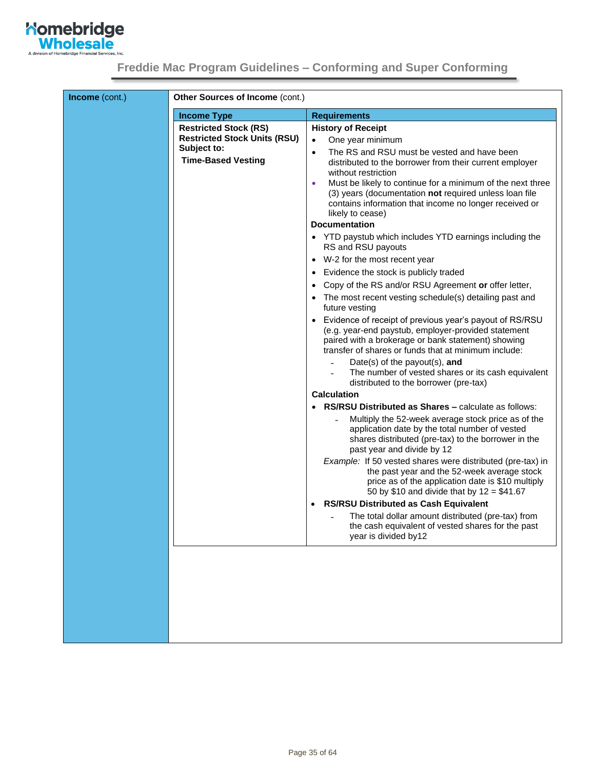**Income** (cont.)

**Other Sources of Income** (cont.)

| Income Type | Requirements |
|---|---|
| **Restricted Stock (RS)**<br>**Restricted Stock Units (RSU)**<br>**Subject to:**<br>**Time-Based Vesting** | **History of Receipt**<br>• One year minimum<br>• The RS and RSU must be vested and have been distributed to the borrower from their current employer without restriction<br>• Must be likely to continue for a minimum of the next three (3) years (documentation **not** required unless loan file contains information that income no longer received or likely to cease)<br>**Documentation**<br>• YTD paystub which includes YTD earnings including the RS and RSU payouts<br>• W-2 for the most recent year<br>• Evidence the stock is publicly traded<br>• Copy of the RS and/or RSU Agreement **or** offer letter,<br>• The most recent vesting schedule(s) detailing past and future vesting<br>• Evidence of receipt of previous year's payout of RS/RSU (e.g. year-end paystub, employer-provided statement paired with a brokerage or bank statement) showing transfer of shares or funds that at minimum include:<br>  - Date(s) of the payout(s), **and**<br>  - The number of vested shares or its cash equivalent distributed to the borrower (pre-tax)<br>**Calculation**<br>• **RS/RSU Distributed as Shares –** calculate as follows:<br>  - Multiply the 52-week average stock price as of the application date by the total number of vested shares distributed (pre-tax) to the borrower in the past year and divide by 12<br>  *Example:* If 50 vested shares were distributed (pre-tax) in the past year and the 52-week average stock price as of the application date is $10 multiply 50 by $10 and divide that by 12 = $41.67<br>• **RS/RSU Distributed as Cash Equivalent**<br>  - The total dollar amount distributed (pre-tax) from the cash equivalent of vested shares for the past year is divided by12 |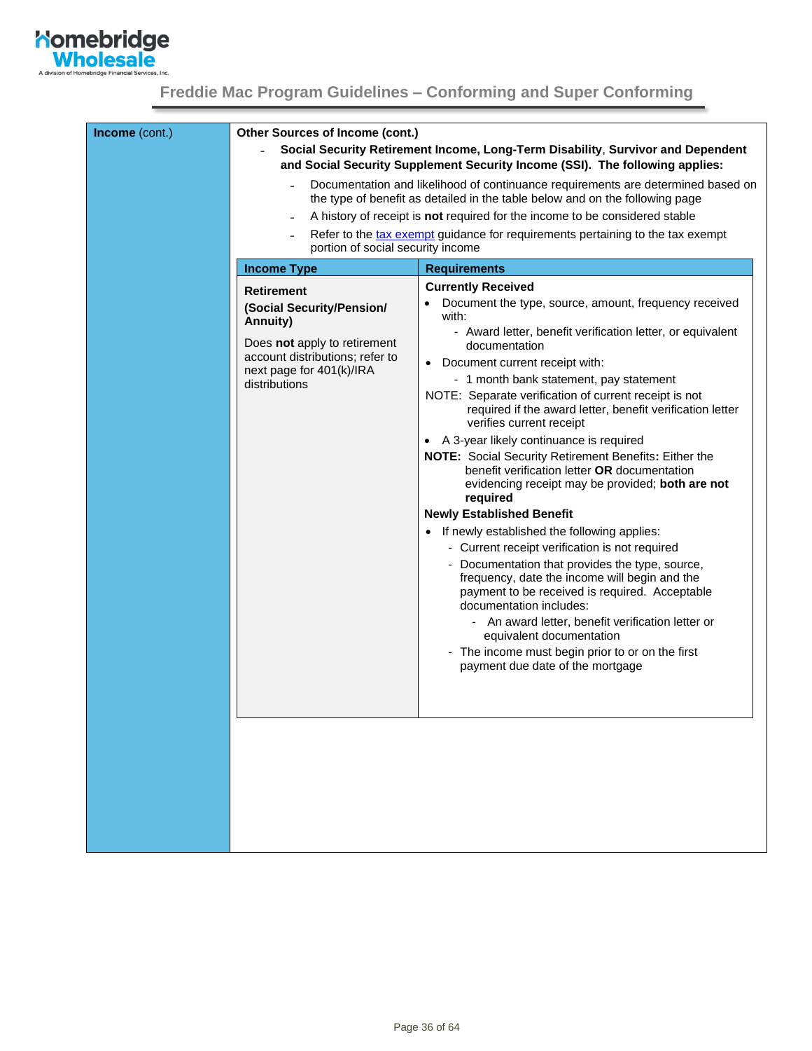**Income** (cont.)

**Other Sources of Income (cont.)**

- **Social Security Retirement Income, Long-Term Disability**, **Survivor and Dependent and Social Security Supplement Security Income (SSI). The following applies:**
  - Documentation and likelihood of continuance requirements are determined based on the type of benefit as detailed in the table below and on the following page
  - A history of receipt is **not** required for the income to be considered stable
  - Refer to the tax exempt guidance for requirements pertaining to the tax exempt portion of social security income

| Income Type | Requirements |
|---|---|
| **Retirement** <br> **(Social Security/Pension/ Annuity)** <br> Does **not** apply to retirement account distributions; refer to next page for 401(k)/IRA distributions | **Currently Received** <br> • Document the type, source, amount, frequency received with: <br> - Award letter, benefit verification letter, or equivalent documentation <br> • Document current receipt with: <br> - 1 month bank statement, pay statement <br> NOTE: Separate verification of current receipt is not required if the award letter, benefit verification letter verifies current receipt <br> • A 3-year likely continuance is required <br> **NOTE:** Social Security Retirement Benefits**:** Either the benefit verification letter **OR** documentation evidencing receipt may be provided; **both are not required** <br> **Newly Established Benefit** <br> • If newly established the following applies: <br> - Current receipt verification is not required <br> - Documentation that provides the type, source, frequency, date the income will begin and the payment to be received is required. Acceptable documentation includes: <br> - An award letter, benefit verification letter or equivalent documentation <br> - The income must begin prior to or on the first payment due date of the mortgage |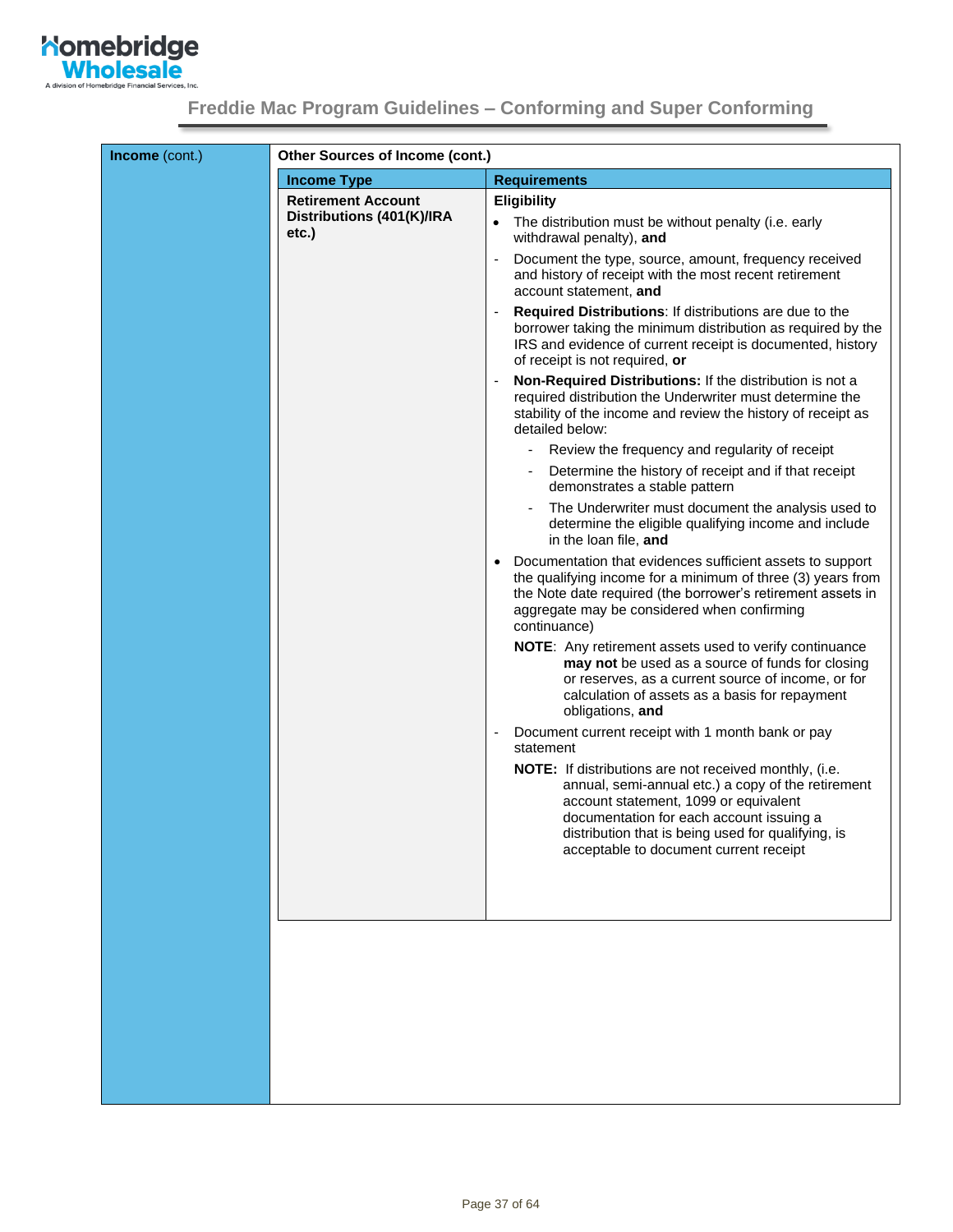## Freddie Mac Program Guidelines – Conforming and Super Conforming

| **Income** (cont.) | **Other Sources of Income (cont.)** | |
|---|---|---|
| | **Income Type** | **Requirements** |
| | **Retirement Account Distributions (401(K)/IRA etc.)** | **Eligibility**<br>• The distribution must be without penalty (i.e. early withdrawal penalty), **and**<br>- Document the type, source, amount, frequency received and history of receipt with the most recent retirement account statement, **and**<br>- **Required Distributions**: If distributions are due to the borrower taking the minimum distribution as required by the IRS and evidence of current receipt is documented, history of receipt is not required, **or**<br>- **Non-Required Distributions:** If the distribution is not a required distribution the Underwriter must determine the stability of the income and review the history of receipt as detailed below:<br>&nbsp;&nbsp;&nbsp;&nbsp;- Review the frequency and regularity of receipt<br>&nbsp;&nbsp;&nbsp;&nbsp;- Determine the history of receipt and if that receipt demonstrates a stable pattern<br>&nbsp;&nbsp;&nbsp;&nbsp;- The Underwriter must document the analysis used to determine the eligible qualifying income and include in the loan file, **and**<br>• Documentation that evidences sufficient assets to support the qualifying income for a minimum of three (3) years from the Note date required (the borrower's retirement assets in aggregate may be considered when confirming continuance)<br>**NOTE**: Any retirement assets used to verify continuance **may not** be used as a source of funds for closing or reserves, as a current source of income, or for calculation of assets as a basis for repayment obligations, **and**<br>- Document current receipt with 1 month bank or pay statement<br>**NOTE:** If distributions are not received monthly, (i.e. annual, semi-annual etc.) a copy of the retirement account statement, 1099 or equivalent documentation for each account issuing a distribution that is being used for qualifying, is acceptable to document current receipt |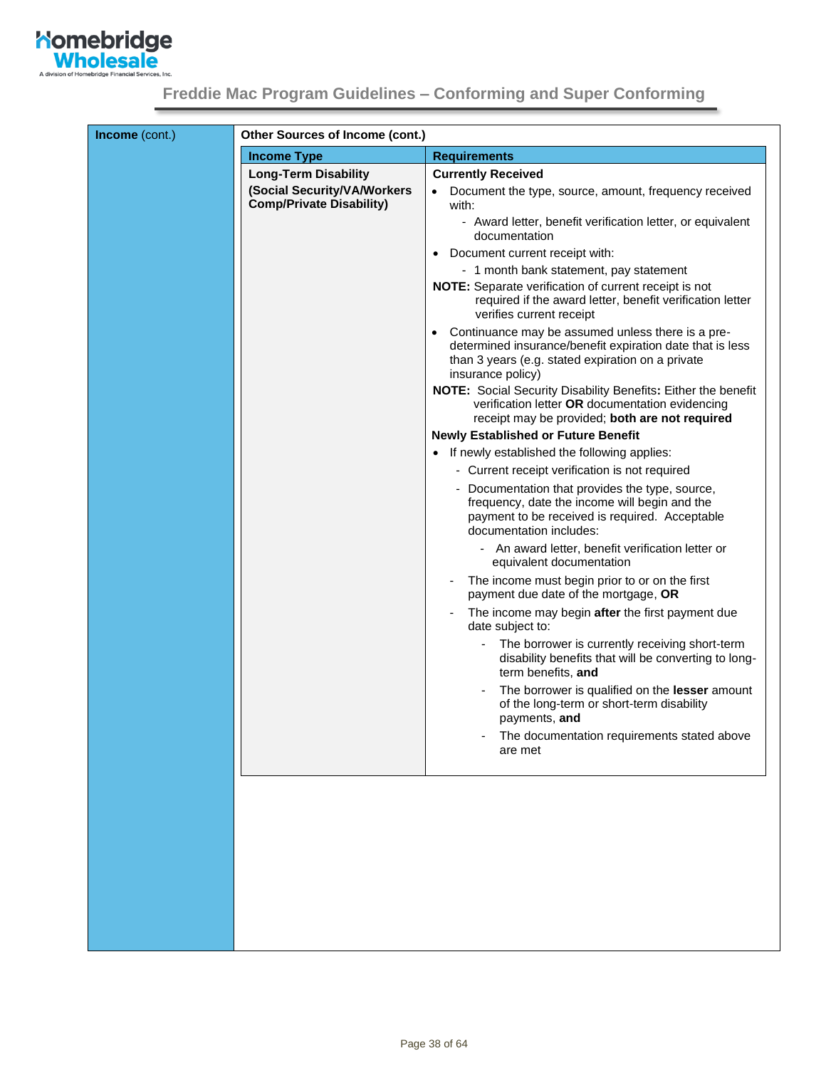**Income** (cont.)

**Other Sources of Income (cont.)**

| Income Type | Requirements |
|---|---|
| **Long-Term Disability**<br><br>**(Social Security/VA/Workers Comp/Private Disability)** | **Currently Received**<br>• Document the type, source, amount, frequency received with:<br>&nbsp;&nbsp;- Award letter, benefit verification letter, or equivalent documentation<br>• Document current receipt with:<br>&nbsp;&nbsp;- 1 month bank statement, pay statement<br>**NOTE:** Separate verification of current receipt is not required if the award letter, benefit verification letter verifies current receipt<br>• Continuance may be assumed unless there is a pre-determined insurance/benefit expiration date that is less than 3 years (e.g. stated expiration on a private insurance policy)<br>**NOTE:** Social Security Disability Benefits**:** Either the benefit verification letter **OR** documentation evidencing receipt may be provided; **both are not required**<br>**Newly Established or Future Benefit**<br>• If newly established the following applies:<br>&nbsp;&nbsp;- Current receipt verification is not required<br>&nbsp;&nbsp;- Documentation that provides the type, source, frequency, date the income will begin and the payment to be received is required. Acceptable documentation includes:<br>&nbsp;&nbsp;&nbsp;&nbsp;- An award letter, benefit verification letter or equivalent documentation<br>&nbsp;&nbsp;- The income must begin prior to or on the first payment due date of the mortgage, **OR**<br>&nbsp;&nbsp;- The income may begin **after** the first payment due date subject to:<br>&nbsp;&nbsp;&nbsp;&nbsp;- The borrower is currently receiving short-term disability benefits that will be converting to long-term benefits, **and**<br>&nbsp;&nbsp;&nbsp;&nbsp;- The borrower is qualified on the **lesser** amount of the long-term or short-term disability payments, **and**<br>&nbsp;&nbsp;&nbsp;&nbsp;- The documentation requirements stated above are met |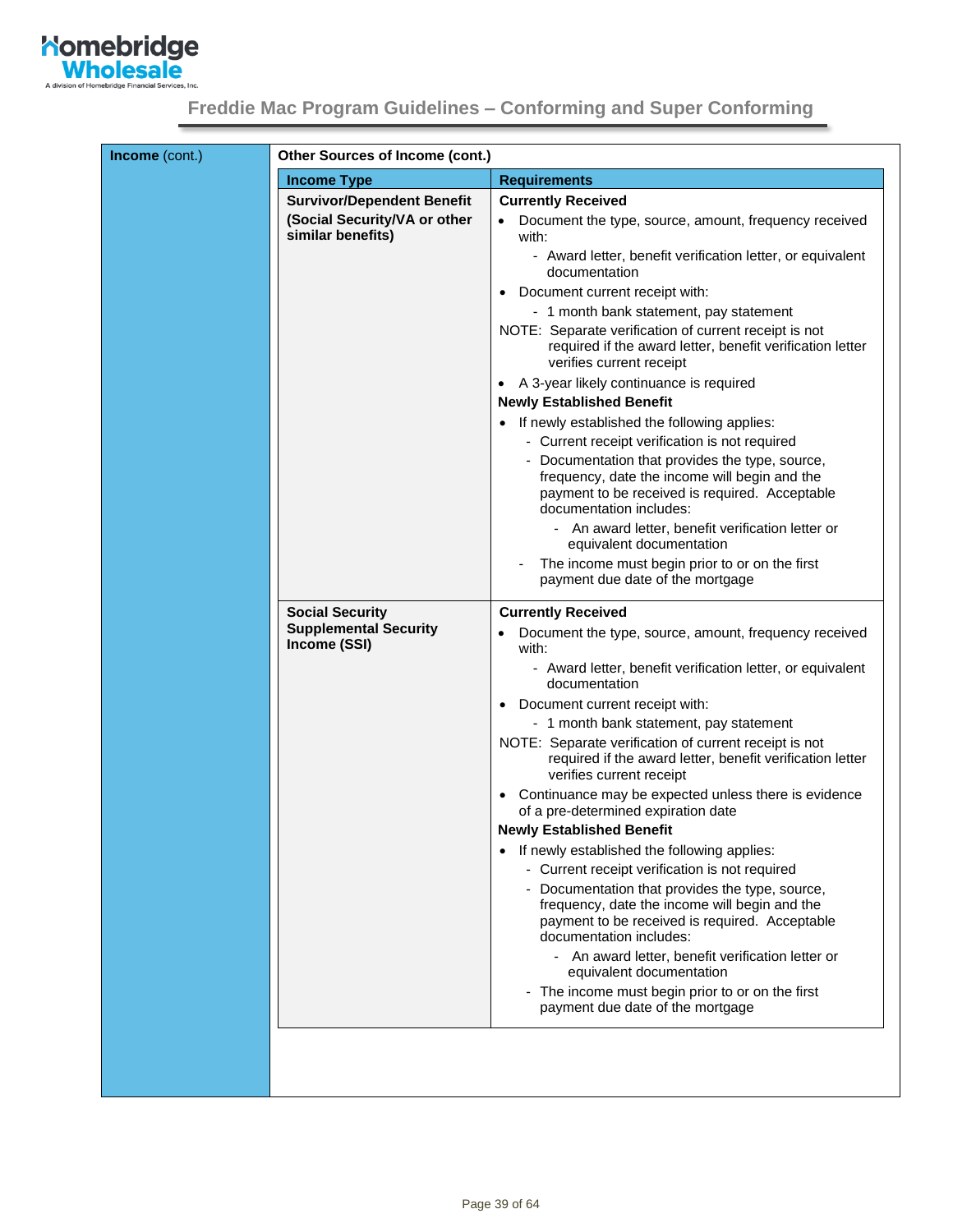**Income** (cont.)

**Other Sources of Income (cont.)**

| Income Type | Requirements |
|---|---|
| **Survivor/Dependent Benefit (Social Security/VA or other similar benefits)** | **Currently Received**<br>• Document the type, source, amount, frequency received with:<br>&nbsp;&nbsp;- Award letter, benefit verification letter, or equivalent documentation<br>• Document current receipt with:<br>&nbsp;&nbsp;- 1 month bank statement, pay statement<br>NOTE: Separate verification of current receipt is not required if the award letter, benefit verification letter verifies current receipt<br>• A 3-year likely continuance is required<br>**Newly Established Benefit**<br>• If newly established the following applies:<br>&nbsp;&nbsp;- Current receipt verification is not required<br>&nbsp;&nbsp;- Documentation that provides the type, source, frequency, date the income will begin and the payment to be received is required. Acceptable documentation includes:<br>&nbsp;&nbsp;&nbsp;&nbsp;- An award letter, benefit verification letter or equivalent documentation<br>&nbsp;&nbsp;- The income must begin prior to or on the first payment due date of the mortgage |
| **Social Security Supplemental Security Income (SSI)** | **Currently Received**<br>• Document the type, source, amount, frequency received with:<br>&nbsp;&nbsp;- Award letter, benefit verification letter, or equivalent documentation<br>• Document current receipt with:<br>&nbsp;&nbsp;- 1 month bank statement, pay statement<br>NOTE: Separate verification of current receipt is not required if the award letter, benefit verification letter verifies current receipt<br>• Continuance may be expected unless there is evidence of a pre-determined expiration date<br>**Newly Established Benefit**<br>• If newly established the following applies:<br>&nbsp;&nbsp;- Current receipt verification is not required<br>&nbsp;&nbsp;- Documentation that provides the type, source, frequency, date the income will begin and the payment to be received is required. Acceptable documentation includes:<br>&nbsp;&nbsp;&nbsp;&nbsp;- An award letter, benefit verification letter or equivalent documentation<br>&nbsp;&nbsp;- The income must begin prior to or on the first payment due date of the mortgage |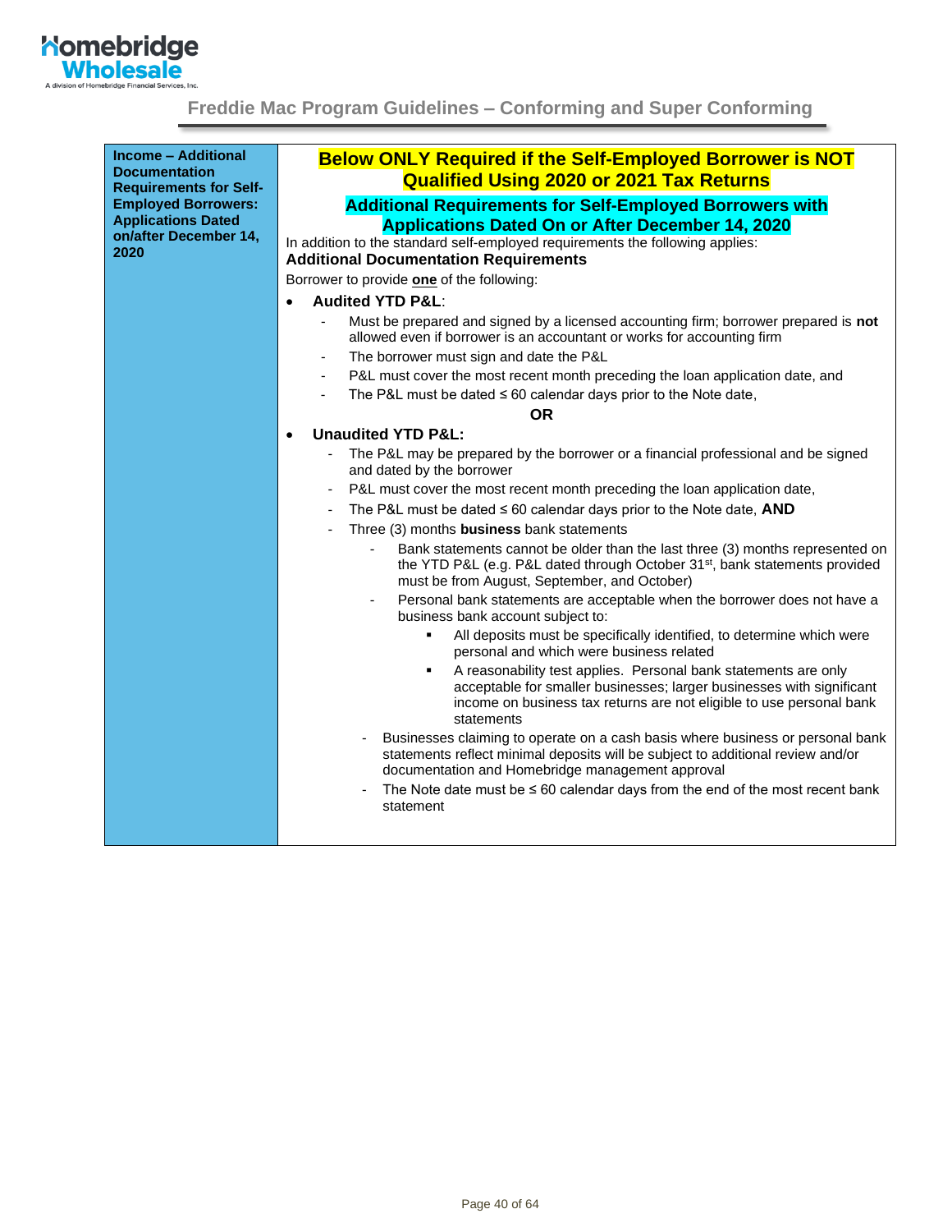| Income – Additional Documentation Requirements for Self-Employed Borrowers: Applications Dated on/after December 14, 2020 | **Below ONLY Required if the Self-Employed Borrower is NOT Qualified Using 2020 or 2021 Tax Returns**<br><br>**Additional Requirements for Self-Employed Borrowers with Applications Dated On or After December 14, 2020**<br><br>In addition to the standard self-employed requirements the following applies:<br><br>**Additional Documentation Requirements**<br><br>Borrower to provide **one** of the following:<br><br>• **Audited YTD P&L**:<br>- Must be prepared and signed by a licensed accounting firm; borrower prepared is **not** allowed even if borrower is an accountant or works for accounting firm<br>- The borrower must sign and date the P&L<br>- P&L must cover the most recent month preceding the loan application date, and<br>- The P&L must be dated ≤ 60 calendar days prior to the Note date,<br><br>**OR**<br><br>• **Unaudited YTD P&L:**<br>- The P&L may be prepared by the borrower or a financial professional and be signed and dated by the borrower<br>- P&L must cover the most recent month preceding the loan application date,<br>- The P&L must be dated ≤ 60 calendar days prior to the Note date, **AND**<br>- Three (3) months **business** bank statements<br>  - Bank statements cannot be older than the last three (3) months represented on the YTD P&L (e.g. P&L dated through October 31st, bank statements provided must be from August, September, and October)<br>  - Personal bank statements are acceptable when the borrower does not have a business bank account subject to:<br>    ▪ All deposits must be specifically identified, to determine which were personal and which were business related<br>    ▪ A reasonability test applies. Personal bank statements are only acceptable for smaller businesses; larger businesses with significant income on business tax returns are not eligible to use personal bank statements<br>  - Businesses claiming to operate on a cash basis where business or personal bank statements reflect minimal deposits will be subject to additional review and/or documentation and Homebridge management approval<br>  - The Note date must be ≤ 60 calendar days from the end of the most recent bank statement |
|---|---|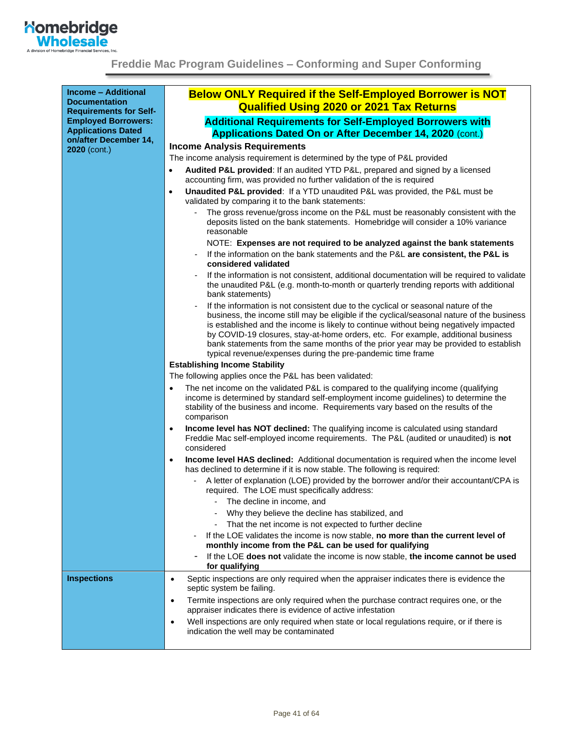## Freddie Mac Program Guidelines – Conforming and Super Conforming

| | |
|---|---|
| **Income – Additional Documentation Requirements for Self-Employed Borrowers: Applications Dated on/after December 14, 2020** (cont.) | **Below ONLY Required if the Self-Employed Borrower is NOT Qualified Using 2020 or 2021 Tax Returns**<br><br>**Additional Requirements for Self-Employed Borrowers with Applications Dated On or After December 14, 2020** (cont.)<br><br>**Income Analysis Requirements**<br>The income analysis requirement is determined by the type of P&L provided<br>• **Audited P&L provided**: If an audited YTD P&L, prepared and signed by a licensed accounting firm, was provided no further validation of the is required<br>• **Unaudited P&L provided**: If a YTD unaudited P&L was provided, the P&L must be validated by comparing it to the bank statements:<br>&nbsp;&nbsp;- The gross revenue/gross income on the P&L must be reasonably consistent with the deposits listed on the bank statements. Homebridge will consider a 10% variance reasonable<br>&nbsp;&nbsp;NOTE: **Expenses are not required to be analyzed against the bank statements**<br>&nbsp;&nbsp;- If the information on the bank statements and the P&L **are consistent, the P&L is considered validated**<br>&nbsp;&nbsp;- If the information is not consistent, additional documentation will be required to validate the unaudited P&L (e.g. month-to-month or quarterly trending reports with additional bank statements)<br>&nbsp;&nbsp;- If the information is not consistent due to the cyclical or seasonal nature of the business, the income still may be eligible if the cyclical/seasonal nature of the business is established and the income is likely to continue without being negatively impacted by COVID-19 closures, stay-at-home orders, etc. For example, additional business bank statements from the same months of the prior year may be provided to establish typical revenue/expenses during the pre-pandemic time frame<br><br>**Establishing Income Stability**<br>The following applies once the P&L has been validated:<br>• The net income on the validated P&L is compared to the qualifying income (qualifying income is determined by standard self-employment income guidelines) to determine the stability of the business and income. Requirements vary based on the results of the comparison<br>• **Income level has NOT declined:** The qualifying income is calculated using standard Freddie Mac self-employed income requirements. The P&L (audited or unaudited) is **not** considered<br>• **Income level HAS declined:** Additional documentation is required when the income level has declined to determine if it is now stable. The following is required:<br>&nbsp;&nbsp;- A letter of explanation (LOE) provided by the borrower and/or their accountant/CPA is required. The LOE must specifically address:<br>&nbsp;&nbsp;&nbsp;&nbsp;- The decline in income, and<br>&nbsp;&nbsp;&nbsp;&nbsp;- Why they believe the decline has stabilized, and<br>&nbsp;&nbsp;&nbsp;&nbsp;- That the net income is not expected to further decline<br>&nbsp;&nbsp;- If the LOE validates the income is now stable, **no more than the current level of monthly income from the P&L can be used for qualifying**<br>&nbsp;&nbsp;- If the LOE **does not** validate the income is now stable, **the income cannot be used for qualifying** |
| **Inspections** | • Septic inspections are only required when the appraiser indicates there is evidence the septic system be failing.<br>• Termite inspections are only required when the purchase contract requires one, or the appraiser indicates there is evidence of active infestation<br>• Well inspections are only required when state or local regulations require, or if there is indication the well may be contaminated |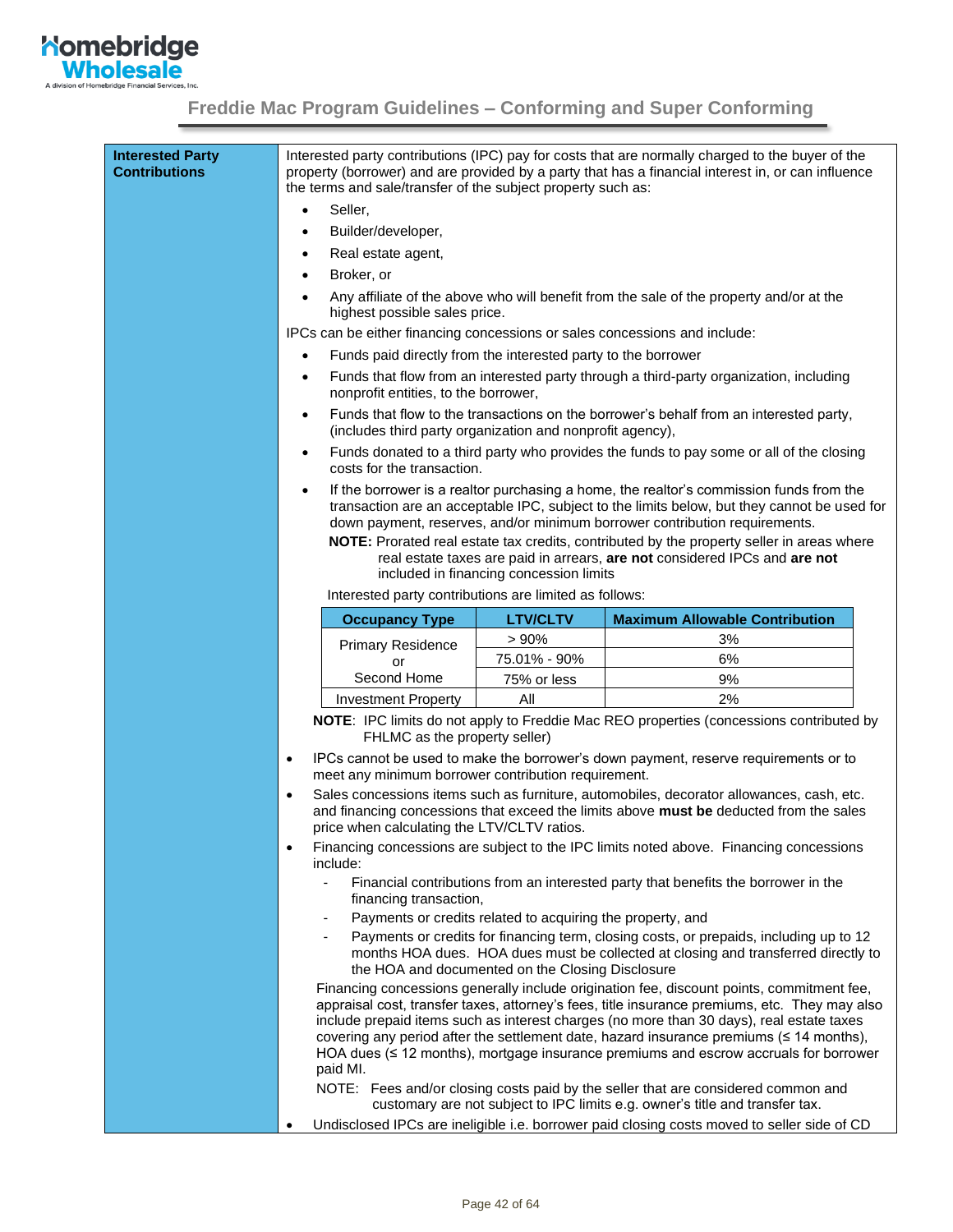## Interested Party Contributions

Interested party contributions (IPC) pay for costs that are normally charged to the buyer of the property (borrower) and are provided by a party that has a financial interest in, or can influence the terms and sale/transfer of the subject property such as:

- Seller,
- Builder/developer,
- Real estate agent,
- Broker, or
- Any affiliate of the above who will benefit from the sale of the property and/or at the highest possible sales price.

IPCs can be either financing concessions or sales concessions and include:

- Funds paid directly from the interested party to the borrower
- Funds that flow from an interested party through a third-party organization, including nonprofit entities, to the borrower,
- Funds that flow to the transactions on the borrower's behalf from an interested party, (includes third party organization and nonprofit agency),
- Funds donated to a third party who provides the funds to pay some or all of the closing costs for the transaction.
- If the borrower is a realtor purchasing a home, the realtor's commission funds from the transaction are an acceptable IPC, subject to the limits below, but they cannot be used for down payment, reserves, and/or minimum borrower contribution requirements.

  **NOTE:** Prorated real estate tax credits, contributed by the property seller in areas where real estate taxes are paid in arrears, **are not** considered IPCs and **are not** included in financing concession limits

Interested party contributions are limited as follows:

| Occupancy Type | LTV/CLTV | Maximum Allowable Contribution |
|---|---|---|
| Primary Residence or Second Home | > 90% | 3% |
| | 75.01% - 90% | 6% |
| | 75% or less | 9% |
| Investment Property | All | 2% |

**NOTE**: IPC limits do not apply to Freddie Mac REO properties (concessions contributed by FHLMC as the property seller)

- IPCs cannot be used to make the borrower's down payment, reserve requirements or to meet any minimum borrower contribution requirement.
- Sales concessions items such as furniture, automobiles, decorator allowances, cash, etc. and financing concessions that exceed the limits above **must be** deducted from the sales price when calculating the LTV/CLTV ratios.
- Financing concessions are subject to the IPC limits noted above. Financing concessions include:
  - Financial contributions from an interested party that benefits the borrower in the financing transaction,
  - Payments or credits related to acquiring the property, and
  - Payments or credits for financing term, closing costs, or prepaids, including up to 12 months HOA dues. HOA dues must be collected at closing and transferred directly to the HOA and documented on the Closing Disclosure

  Financing concessions generally include origination fee, discount points, commitment fee, appraisal cost, transfer taxes, attorney's fees, title insurance premiums, etc. They may also include prepaid items such as interest charges (no more than 30 days), real estate taxes covering any period after the settlement date, hazard insurance premiums (≤ 14 months), HOA dues (≤ 12 months), mortgage insurance premiums and escrow accruals for borrower paid MI.

  NOTE: Fees and/or closing costs paid by the seller that are considered common and customary are not subject to IPC limits e.g. owner's title and transfer tax.
- Undisclosed IPCs are ineligible i.e. borrower paid closing costs moved to seller side of CD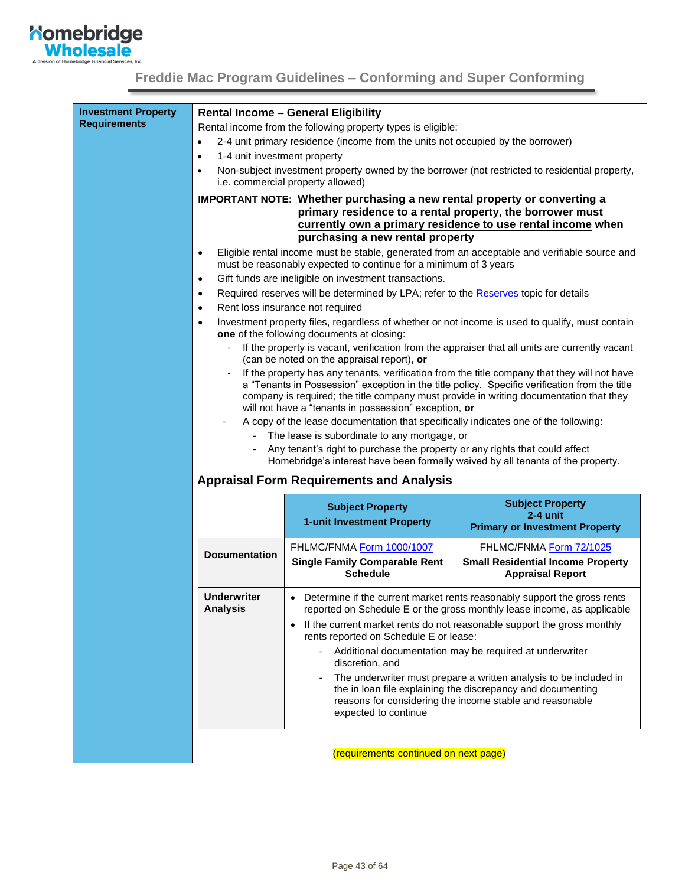# Freddie Mac Program Guidelines – Conforming and Super Conforming

## Investment Property Requirements

### Rental Income – General Eligibility

Rental income from the following property types is eligible:

- 2-4 unit primary residence (income from the units not occupied by the borrower)
- 1-4 unit investment property
- Non-subject investment property owned by the borrower (not restricted to residential property, i.e. commercial property allowed)

**IMPORTANT NOTE: Whether purchasing a new rental property or converting a primary residence to a rental property, the borrower must currently own a primary residence to use rental income when purchasing a new rental property**

- Eligible rental income must be stable, generated from an acceptable and verifiable source and must be reasonably expected to continue for a minimum of 3 years
- Gift funds are ineligible on investment transactions.
- Required reserves will be determined by LPA; refer to the Reserves topic for details
- Rent loss insurance not required
- Investment property files, regardless of whether or not income is used to qualify, must contain **one** of the following documents at closing:
  - If the property is vacant, verification from the appraiser that all units are currently vacant (can be noted on the appraisal report), **or**
  - If the property has any tenants, verification from the title company that they will not have a "Tenants in Possession" exception in the title policy. Specific verification from the title company is required; the title company must provide in writing documentation that they will not have a "tenants in possession" exception, **or**
  - A copy of the lease documentation that specifically indicates one of the following:
    - The lease is subordinate to any mortgage, or
    - Any tenant's right to purchase the property or any rights that could affect Homebridge's interest have been formally waived by all tenants of the property.

### Appraisal Form Requirements and Analysis

| | **Subject Property 1-unit Investment Property** | **Subject Property 2-4 unit Primary or Investment Property** |
|---|---|---|
| **Documentation** | FHLMC/FNMA Form 1000/1007 **Single Family Comparable Rent Schedule** | FHLMC/FNMA Form 72/1025 **Small Residential Income Property Appraisal Report** |
| **Underwriter Analysis** | • Determine if the current market rents reasonably support the gross rents reported on Schedule E or the gross monthly lease income, as applicable<br>• If the current market rents do not reasonable support the gross monthly rents reported on Schedule E or lease:<br>&nbsp;&nbsp;- Additional documentation may be required at underwriter discretion, and<br>&nbsp;&nbsp;- The underwriter must prepare a written analysis to be included in the in loan file explaining the discrepancy and documenting reasons for considering the income stable and reasonable expected to continue | |

(requirements continued on next page)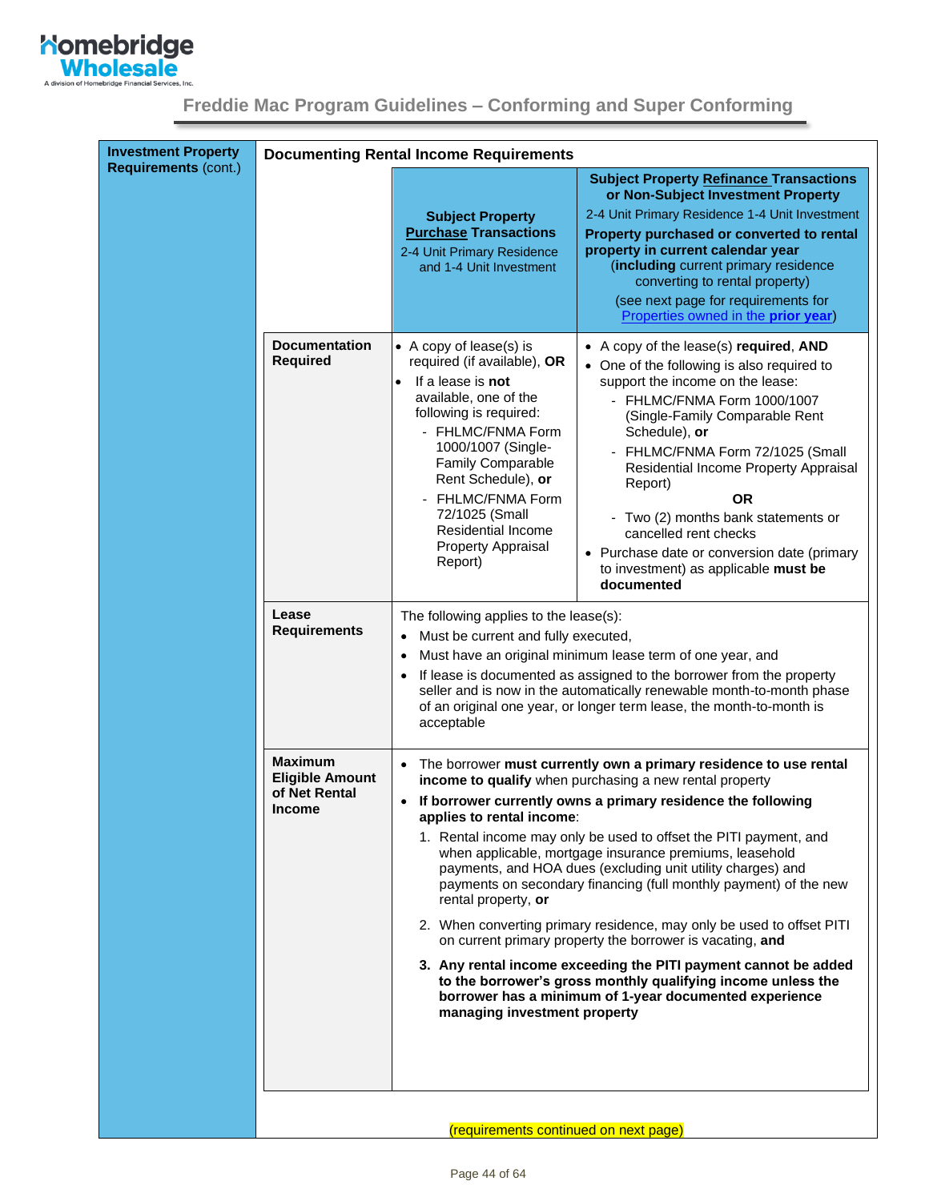## Investment Property Requirements (cont.)

### Documenting Rental Income Requirements

| | Subject Property **Purchase** Transactions<br>2-4 Unit Primary Residence and 1-4 Unit Investment | **Subject Property Refinance Transactions or Non-Subject Investment Property**<br>2-4 Unit Primary Residence 1-4 Unit Investment<br>**Property purchased or converted to rental property in current calendar year** (**including** current primary residence converting to rental property)<br>(see next page for requirements for Properties owned in the **prior year**) |
|---|---|---|
| **Documentation Required** | • A copy of lease(s) is required (if available), **OR**<br>• If a lease is **not** available, one of the following is required:<br>- FHLMC/FNMA Form 1000/1007 (Single-Family Comparable Rent Schedule), **or**<br>- FHLMC/FNMA Form 72/1025 (Small Residential Income Property Appraisal Report) | • A copy of the lease(s) **required**, **AND**<br>• One of the following is also required to support the income on the lease:<br>- FHLMC/FNMA Form 1000/1007 (Single-Family Comparable Rent Schedule), **or**<br>- FHLMC/FNMA Form 72/1025 (Small Residential Income Property Appraisal Report)<br>**OR**<br>- Two (2) months bank statements or cancelled rent checks<br>• Purchase date or conversion date (primary to investment) as applicable **must be documented** |
| **Lease Requirements** | The following applies to the lease(s):<br>• Must be current and fully executed,<br>• Must have an original minimum lease term of one year, and<br>• If lease is documented as assigned to the borrower from the property seller and is now in the automatically renewable month-to-month phase of an original one year, or longer term lease, the month-to-month is acceptable | |
| **Maximum Eligible Amount of Net Rental Income** | • The borrower **must currently own a primary residence to use rental income to qualify** when purchasing a new rental property<br>• **If borrower currently owns a primary residence the following applies to rental income**:<br>1. Rental income may only be used to offset the PITI payment, and when applicable, mortgage insurance premiums, leasehold payments, and HOA dues (excluding unit utility charges) and payments on secondary financing (full monthly payment) of the new rental property, **or**<br>2. When converting primary residence, may only be used to offset PITI on current primary property the borrower is vacating, **and**<br>**3. Any rental income exceeding the PITI payment cannot be added to the borrower's gross monthly qualifying income unless the borrower has a minimum of 1-year documented experience managing investment property** | |

(requirements continued on next page)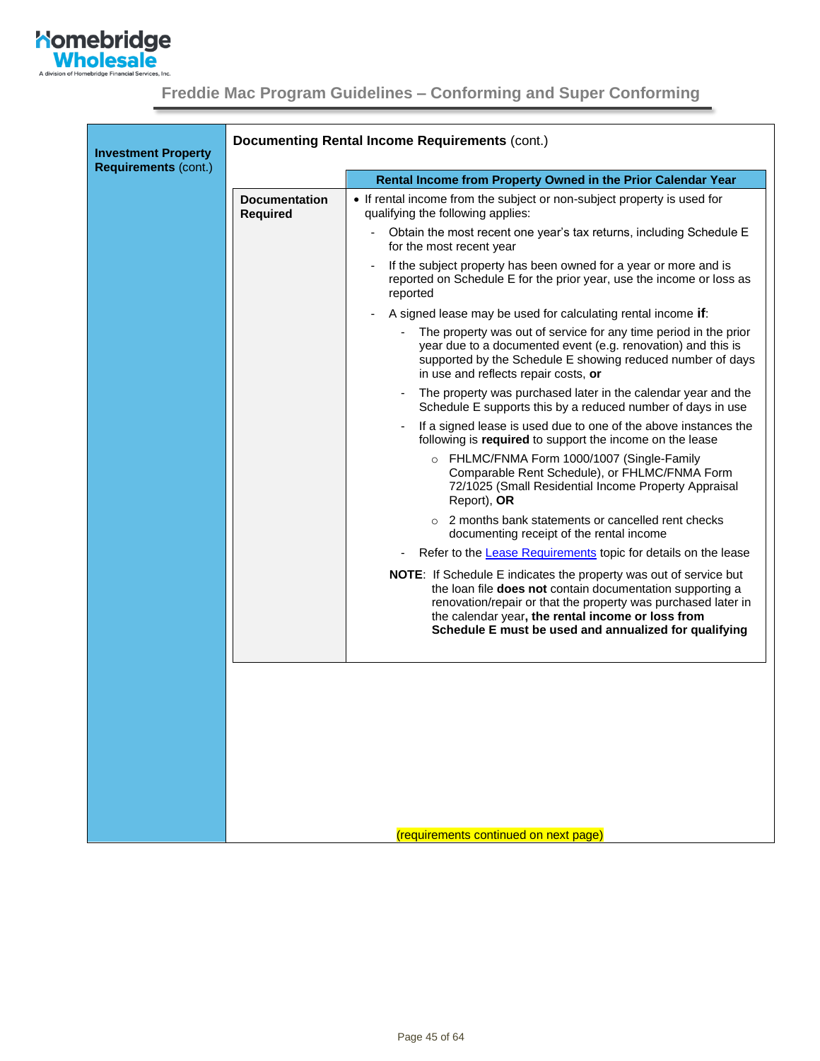**Investment Property Requirements** (cont.)

**Documenting Rental Income Requirements** (cont.)

| | **Rental Income from Property Owned in the Prior Calendar Year** |
|---|---|
| **Documentation Required** | • If rental income from the subject or non-subject property is used for qualifying the following applies:<br>- Obtain the most recent one year's tax returns, including Schedule E for the most recent year<br>- If the subject property has been owned for a year or more and is reported on Schedule E for the prior year, use the income or loss as reported<br>- A signed lease may be used for calculating rental income **if**:<br>&nbsp;&nbsp;- The property was out of service for any time period in the prior year due to a documented event (e.g. renovation) and this is supported by the Schedule E showing reduced number of days in use and reflects repair costs, **or**<br>&nbsp;&nbsp;- The property was purchased later in the calendar year and the Schedule E supports this by a reduced number of days in use<br>&nbsp;&nbsp;- If a signed lease is used due to one of the above instances the following is **required** to support the income on the lease<br>&nbsp;&nbsp;&nbsp;&nbsp;○ FHLMC/FNMA Form 1000/1007 (Single-Family Comparable Rent Schedule), or FHLMC/FNMA Form 72/1025 (Small Residential Income Property Appraisal Report), **OR**<br>&nbsp;&nbsp;&nbsp;&nbsp;○ 2 months bank statements or cancelled rent checks documenting receipt of the rental income<br>&nbsp;&nbsp;- Refer to the Lease Requirements topic for details on the lease<br><br>**NOTE**: If Schedule E indicates the property was out of service but the loan file **does not** contain documentation supporting a renovation/repair or that the property was purchased later in the calendar year**, the rental income or loss from Schedule E must be used and annualized for qualifying** |

(requirements continued on next page)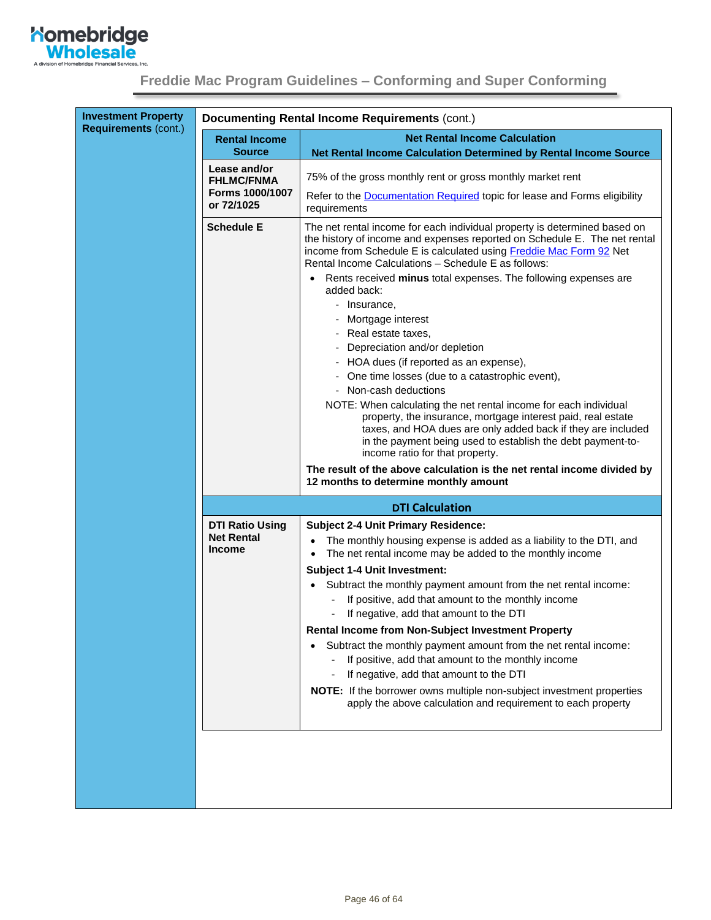## Investment Property Requirements (cont.)

### Documenting Rental Income Requirements (cont.)

| Rental Income Source | Net Rental Income Calculation<br>Net Rental Income Calculation Determined by Rental Income Source |
|---|---|
| **Lease and/or FHLMC/FNMA Forms 1000/1007 or 72/1025** | 75% of the gross monthly rent or gross monthly market rent<br><br>Refer to the Documentation Required topic for lease and Forms eligibility requirements |
| **Schedule E** | The net rental income for each individual property is determined based on the history of income and expenses reported on Schedule E. The net rental income from Schedule E is calculated using Freddie Mac Form 92 Net Rental Income Calculations – Schedule E as follows:<br>• Rents received **minus** total expenses. The following expenses are added back:<br>&nbsp;&nbsp;- Insurance,<br>&nbsp;&nbsp;- Mortgage interest<br>&nbsp;&nbsp;- Real estate taxes,<br>&nbsp;&nbsp;- Depreciation and/or depletion<br>&nbsp;&nbsp;- HOA dues (if reported as an expense),<br>&nbsp;&nbsp;- One time losses (due to a catastrophic event),<br>&nbsp;&nbsp;- Non-cash deductions<br><br>NOTE: When calculating the net rental income for each individual property, the insurance, mortgage interest paid, real estate taxes, and HOA dues are only added back if they are included in the payment being used to establish the debt payment-to-income ratio for that property.<br><br>**The result of the above calculation is the net rental income divided by 12 months to determine monthly amount** |

| DTI Calculation | |
|---|---|
| **DTI Ratio Using Net Rental Income** | **Subject 2-4 Unit Primary Residence:**<br>• The monthly housing expense is added as a liability to the DTI, and<br>• The net rental income may be added to the monthly income<br><br>**Subject 1-4 Unit Investment:**<br>• Subtract the monthly payment amount from the net rental income:<br>&nbsp;&nbsp;- If positive, add that amount to the monthly income<br>&nbsp;&nbsp;- If negative, add that amount to the DTI<br><br>**Rental Income from Non-Subject Investment Property**<br>• Subtract the monthly payment amount from the net rental income:<br>&nbsp;&nbsp;- If positive, add that amount to the monthly income<br>&nbsp;&nbsp;- If negative, add that amount to the DTI<br><br>**NOTE:** If the borrower owns multiple non-subject investment properties apply the above calculation and requirement to each property |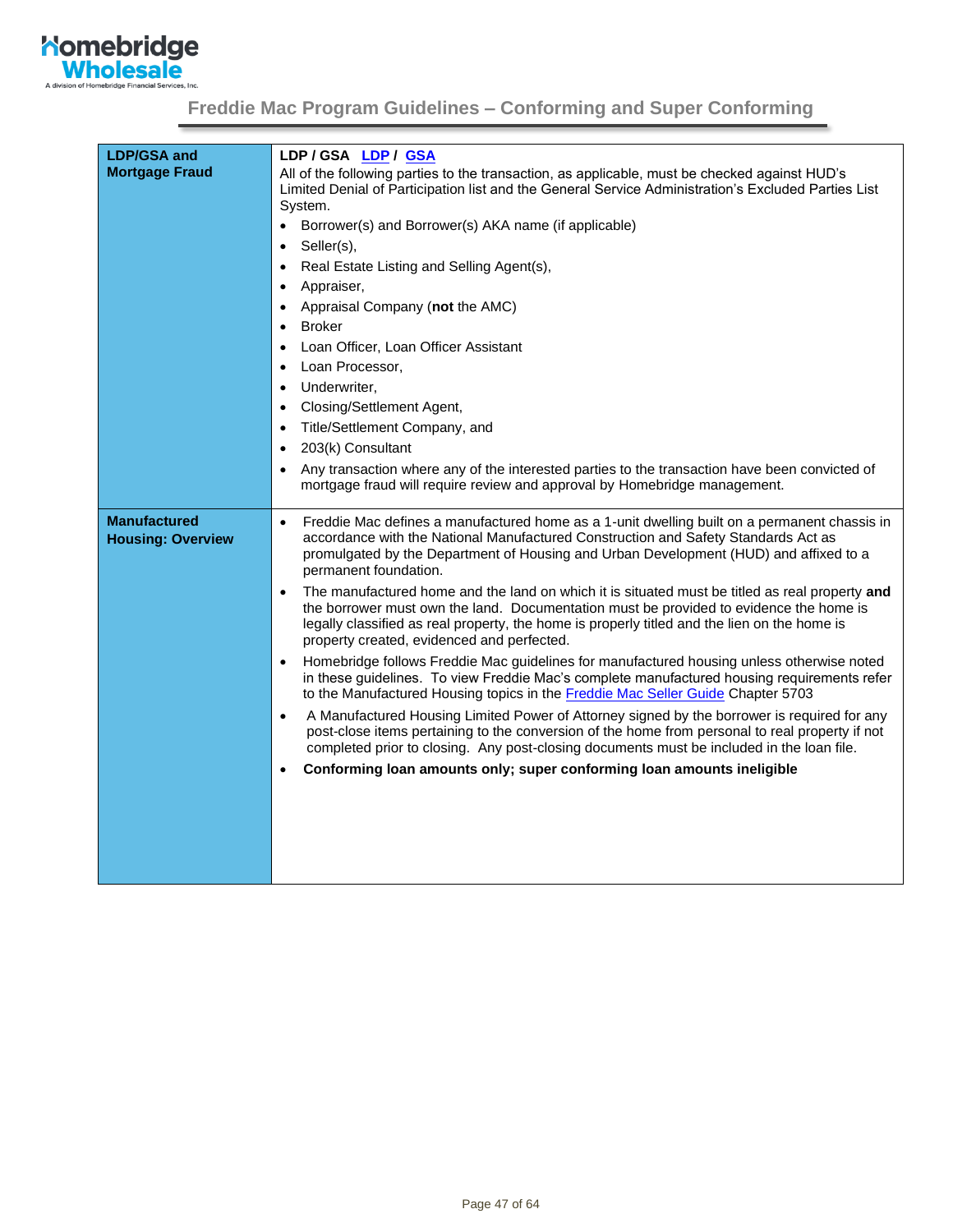| | |
|---|---|
| **LDP/GSA and Mortgage Fraud** | **LDP / GSA** **LDP** / **GSA**<br>All of the following parties to the transaction, as applicable, must be checked against HUD's Limited Denial of Participation list and the General Service Administration's Excluded Parties List System.<br>• Borrower(s) and Borrower(s) AKA name (if applicable)<br>• Seller(s),<br>• Real Estate Listing and Selling Agent(s),<br>• Appraiser,<br>• Appraisal Company (**not** the AMC)<br>• Broker<br>• Loan Officer, Loan Officer Assistant<br>• Loan Processor,<br>• Underwriter,<br>• Closing/Settlement Agent,<br>• Title/Settlement Company, and<br>• 203(k) Consultant<br>• Any transaction where any of the interested parties to the transaction have been convicted of mortgage fraud will require review and approval by Homebridge management. |
| **Manufactured Housing: Overview** | • Freddie Mac defines a manufactured home as a 1-unit dwelling built on a permanent chassis in accordance with the National Manufactured Construction and Safety Standards Act as promulgated by the Department of Housing and Urban Development (HUD) and affixed to a permanent foundation.<br>• The manufactured home and the land on which it is situated must be titled as real property **and** the borrower must own the land. Documentation must be provided to evidence the home is legally classified as real property, the home is properly titled and the lien on the home is property created, evidenced and perfected.<br>• Homebridge follows Freddie Mac guidelines for manufactured housing unless otherwise noted in these guidelines. To view Freddie Mac's complete manufactured housing requirements refer to the Manufactured Housing topics in the Freddie Mac Seller Guide Chapter 5703<br>• A Manufactured Housing Limited Power of Attorney signed by the borrower is required for any post-close items pertaining to the conversion of the home from personal to real property if not completed prior to closing. Any post-closing documents must be included in the loan file.<br>• **Conforming loan amounts only; super conforming loan amounts ineligible** |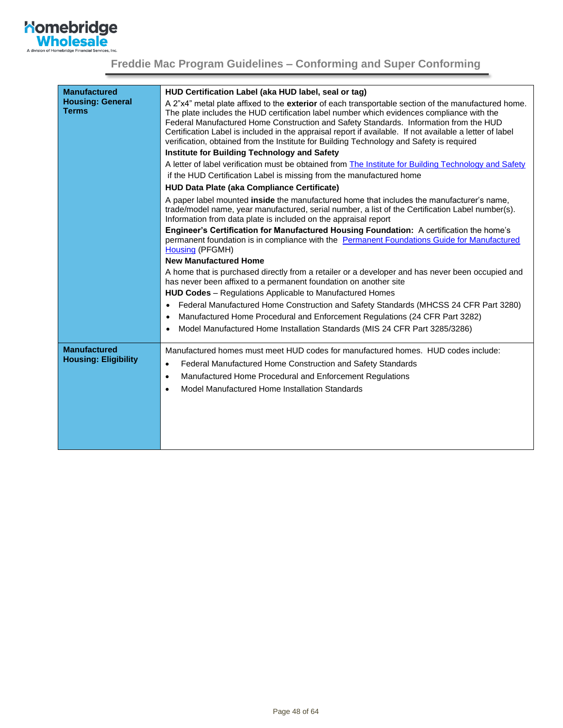| | |
|---|---|
| **Manufactured Housing: General Terms** | **HUD Certification Label (aka HUD label, seal or tag)**<br>A 2"x4" metal plate affixed to the **exterior** of each transportable section of the manufactured home. The plate includes the HUD certification label number which evidences compliance with the Federal Manufactured Home Construction and Safety Standards. Information from the HUD Certification Label is included in the appraisal report if available. If not available a letter of label verification, obtained from the Institute for Building Technology and Safety is required<br>**Institute for Building Technology and Safety**<br>A letter of label verification must be obtained from [The Institute for Building Technology and Safety]() if the HUD Certification Label is missing from the manufactured home<br>**HUD Data Plate (aka Compliance Certificate)**<br>A paper label mounted **inside** the manufactured home that includes the manufacturer's name, trade/model name, year manufactured, serial number, a list of the Certification Label number(s). Information from data plate is included on the appraisal report<br>**Engineer's Certification for Manufactured Housing Foundation:** A certification the home's permanent foundation is in compliance with the [Permanent Foundations Guide for Manufactured Housing]() (PFGMH)<br>**New Manufactured Home**<br>A home that is purchased directly from a retailer or a developer and has never been occupied and has never been affixed to a permanent foundation on another site<br>**HUD Codes** – Regulations Applicable to Manufactured Homes<br>• Federal Manufactured Home Construction and Safety Standards (MHCSS 24 CFR Part 3280)<br>• Manufactured Home Procedural and Enforcement Regulations (24 CFR Part 3282)<br>• Model Manufactured Home Installation Standards (MIS 24 CFR Part 3285/3286) |
| **Manufactured Housing: Eligibility** | Manufactured homes must meet HUD codes for manufactured homes. HUD codes include:<br>• Federal Manufactured Home Construction and Safety Standards<br>• Manufactured Home Procedural and Enforcement Regulations<br>• Model Manufactured Home Installation Standards |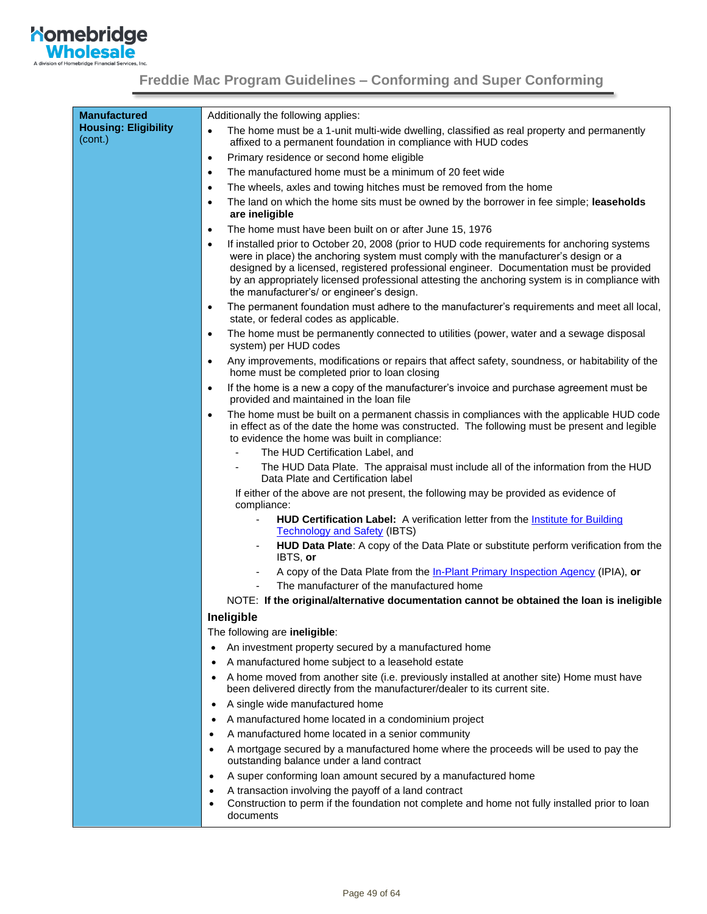| Manufactured Housing: Eligibility (cont.) | Additionally the following applies:<br>• The home must be a 1-unit multi-wide dwelling, classified as real property and permanently affixed to a permanent foundation in compliance with HUD codes<br>• Primary residence or second home eligible<br>• The manufactured home must be a minimum of 20 feet wide<br>• The wheels, axles and towing hitches must be removed from the home<br>• The land on which the home sits must be owned by the borrower in fee simple; **leaseholds are ineligible**<br>• The home must have been built on or after June 15, 1976<br>• If installed prior to October 20, 2008 (prior to HUD code requirements for anchoring systems were in place) the anchoring system must comply with the manufacturer's design or a designed by a licensed, registered professional engineer. Documentation must be provided by an appropriately licensed professional attesting the anchoring system is in compliance with the manufacturer's/ or engineer's design.<br>• The permanent foundation must adhere to the manufacturer's requirements and meet all local, state, or federal codes as applicable.<br>• The home must be permanently connected to utilities (power, water and a sewage disposal system) per HUD codes<br>• Any improvements, modifications or repairs that affect safety, soundness, or habitability of the home must be completed prior to loan closing<br>• If the home is a new a copy of the manufacturer's invoice and purchase agreement must be provided and maintained in the loan file<br>• The home must be built on a permanent chassis in compliances with the applicable HUD code in effect as of the date the home was constructed. The following must be present and legible to evidence the home was built in compliance:<br>&nbsp;&nbsp;- The HUD Certification Label, and<br>&nbsp;&nbsp;- The HUD Data Plate. The appraisal must include all of the information from the HUD Data Plate and Certification label<br>If either of the above are not present, the following may be provided as evidence of compliance:<br>&nbsp;&nbsp;- **HUD Certification Label:** A verification letter from the Institute for Building Technology and Safety (IBTS)<br>&nbsp;&nbsp;- **HUD Data Plate**: A copy of the Data Plate or substitute perform verification from the IBTS, **or**<br>&nbsp;&nbsp;- A copy of the Data Plate from the In-Plant Primary Inspection Agency (IPIA), **or**<br>&nbsp;&nbsp;- The manufacturer of the manufactured home<br>NOTE: **If the original/alternative documentation cannot be obtained the loan is ineligible**<br><br>**Ineligible**<br>The following are **ineligible**:<br>• An investment property secured by a manufactured home<br>• A manufactured home subject to a leasehold estate<br>• A home moved from another site (i.e. previously installed at another site) Home must have been delivered directly from the manufacturer/dealer to its current site.<br>• A single wide manufactured home<br>• A manufactured home located in a condominium project<br>• A manufactured home located in a senior community<br>• A mortgage secured by a manufactured home where the proceeds will be used to pay the outstanding balance under a land contract<br>• A super conforming loan amount secured by a manufactured home<br>• A transaction involving the payoff of a land contract<br>• Construction to perm if the foundation not complete and home not fully installed prior to loan documents |
|---|---|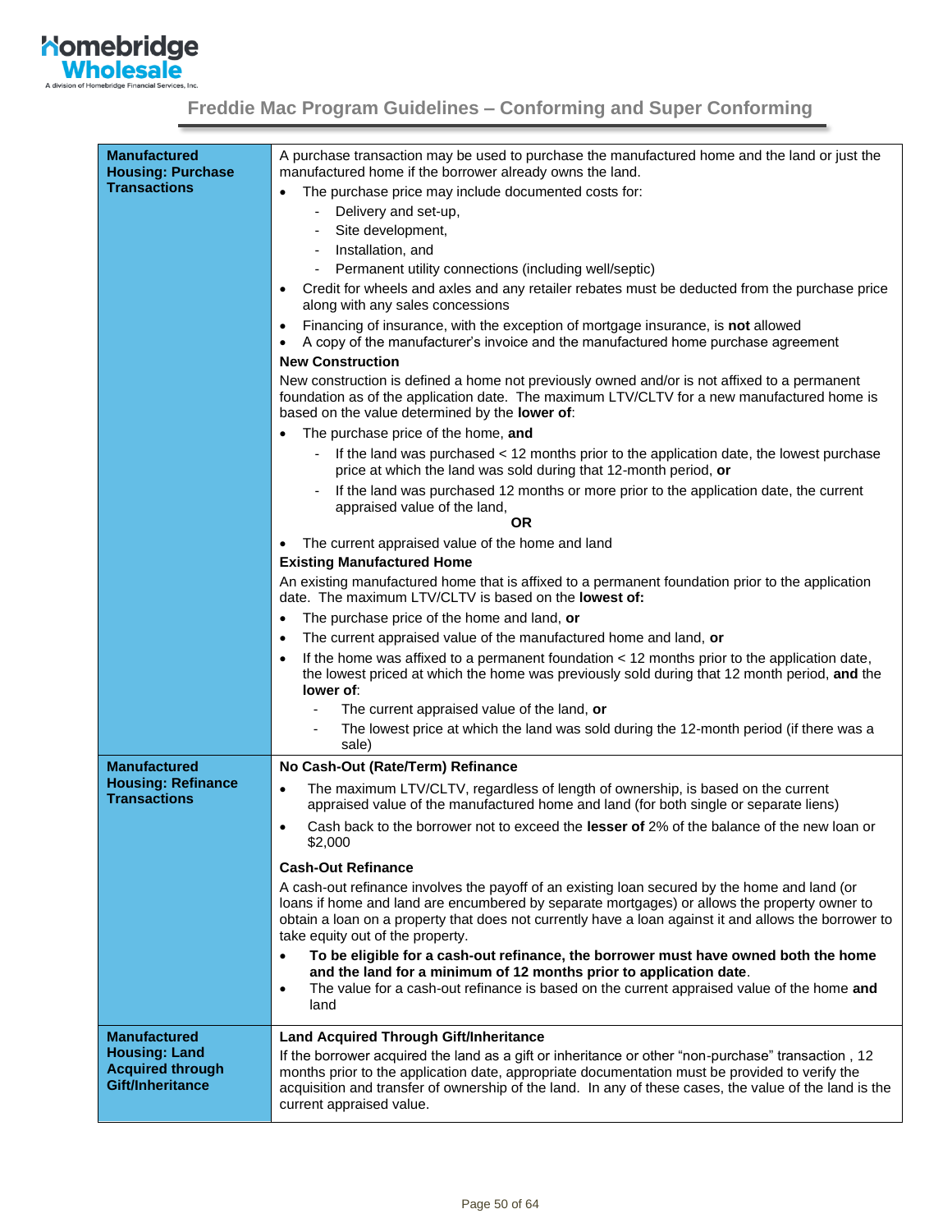# Freddie Mac Program Guidelines – Conforming and Super Conforming

| | |
|---|---|
| **Manufactured Housing: Purchase Transactions** | A purchase transaction may be used to purchase the manufactured home and the land or just the manufactured home if the borrower already owns the land.<br>• The purchase price may include documented costs for:<br>&nbsp;&nbsp;- Delivery and set-up,<br>&nbsp;&nbsp;- Site development,<br>&nbsp;&nbsp;- Installation, and<br>&nbsp;&nbsp;- Permanent utility connections (including well/septic)<br>• Credit for wheels and axles and any retailer rebates must be deducted from the purchase price along with any sales concessions<br>• Financing of insurance, with the exception of mortgage insurance, is **not** allowed<br>• A copy of the manufacturer's invoice and the manufactured home purchase agreement<br>**New Construction**<br>New construction is defined a home not previously owned and/or is not affixed to a permanent foundation as of the application date. The maximum LTV/CLTV for a new manufactured home is based on the value determined by the **lower of**:<br>• The purchase price of the home, **and**<br>&nbsp;&nbsp;- If the land was purchased < 12 months prior to the application date, the lowest purchase price at which the land was sold during that 12-month period, **or**<br>&nbsp;&nbsp;- If the land was purchased 12 months or more prior to the application date, the current appraised value of the land,<br>**OR**<br>• The current appraised value of the home and land<br>**Existing Manufactured Home**<br>An existing manufactured home that is affixed to a permanent foundation prior to the application date. The maximum LTV/CLTV is based on the **lowest of:**<br>• The purchase price of the home and land, **or**<br>• The current appraised value of the manufactured home and land, **or**<br>• If the home was affixed to a permanent foundation < 12 months prior to the application date, the lowest priced at which the home was previously sold during that 12 month period, **and** the **lower of**:<br>&nbsp;&nbsp;- The current appraised value of the land, **or**<br>&nbsp;&nbsp;- The lowest price at which the land was sold during the 12-month period (if there was a sale) |
| **Manufactured Housing: Refinance Transactions** | **No Cash-Out (Rate/Term) Refinance**<br>• The maximum LTV/CLTV, regardless of length of ownership, is based on the current appraised value of the manufactured home and land (for both single or separate liens)<br>• Cash back to the borrower not to exceed the **lesser of** 2% of the balance of the new loan or $2,000<br>**Cash-Out Refinance**<br>A cash-out refinance involves the payoff of an existing loan secured by the home and land (or loans if home and land are encumbered by separate mortgages) or allows the property owner to obtain a loan on a property that does not currently have a loan against it and allows the borrower to take equity out of the property.<br>• **To be eligible for a cash-out refinance, the borrower must have owned both the home and the land for a minimum of 12 months prior to application date**.<br>• The value for a cash-out refinance is based on the current appraised value of the home **and** land |
| **Manufactured Housing: Land Acquired through Gift/Inheritance** | **Land Acquired Through Gift/Inheritance**<br>If the borrower acquired the land as a gift or inheritance or other "non-purchase" transaction , 12 months prior to the application date, appropriate documentation must be provided to verify the acquisition and transfer of ownership of the land. In any of these cases, the value of the land is the current appraised value. |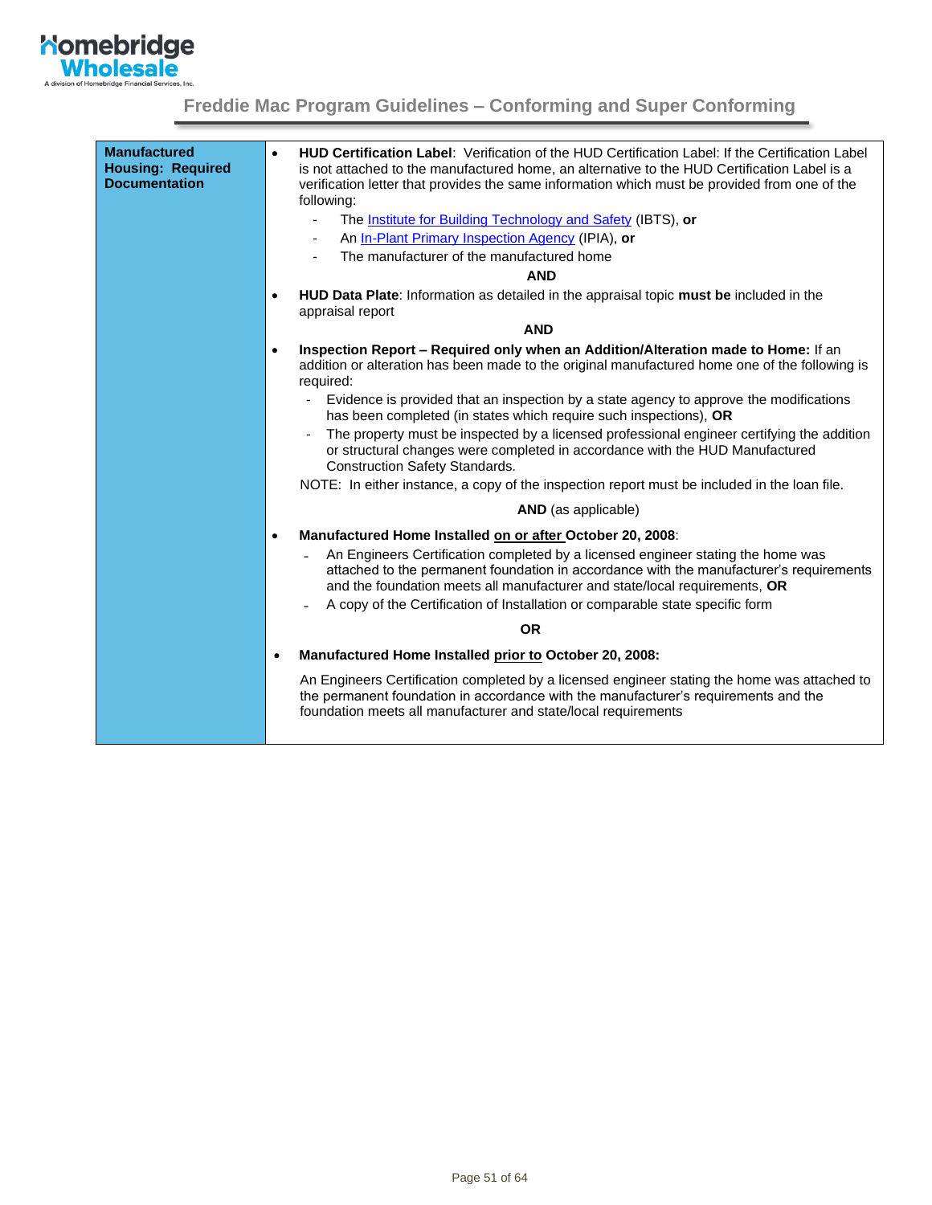| Manufactured Housing: Required Documentation | <ul><li>**HUD Certification Label**: Verification of the HUD Certification Label: If the Certification Label is not attached to the manufactured home, an alternative to the HUD Certification Label is a verification letter that provides the same information which must be provided from one of the following:<br>- The Institute for Building Technology and Safety (IBTS), **or**<br>- An In-Plant Primary Inspection Agency (IPIA), **or**<br>- The manufacturer of the manufactured home<br>**AND**</li><li>**HUD Data Plate**: Information as detailed in the appraisal topic **must be** included in the appraisal report<br>**AND**</li><li>**Inspection Report – Required only when an Addition/Alteration made to Home:** If an addition or alteration has been made to the original manufactured home one of the following is required:<br>- Evidence is provided that an inspection by a state agency to approve the modifications has been completed (in states which require such inspections), **OR**<br>- The property must be inspected by a licensed professional engineer certifying the addition or structural changes were completed in accordance with the HUD Manufactured Construction Safety Standards.<br>NOTE: In either instance, a copy of the inspection report must be included in the loan file.<br>**AND** (as applicable)</li><li>**Manufactured Home Installed <u>on or after</u> October 20, 2008**:<br>- An Engineers Certification completed by a licensed engineer stating the home was attached to the permanent foundation in accordance with the manufacturer's requirements and the foundation meets all manufacturer and state/local requirements, **OR**<br>- A copy of the Certification of Installation or comparable state specific form<br>**OR**</li><li>**Manufactured Home Installed <u>prior to</u> October 20, 2008:**<br>An Engineers Certification completed by a licensed engineer stating the home was attached to the permanent foundation in accordance with the manufacturer's requirements and the foundation meets all manufacturer and state/local requirements</li></ul> |
|---|---|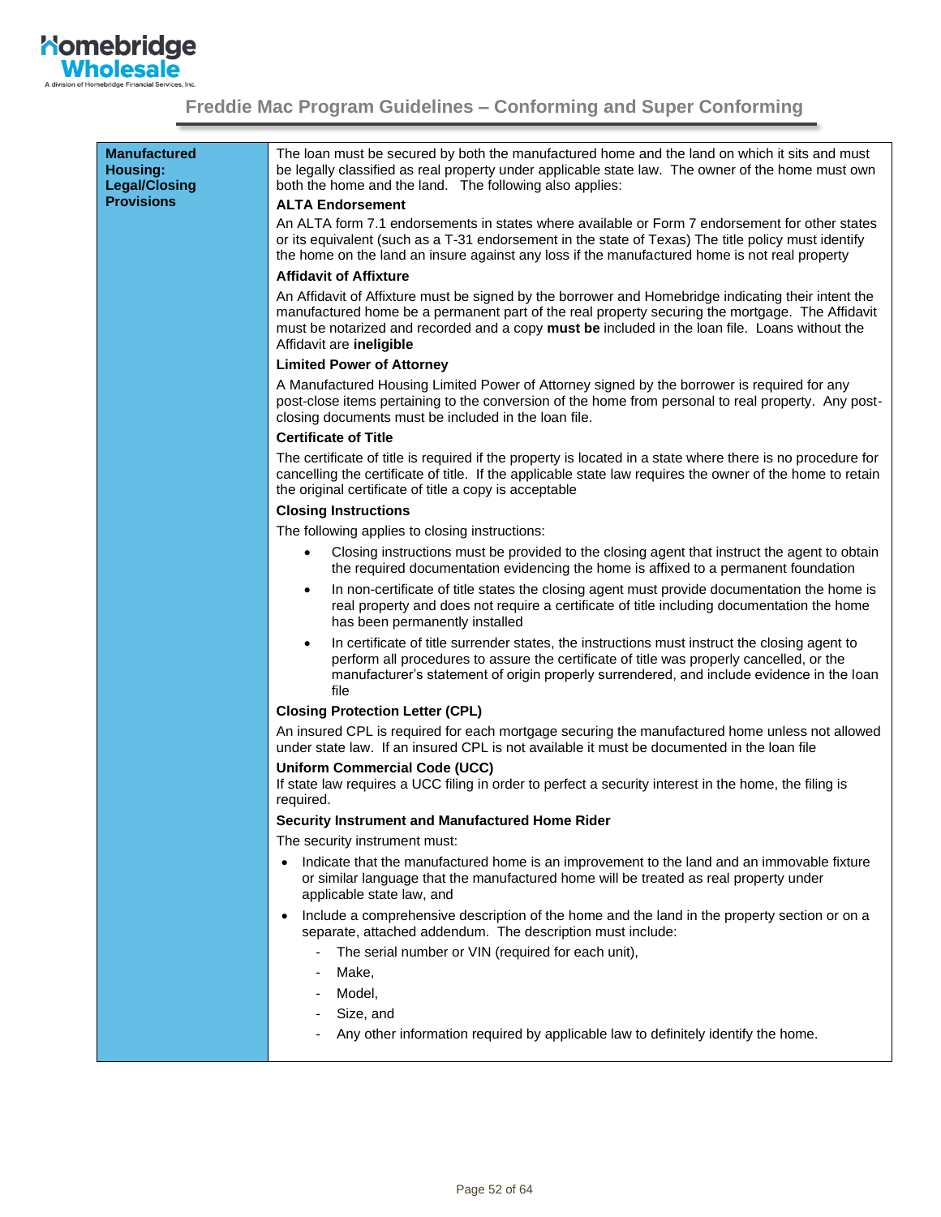| Manufactured Housing: Legal/Closing Provisions | The loan must be secured by both the manufactured home and the land on which it sits and must be legally classified as real property under applicable state law. The owner of the home must own both the home and the land. The following also applies:<br>**ALTA Endorsement**<br>An ALTA form 7.1 endorsements in states where available or Form 7 endorsement for other states or its equivalent (such as a T-31 endorsement in the state of Texas) The title policy must identify the home on the land an insure against any loss if the manufactured home is not real property<br>**Affidavit of Affixture**<br>An Affidavit of Affixture must be signed by the borrower and Homebridge indicating their intent the manufactured home be a permanent part of the real property securing the mortgage. The Affidavit must be notarized and recorded and a copy **must be** included in the loan file. Loans without the Affidavit are **ineligible**<br>**Limited Power of Attorney**<br>A Manufactured Housing Limited Power of Attorney signed by the borrower is required for any post-close items pertaining to the conversion of the home from personal to real property. Any post-closing documents must be included in the loan file.<br>**Certificate of Title**<br>The certificate of title is required if the property is located in a state where there is no procedure for cancelling the certificate of title. If the applicable state law requires the owner of the home to retain the original certificate of title a copy is acceptable<br>**Closing Instructions**<br>The following applies to closing instructions:<br>• Closing instructions must be provided to the closing agent that instruct the agent to obtain the required documentation evidencing the home is affixed to a permanent foundation<br>• In non-certificate of title states the closing agent must provide documentation the home is real property and does not require a certificate of title including documentation the home has been permanently installed<br>• In certificate of title surrender states, the instructions must instruct the closing agent to perform all procedures to assure the certificate of title was properly cancelled, or the manufacturer's statement of origin properly surrendered, and include evidence in the loan file<br>**Closing Protection Letter (CPL)**<br>An insured CPL is required for each mortgage securing the manufactured home unless not allowed under state law. If an insured CPL is not available it must be documented in the loan file<br>**Uniform Commercial Code (UCC)**<br>If state law requires a UCC filing in order to perfect a security interest in the home, the filing is required.<br>**Security Instrument and Manufactured Home Rider**<br>The security instrument must:<br>• Indicate that the manufactured home is an improvement to the land and an immovable fixture or similar language that the manufactured home will be treated as real property under applicable state law, and<br>• Include a comprehensive description of the home and the land in the property section or on a separate, attached addendum. The description must include:<br>&nbsp;&nbsp;- The serial number or VIN (required for each unit),<br>&nbsp;&nbsp;- Make,<br>&nbsp;&nbsp;- Model,<br>&nbsp;&nbsp;- Size, and<br>&nbsp;&nbsp;- Any other information required by applicable law to definitely identify the home. |
|---|---|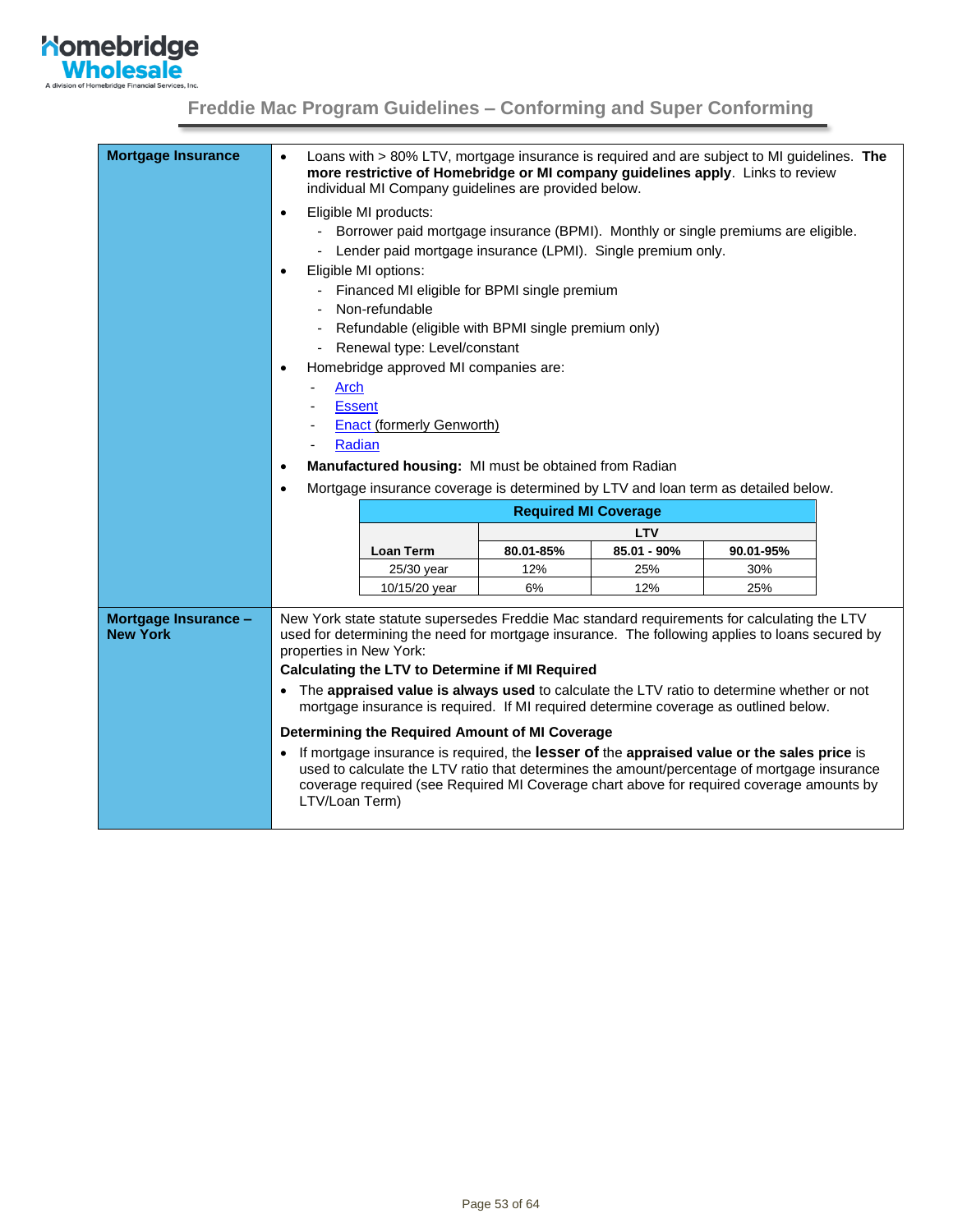# Freddie Mac Program Guidelines – Conforming and Super Conforming

## Mortgage Insurance

- Loans with > 80% LTV, mortgage insurance is required and are subject to MI guidelines. **The more restrictive of Homebridge or MI company guidelines apply**. Links to review individual MI Company guidelines are provided below.
- Eligible MI products:
  - Borrower paid mortgage insurance (BPMI). Monthly or single premiums are eligible.
  - Lender paid mortgage insurance (LPMI). Single premium only.
- Eligible MI options:
  - Financed MI eligible for BPMI single premium
  - Non-refundable
  - Refundable (eligible with BPMI single premium only)
  - Renewal type: Level/constant
- Homebridge approved MI companies are:
  - Arch
  - Essent
  - Enact (formerly Genworth)
  - Radian
- **Manufactured housing:** MI must be obtained from Radian
- Mortgage insurance coverage is determined by LTV and loan term as detailed below.

| Required MI Coverage | | | |
|---|---|---|---|
| | LTV | | |
| **Loan Term** | **80.01-85%** | **85.01 - 90%** | **90.01-95%** |
| 25/30 year | 12% | 25% | 30% |
| 10/15/20 year | 6% | 12% | 25% |

## Mortgage Insurance – New York

New York state statute supersedes Freddie Mac standard requirements for calculating the LTV used for determining the need for mortgage insurance. The following applies to loans secured by properties in New York:

**Calculating the LTV to Determine if MI Required**

- The **appraised value is always used** to calculate the LTV ratio to determine whether or not mortgage insurance is required. If MI required determine coverage as outlined below.

**Determining the Required Amount of MI Coverage**

- If mortgage insurance is required, the **lesser of** the **appraised value or the sales price** is used to calculate the LTV ratio that determines the amount/percentage of mortgage insurance coverage required (see Required MI Coverage chart above for required coverage amounts by LTV/Loan Term)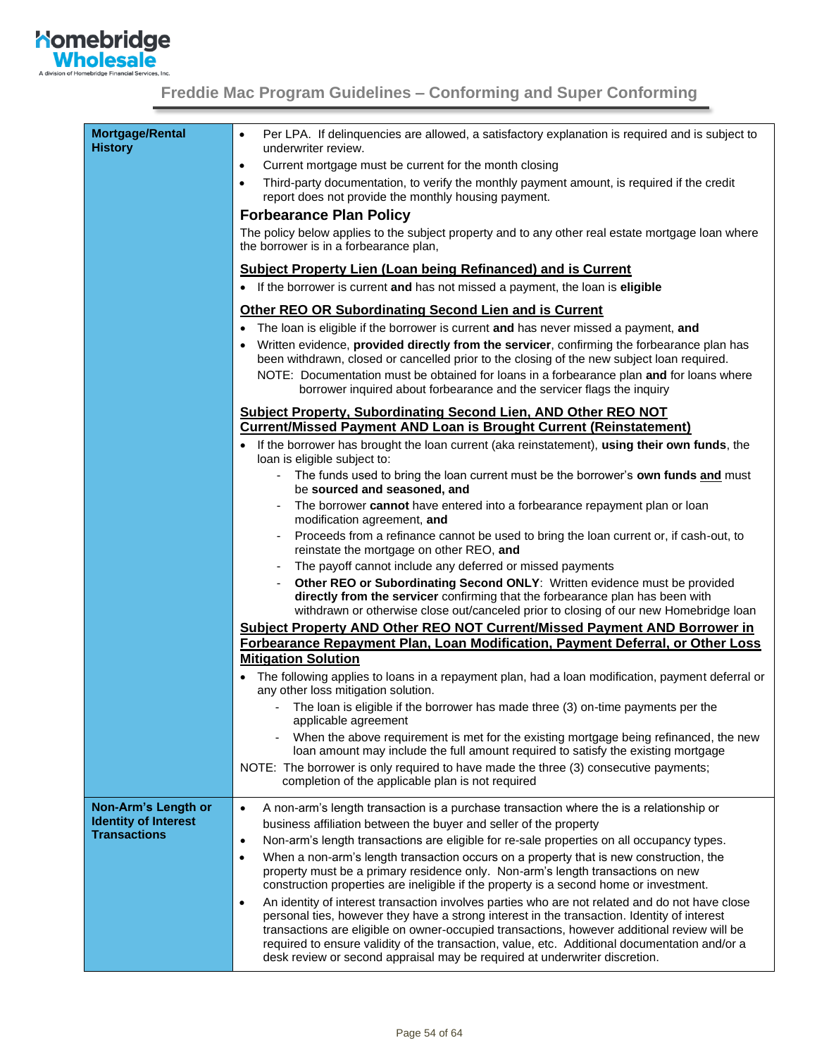| | |
|---|---|
| **Mortgage/Rental History** | • Per LPA. If delinquencies are allowed, a satisfactory explanation is required and is subject to underwriter review.<br>• Current mortgage must be current for the month closing<br>• Third-party documentation, to verify the monthly payment amount, is required if the credit report does not provide the monthly housing payment.<br>**Forbearance Plan Policy**<br>The policy below applies to the subject property and to any other real estate mortgage loan where the borrower is in a forbearance plan,<br>**<u>Subject Property Lien (Loan being Refinanced) and is Current</u>**<br>• If the borrower is current **and** has not missed a payment, the loan is **eligible**<br>**<u>Other REO OR Subordinating Second Lien and is Current</u>**<br>• The loan is eligible if the borrower is current **and** has never missed a payment, **and**<br>• Written evidence, **provided directly from the servicer**, confirming the forbearance plan has been withdrawn, closed or cancelled prior to the closing of the new subject loan required.<br>NOTE: Documentation must be obtained for loans in a forbearance plan **and** for loans where borrower inquired about forbearance and the servicer flags the inquiry<br>**<u>Subject Property, Subordinating Second Lien, AND Other REO NOT Current/Missed Payment AND Loan is Brought Current (Reinstatement)</u>**<br>• If the borrower has brought the loan current (aka reinstatement), **using their own funds**, the loan is eligible subject to:<br>- The funds used to bring the loan current must be the borrower's **own funds** **<u>and</u>** must be **sourced and seasoned, and**<br>- The borrower **cannot** have entered into a forbearance repayment plan or loan modification agreement, **and**<br>- Proceeds from a refinance cannot be used to bring the loan current or, if cash-out, to reinstate the mortgage on other REO, **and**<br>- The payoff cannot include any deferred or missed payments<br>- **Other REO or Subordinating Second ONLY**: Written evidence must be provided **directly from the servicer** confirming that the forbearance plan has been with withdrawn or otherwise close out/canceled prior to closing of our new Homebridge loan<br>**<u>Subject Property AND Other REO NOT Current/Missed Payment AND Borrower in Forbearance Repayment Plan, Loan Modification, Payment Deferral, or Other Loss Mitigation Solution</u>**<br>• The following applies to loans in a repayment plan, had a loan modification, payment deferral or any other loss mitigation solution.<br>- The loan is eligible if the borrower has made three (3) on-time payments per the applicable agreement<br>- When the above requirement is met for the existing mortgage being refinanced, the new loan amount may include the full amount required to satisfy the existing mortgage<br>NOTE: The borrower is only required to have made the three (3) consecutive payments; completion of the applicable plan is not required |
| **Non-Arm's Length or Identity of Interest Transactions** | • A non-arm's length transaction is a purchase transaction where the is a relationship or business affiliation between the buyer and seller of the property<br>• Non-arm's length transactions are eligible for re-sale properties on all occupancy types.<br>• When a non-arm's length transaction occurs on a property that is new construction, the property must be a primary residence only. Non-arm's length transactions on new construction properties are ineligible if the property is a second home or investment.<br>• An identity of interest transaction involves parties who are not related and do not have close personal ties, however they have a strong interest in the transaction. Identity of interest transactions are eligible on owner-occupied transactions, however additional review will be required to ensure validity of the transaction, value, etc. Additional documentation and/or a desk review or second appraisal may be required at underwriter discretion. |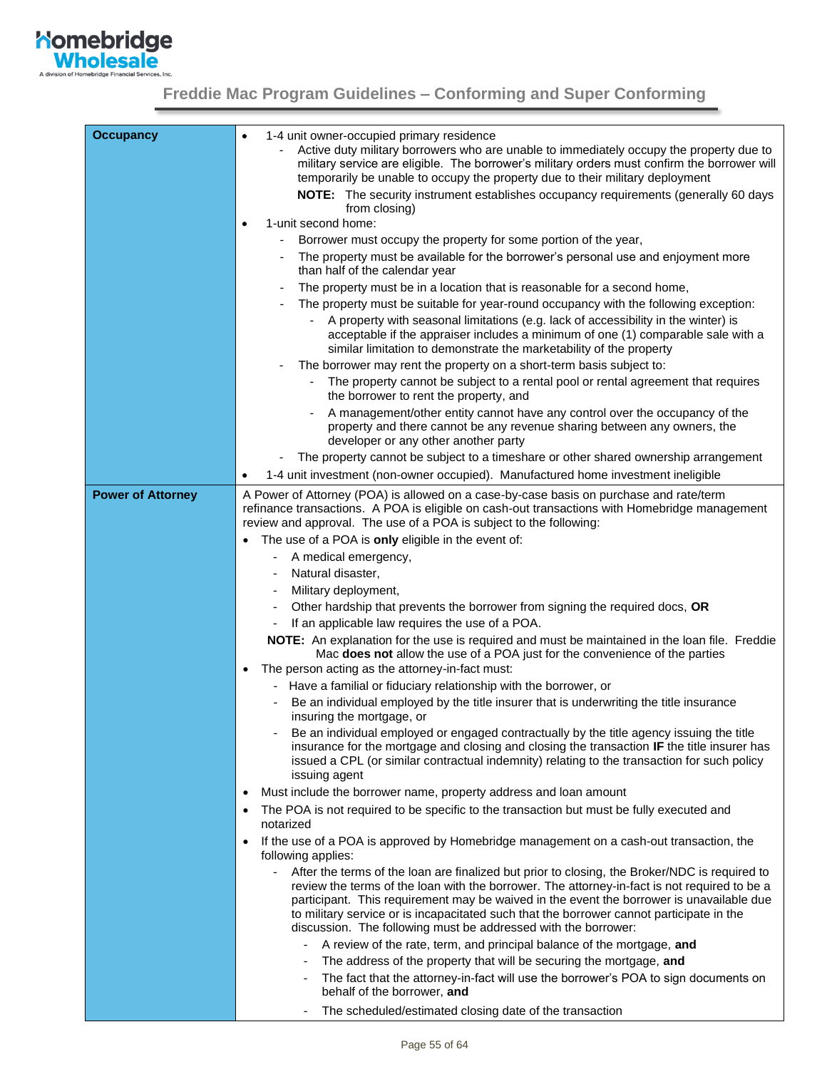## Freddie Mac Program Guidelines – Conforming and Super Conforming

| | |
|---|---|
| **Occupancy** | • 1-4 unit owner-occupied primary residence<br>  - Active duty military borrowers who are unable to immediately occupy the property due to military service are eligible. The borrower's military orders must confirm the borrower will temporarily be unable to occupy the property due to their military deployment<br>  **NOTE:** The security instrument establishes occupancy requirements (generally 60 days from closing)<br>• 1-unit second home:<br>  - Borrower must occupy the property for some portion of the year,<br>  - The property must be available for the borrower's personal use and enjoyment more than half of the calendar year<br>  - The property must be in a location that is reasonable for a second home,<br>  - The property must be suitable for year-round occupancy with the following exception:<br>    - A property with seasonal limitations (e.g. lack of accessibility in the winter) is acceptable if the appraiser includes a minimum of one (1) comparable sale with a similar limitation to demonstrate the marketability of the property<br>  - The borrower may rent the property on a short-term basis subject to:<br>    - The property cannot be subject to a rental pool or rental agreement that requires the borrower to rent the property, and<br>    - A management/other entity cannot have any control over the occupancy of the property and there cannot be any revenue sharing between any owners, the developer or any other another party<br>  - The property cannot be subject to a timeshare or other shared ownership arrangement<br>• 1-4 unit investment (non-owner occupied). Manufactured home investment ineligible |
| **Power of Attorney** | A Power of Attorney (POA) is allowed on a case-by-case basis on purchase and rate/term refinance transactions. A POA is eligible on cash-out transactions with Homebridge management review and approval. The use of a POA is subject to the following:<br>• The use of a POA is **only** eligible in the event of:<br>  - A medical emergency,<br>  - Natural disaster,<br>  - Military deployment,<br>  - Other hardship that prevents the borrower from signing the required docs, **OR**<br>  - If an applicable law requires the use of a POA.<br>**NOTE:** An explanation for the use is required and must be maintained in the loan file. Freddie Mac **does not** allow the use of a POA just for the convenience of the parties<br>• The person acting as the attorney-in-fact must:<br>  - Have a familial or fiduciary relationship with the borrower, or<br>  - Be an individual employed by the title insurer that is underwriting the title insurance insuring the mortgage, or<br>  - Be an individual employed or engaged contractually by the title agency issuing the title insurance for the mortgage and closing and closing the transaction **IF** the title insurer has issued a CPL (or similar contractual indemnity) relating to the transaction for such policy issuing agent<br>• Must include the borrower name, property address and loan amount<br>• The POA is not required to be specific to the transaction but must be fully executed and notarized<br>• If the use of a POA is approved by Homebridge management on a cash-out transaction, the following applies:<br>  - After the terms of the loan are finalized but prior to closing, the Broker/NDC is required to review the terms of the loan with the borrower. The attorney-in-fact is not required to be a participant. This requirement may be waived in the event the borrower is unavailable due to military service or is incapacitated such that the borrower cannot participate in the discussion. The following must be addressed with the borrower:<br>    - A review of the rate, term, and principal balance of the mortgage, **and**<br>    - The address of the property that will be securing the mortgage, **and**<br>    - The fact that the attorney-in-fact will use the borrower's POA to sign documents on behalf of the borrower, **and**<br>    - The scheduled/estimated closing date of the transaction |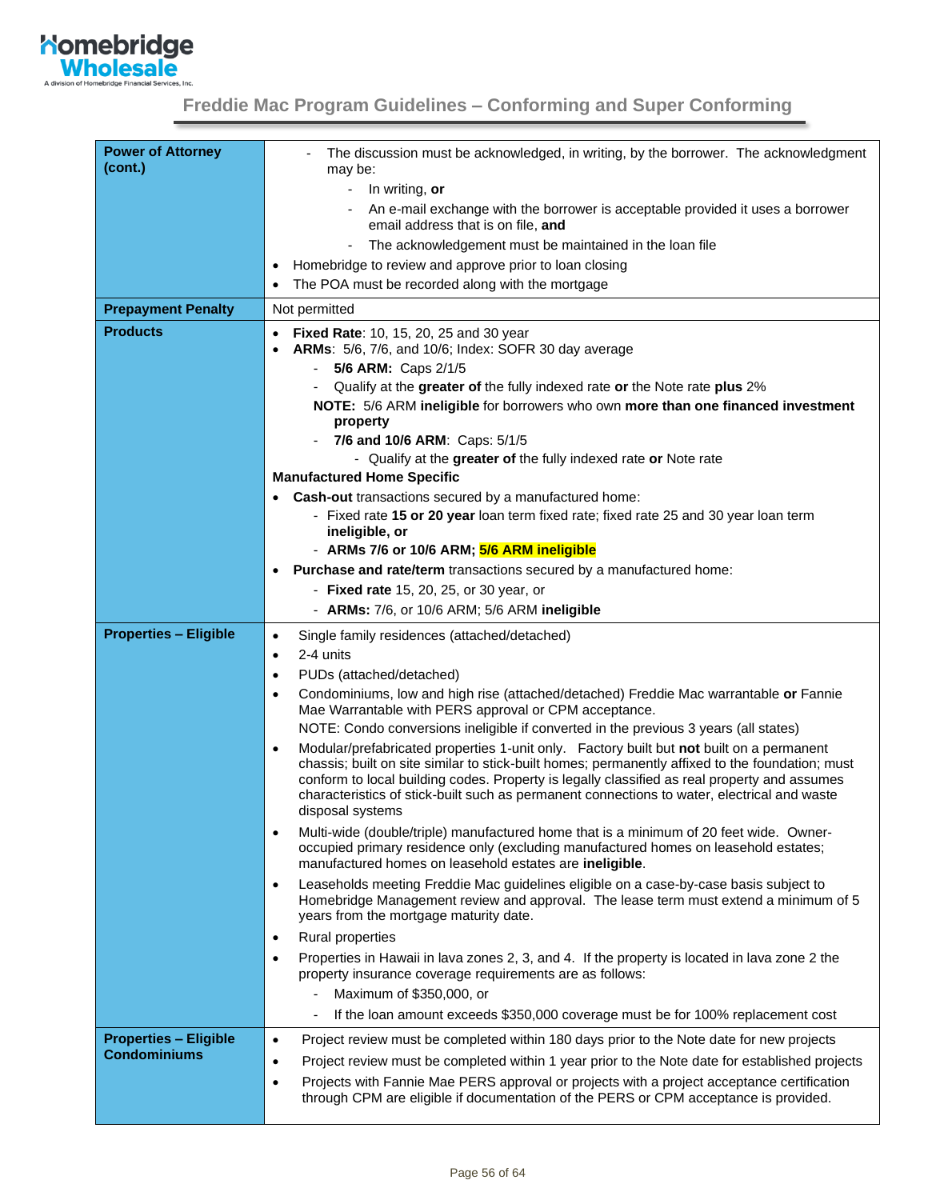## Freddie Mac Program Guidelines – Conforming and Super Conforming

| | |
|---|---|
| **Power of Attorney (cont.)** | - The discussion must be acknowledged, in writing, by the borrower. The acknowledgment may be:<br>&nbsp;&nbsp;&nbsp;&nbsp;- In writing, **or**<br>&nbsp;&nbsp;&nbsp;&nbsp;- An e-mail exchange with the borrower is acceptable provided it uses a borrower email address that is on file, **and**<br>&nbsp;&nbsp;&nbsp;&nbsp;- The acknowledgement must be maintained in the loan file<br>• Homebridge to review and approve prior to loan closing<br>• The POA must be recorded along with the mortgage |
| **Prepayment Penalty** | Not permitted |
| **Products** | • **Fixed Rate**: 10, 15, 20, 25 and 30 year<br>• **ARMs**: 5/6, 7/6, and 10/6; Index: SOFR 30 day average<br>&nbsp;&nbsp;&nbsp;&nbsp;- **5/6 ARM:** Caps 2/1/5<br>&nbsp;&nbsp;&nbsp;&nbsp;- Qualify at the **greater of** the fully indexed rate **or** the Note rate **plus** 2%<br>&nbsp;&nbsp;&nbsp;&nbsp;**NOTE:** 5/6 ARM **ineligible** for borrowers who own **more than one financed investment property**<br>&nbsp;&nbsp;&nbsp;&nbsp;- **7/6 and 10/6 ARM**: Caps: 5/1/5<br>&nbsp;&nbsp;&nbsp;&nbsp;&nbsp;&nbsp;&nbsp;&nbsp;- Qualify at the **greater of** the fully indexed rate **or** Note rate<br>**Manufactured Home Specific**<br>• **Cash-out** transactions secured by a manufactured home:<br>&nbsp;&nbsp;&nbsp;&nbsp;- Fixed rate **15 or 20 year** loan term fixed rate; fixed rate 25 and 30 year loan term **ineligible, or**<br>&nbsp;&nbsp;&nbsp;&nbsp;- **ARMs 7/6 or 10/6 ARM; 5/6 ARM ineligible**<br>• **Purchase and rate/term** transactions secured by a manufactured home:<br>&nbsp;&nbsp;&nbsp;&nbsp;- **Fixed rate** 15, 20, 25, or 30 year, or<br>&nbsp;&nbsp;&nbsp;&nbsp;- **ARMs:** 7/6, or 10/6 ARM; 5/6 ARM **ineligible** |
| **Properties – Eligible** | • Single family residences (attached/detached)<br>• 2-4 units<br>• PUDs (attached/detached)<br>• Condominiums, low and high rise (attached/detached) Freddie Mac warrantable **or** Fannie Mae Warrantable with PERS approval or CPM acceptance.<br>NOTE: Condo conversions ineligible if converted in the previous 3 years (all states)<br>• Modular/prefabricated properties 1-unit only. Factory built but **not** built on a permanent chassis; built on site similar to stick-built homes; permanently affixed to the foundation; must conform to local building codes. Property is legally classified as real property and assumes characteristics of stick-built such as permanent connections to water, electrical and waste disposal systems<br>• Multi-wide (double/triple) manufactured home that is a minimum of 20 feet wide. Owner-occupied primary residence only (excluding manufactured homes on leasehold estates; manufactured homes on leasehold estates are **ineligible**.<br>• Leaseholds meeting Freddie Mac guidelines eligible on a case-by-case basis subject to Homebridge Management review and approval. The lease term must extend a minimum of 5 years from the mortgage maturity date.<br>• Rural properties<br>• Properties in Hawaii in lava zones 2, 3, and 4. If the property is located in lava zone 2 the property insurance coverage requirements are as follows:<br>&nbsp;&nbsp;&nbsp;&nbsp;- Maximum of $350,000, or<br>&nbsp;&nbsp;&nbsp;&nbsp;- If the loan amount exceeds $350,000 coverage must be for 100% replacement cost |
| **Properties – Eligible Condominiums** | • Project review must be completed within 180 days prior to the Note date for new projects<br>• Project review must be completed within 1 year prior to the Note date for established projects<br>• Projects with Fannie Mae PERS approval or projects with a project acceptance certification through CPM are eligible if documentation of the PERS or CPM acceptance is provided. |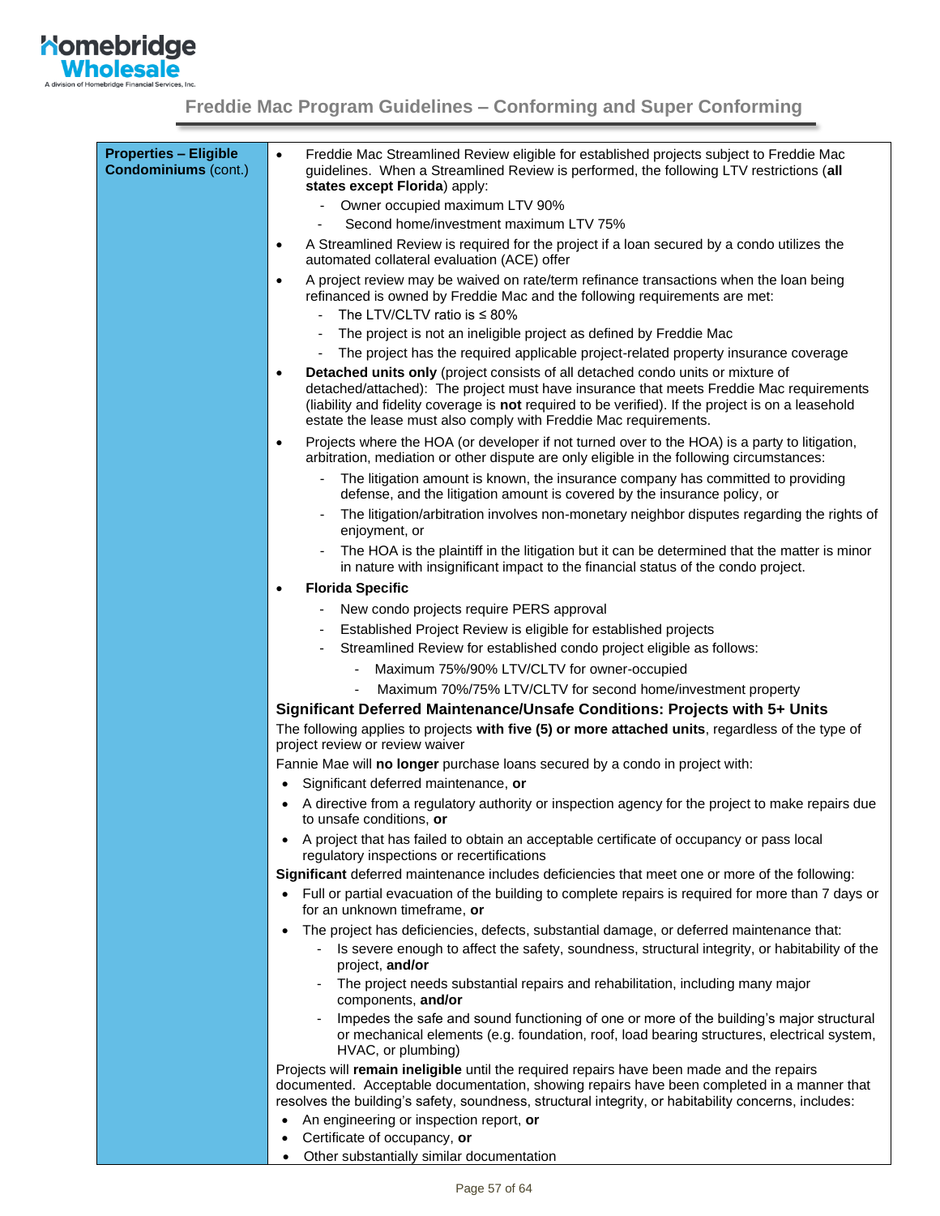| Properties – Eligible Condominiums (cont.) | • Freddie Mac Streamlined Review eligible for established projects subject to Freddie Mac guidelines. When a Streamlined Review is performed, the following LTV restrictions (**all states except Florida**) apply:<br>&nbsp;&nbsp;- Owner occupied maximum LTV 90%<br>&nbsp;&nbsp;- Second home/investment maximum LTV 75%<br>• A Streamlined Review is required for the project if a loan secured by a condo utilizes the automated collateral evaluation (ACE) offer<br>• A project review may be waived on rate/term refinance transactions when the loan being refinanced is owned by Freddie Mac and the following requirements are met:<br>&nbsp;&nbsp;- The LTV/CLTV ratio is ≤ 80%<br>&nbsp;&nbsp;- The project is not an ineligible project as defined by Freddie Mac<br>&nbsp;&nbsp;- The project has the required applicable project-related property insurance coverage<br>• **Detached units only** (project consists of all detached condo units or mixture of detached/attached): The project must have insurance that meets Freddie Mac requirements (liability and fidelity coverage is **not** required to be verified). If the project is on a leasehold estate the lease must also comply with Freddie Mac requirements.<br>• Projects where the HOA (or developer if not turned over to the HOA) is a party to litigation, arbitration, mediation or other dispute are only eligible in the following circumstances:<br>&nbsp;&nbsp;- The litigation amount is known, the insurance company has committed to providing defense, and the litigation amount is covered by the insurance policy, or<br>&nbsp;&nbsp;- The litigation/arbitration involves non-monetary neighbor disputes regarding the rights of enjoyment, or<br>&nbsp;&nbsp;- The HOA is the plaintiff in the litigation but it can be determined that the matter is minor in nature with insignificant impact to the financial status of the condo project.<br>• **Florida Specific**<br>&nbsp;&nbsp;- New condo projects require PERS approval<br>&nbsp;&nbsp;- Established Project Review is eligible for established projects<br>&nbsp;&nbsp;- Streamlined Review for established condo project eligible as follows:<br>&nbsp;&nbsp;&nbsp;&nbsp;- Maximum 75%/90% LTV/CLTV for owner-occupied<br>&nbsp;&nbsp;&nbsp;&nbsp;- Maximum 70%/75% LTV/CLTV for second home/investment property<br>**Significant Deferred Maintenance/Unsafe Conditions: Projects with 5+ Units**<br>The following applies to projects **with five (5) or more attached units**, regardless of the type of project review or review waiver<br>Fannie Mae will **no longer** purchase loans secured by a condo in project with:<br>• Significant deferred maintenance, **or**<br>• A directive from a regulatory authority or inspection agency for the project to make repairs due to unsafe conditions, **or**<br>• A project that has failed to obtain an acceptable certificate of occupancy or pass local regulatory inspections or recertifications<br>**Significant** deferred maintenance includes deficiencies that meet one or more of the following:<br>• Full or partial evacuation of the building to complete repairs is required for more than 7 days or for an unknown timeframe, **or**<br>• The project has deficiencies, defects, substantial damage, or deferred maintenance that:<br>&nbsp;&nbsp;- Is severe enough to affect the safety, soundness, structural integrity, or habitability of the project, **and/or**<br>&nbsp;&nbsp;- The project needs substantial repairs and rehabilitation, including many major components, **and/or**<br>&nbsp;&nbsp;- Impedes the safe and sound functioning of one or more of the building's major structural or mechanical elements (e.g. foundation, roof, load bearing structures, electrical system, HVAC, or plumbing)<br>Projects will **remain ineligible** until the required repairs have been made and the repairs documented. Acceptable documentation, showing repairs have been completed in a manner that resolves the building's safety, soundness, structural integrity, or habitability concerns, includes:<br>• An engineering or inspection report, **or**<br>• Certificate of occupancy, **or**<br>• Other substantially similar documentation |
|---|---|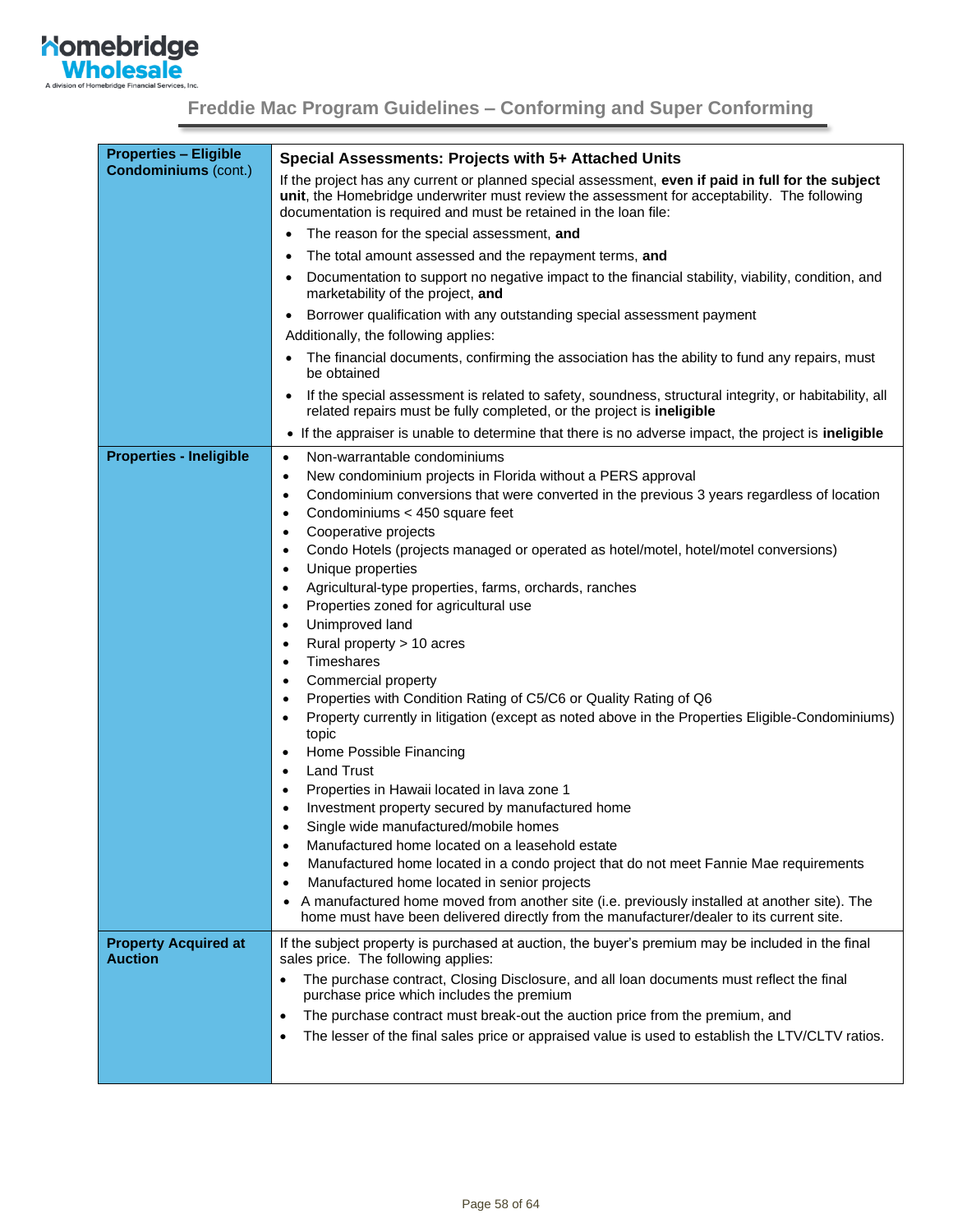## Freddie Mac Program Guidelines – Conforming and Super Conforming

| | |
|---|---|
| **Properties – Eligible Condominiums** (cont.) | **Special Assessments: Projects with 5+ Attached Units**<br>If the project has any current or planned special assessment, **even if paid in full for the subject unit**, the Homebridge underwriter must review the assessment for acceptability. The following documentation is required and must be retained in the loan file:<br>• The reason for the special assessment, **and**<br>• The total amount assessed and the repayment terms, **and**<br>• Documentation to support no negative impact to the financial stability, viability, condition, and marketability of the project, **and**<br>• Borrower qualification with any outstanding special assessment payment<br>Additionally, the following applies:<br>• The financial documents, confirming the association has the ability to fund any repairs, must be obtained<br>• If the special assessment is related to safety, soundness, structural integrity, or habitability, all related repairs must be fully completed, or the project is **ineligible**<br>• If the appraiser is unable to determine that there is no adverse impact, the project is **ineligible** |
| **Properties - Ineligible** | • Non-warrantable condominiums<br>• New condominium projects in Florida without a PERS approval<br>• Condominium conversions that were converted in the previous 3 years regardless of location<br>• Condominiums < 450 square feet<br>• Cooperative projects<br>• Condo Hotels (projects managed or operated as hotel/motel, hotel/motel conversions)<br>• Unique properties<br>• Agricultural-type properties, farms, orchards, ranches<br>• Properties zoned for agricultural use<br>• Unimproved land<br>• Rural property > 10 acres<br>• Timeshares<br>• Commercial property<br>• Properties with Condition Rating of C5/C6 or Quality Rating of Q6<br>• Property currently in litigation (except as noted above in the Properties Eligible-Condominiums) topic<br>• Home Possible Financing<br>• Land Trust<br>• Properties in Hawaii located in lava zone 1<br>• Investment property secured by manufactured home<br>• Single wide manufactured/mobile homes<br>• Manufactured home located on a leasehold estate<br>• Manufactured home located in a condo project that do not meet Fannie Mae requirements<br>• Manufactured home located in senior projects<br>• A manufactured home moved from another site (i.e. previously installed at another site). The home must have been delivered directly from the manufacturer/dealer to its current site. |
| **Property Acquired at Auction** | If the subject property is purchased at auction, the buyer's premium may be included in the final sales price. The following applies:<br>• The purchase contract, Closing Disclosure, and all loan documents must reflect the final purchase price which includes the premium<br>• The purchase contract must break-out the auction price from the premium, and<br>• The lesser of the final sales price or appraised value is used to establish the LTV/CLTV ratios. |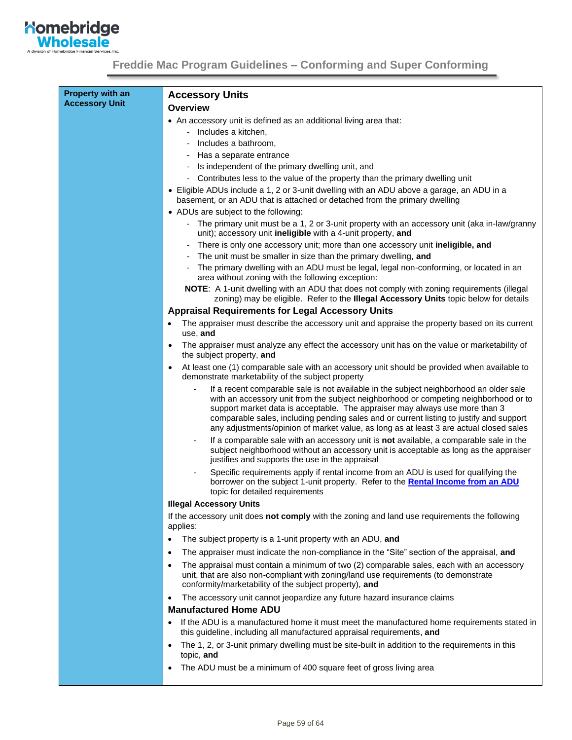## Property with an Accessory Unit

### Accessory Units

#### Overview

- An accessory unit is defined as an additional living area that:
  - Includes a kitchen,
  - Includes a bathroom,
  - Has a separate entrance
  - Is independent of the primary dwelling unit, and
  - Contributes less to the value of the property than the primary dwelling unit
- Eligible ADUs include a 1, 2 or 3-unit dwelling with an ADU above a garage, an ADU in a basement, or an ADU that is attached or detached from the primary dwelling
- ADUs are subject to the following:
  - The primary unit must be a 1, 2 or 3-unit property with an accessory unit (aka in-law/granny unit); accessory unit **ineligible** with a 4-unit property, **and**
  - There is only one accessory unit; more than one accessory unit **ineligible, and**
  - The unit must be smaller in size than the primary dwelling, **and**
  - The primary dwelling with an ADU must be legal, legal non-conforming, or located in an area without zoning with the following exception:

  **NOTE**: A 1-unit dwelling with an ADU that does not comply with zoning requirements (illegal zoning) may be eligible. Refer to the **Illegal Accessory Units** topic below for details

#### Appraisal Requirements for Legal Accessory Units

- The appraiser must describe the accessory unit and appraise the property based on its current use, **and**
- The appraiser must analyze any effect the accessory unit has on the value or marketability of the subject property, **and**
- At least one (1) comparable sale with an accessory unit should be provided when available to demonstrate marketability of the subject property
  - If a recent comparable sale is not available in the subject neighborhood an older sale with an accessory unit from the subject neighborhood or competing neighborhood or to support market data is acceptable. The appraiser may always use more than 3 comparable sales, including pending sales and or current listing to justify and support any adjustments/opinion of market value, as long as at least 3 are actual closed sales
  - If a comparable sale with an accessory unit is **not** available, a comparable sale in the subject neighborhood without an accessory unit is acceptable as long as the appraiser justifies and supports the use in the appraisal
  - Specific requirements apply if rental income from an ADU is used for qualifying the borrower on the subject 1-unit property. Refer to the **Rental Income from an ADU** topic for detailed requirements

#### Illegal Accessory Units

If the accessory unit does **not comply** with the zoning and land use requirements the following applies:

- The subject property is a 1-unit property with an ADU, **and**
- The appraiser must indicate the non-compliance in the "Site" section of the appraisal, **and**
- The appraisal must contain a minimum of two (2) comparable sales, each with an accessory unit, that are also non-compliant with zoning/land use requirements (to demonstrate conformity/marketability of the subject property), **and**
- The accessory unit cannot jeopardize any future hazard insurance claims

#### Manufactured Home ADU

- If the ADU is a manufactured home it must meet the manufactured home requirements stated in this guideline, including all manufactured appraisal requirements, **and**
- The 1, 2, or 3-unit primary dwelling must be site-built in addition to the requirements in this topic, **and**
- The ADU must be a minimum of 400 square feet of gross living area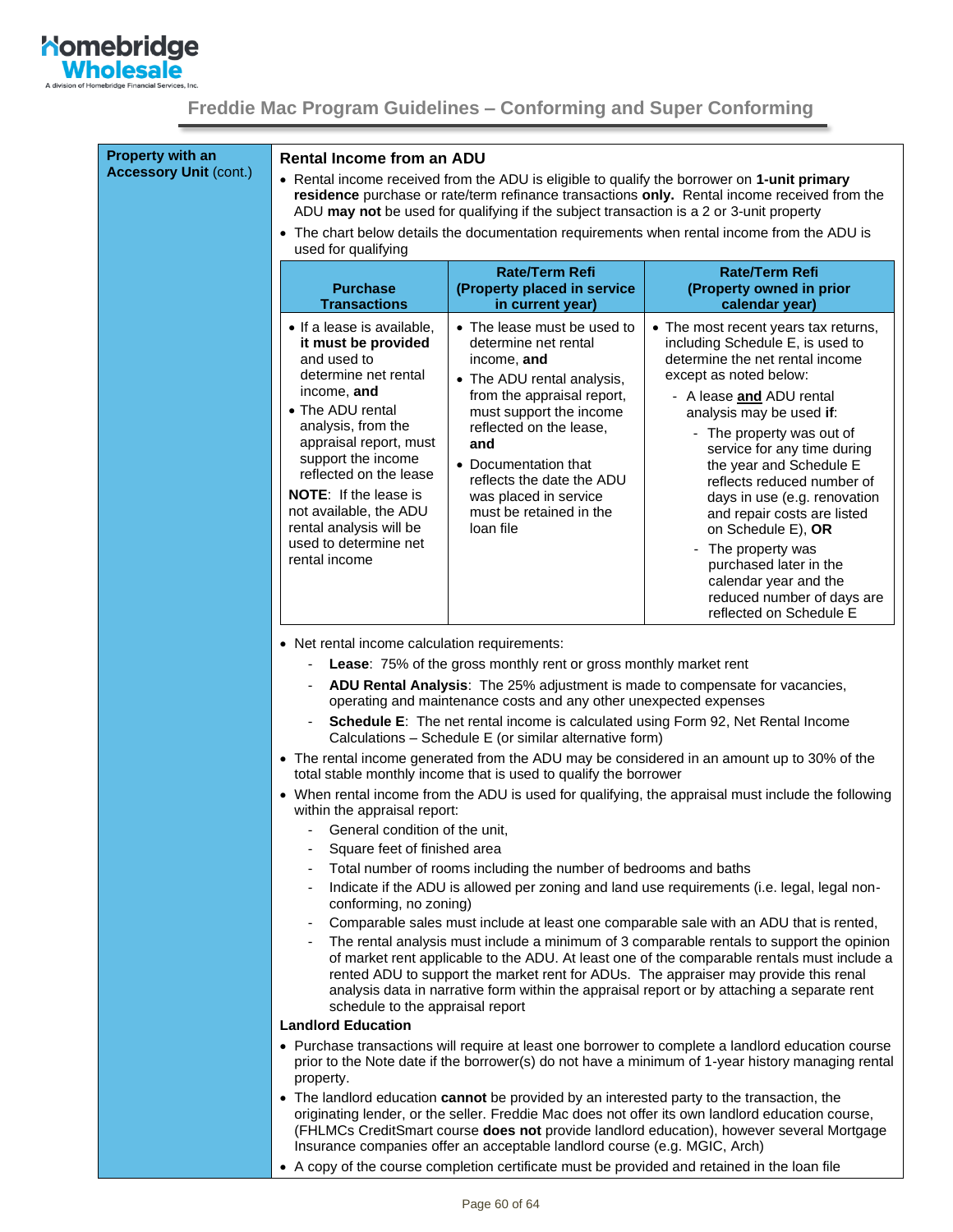**Property with an Accessory Unit** (cont.)

### Rental Income from an ADU

- Rental income received from the ADU is eligible to qualify the borrower on **1-unit primary residence** purchase or rate/term refinance transactions **only.** Rental income received from the ADU **may not** be used for qualifying if the subject transaction is a 2 or 3-unit property
- The chart below details the documentation requirements when rental income from the ADU is used for qualifying

| Purchase Transactions | Rate/Term Refi (Property placed in service in current year) | Rate/Term Refi (Property owned in prior calendar year) |
|---|---|---|
| • If a lease is available, **it must be provided** and used to determine net rental income, **and**<br>• The ADU rental analysis, from the appraisal report, must support the income reflected on the lease<br>**NOTE**: If the lease is not available, the ADU rental analysis will be used to determine net rental income | • The lease must be used to determine net rental income, **and**<br>• The ADU rental analysis, from the appraisal report, must support the income reflected on the lease, **and**<br>• Documentation that reflects the date the ADU was placed in service must be retained in the loan file | • The most recent years tax returns, including Schedule E, is used to determine the net rental income except as noted below:<br>- A lease **and** ADU rental analysis may be used **if**:<br>- The property was out of service for any time during the year and Schedule E reflects reduced number of days in use (e.g. renovation and repair costs are listed on Schedule E), **OR**<br>- The property was purchased later in the calendar year and the reduced number of days are reflected on Schedule E |

- Net rental income calculation requirements:
  - **Lease**: 75% of the gross monthly rent or gross monthly market rent
  - **ADU Rental Analysis**: The 25% adjustment is made to compensate for vacancies, operating and maintenance costs and any other unexpected expenses
  - **Schedule E**: The net rental income is calculated using Form 92, Net Rental Income Calculations – Schedule E (or similar alternative form)
- The rental income generated from the ADU may be considered in an amount up to 30% of the total stable monthly income that is used to qualify the borrower
- When rental income from the ADU is used for qualifying, the appraisal must include the following within the appraisal report:
  - General condition of the unit,
  - Square feet of finished area
  - Total number of rooms including the number of bedrooms and baths
  - Indicate if the ADU is allowed per zoning and land use requirements (i.e. legal, legal non-conforming, no zoning)
  - Comparable sales must include at least one comparable sale with an ADU that is rented,
  - The rental analysis must include a minimum of 3 comparable rentals to support the opinion of market rent applicable to the ADU. At least one of the comparable rentals must include a rented ADU to support the market rent for ADUs. The appraiser may provide this renal analysis data in narrative form within the appraisal report or by attaching a separate rent schedule to the appraisal report

**Landlord Education**

- Purchase transactions will require at least one borrower to complete a landlord education course prior to the Note date if the borrower(s) do not have a minimum of 1-year history managing rental property.
- The landlord education **cannot** be provided by an interested party to the transaction, the originating lender, or the seller. Freddie Mac does not offer its own landlord education course, (FHLMCs CreditSmart course **does not** provide landlord education), however several Mortgage Insurance companies offer an acceptable landlord course (e.g. MGIC, Arch)
- A copy of the course completion certificate must be provided and retained in the loan file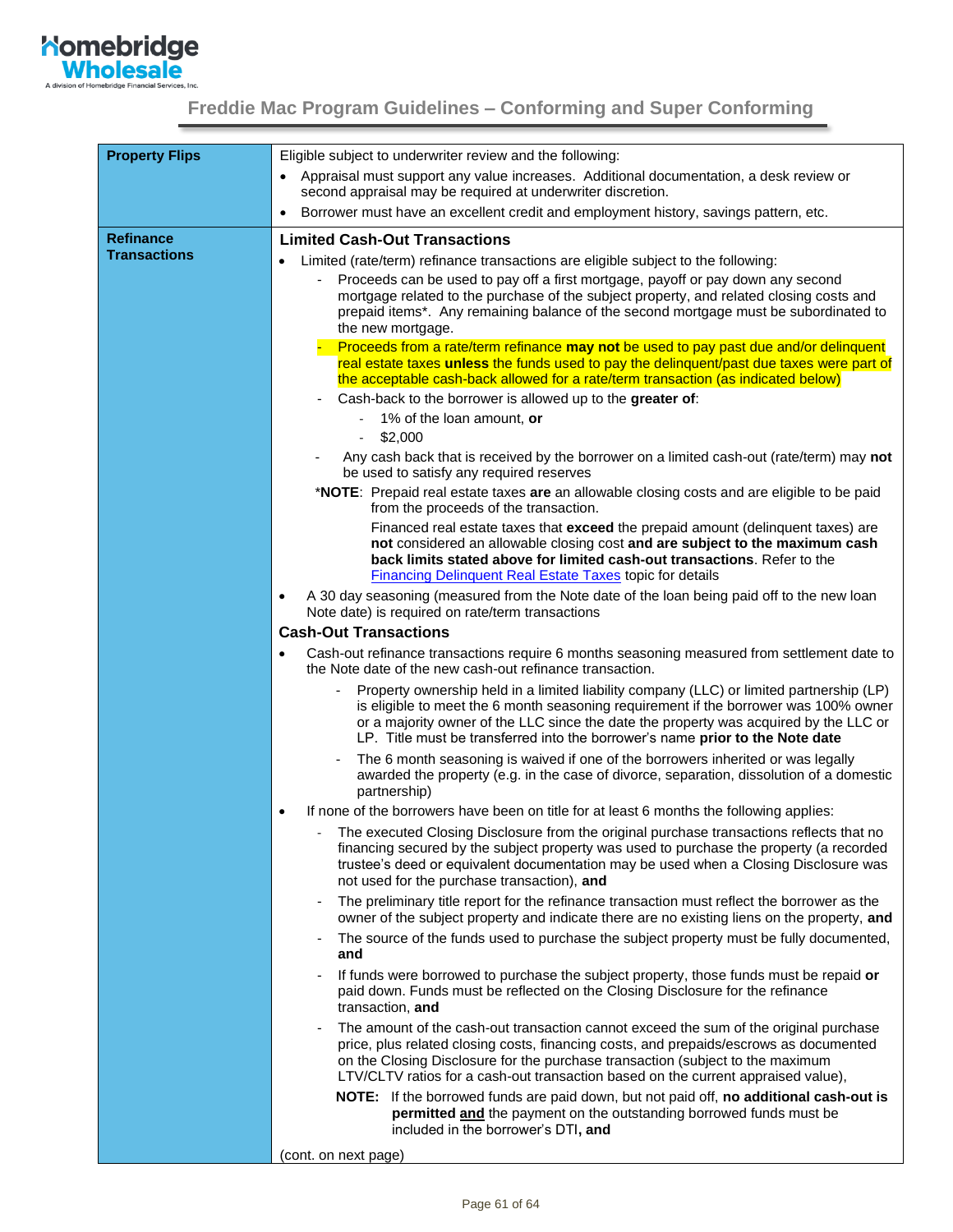| | |
|---|---|
| **Property Flips** | Eligible subject to underwriter review and the following:<br>• Appraisal must support any value increases. Additional documentation, a desk review or second appraisal may be required at underwriter discretion.<br>• Borrower must have an excellent credit and employment history, savings pattern, etc. |
| **Refinance Transactions** | **Limited Cash-Out Transactions**<br>• Limited (rate/term) refinance transactions are eligible subject to the following:<br>&nbsp;&nbsp;- Proceeds can be used to pay off a first mortgage, payoff or pay down any second mortgage related to the purchase of the subject property, and related closing costs and prepaid items*. Any remaining balance of the second mortgage must be subordinated to the new mortgage.<br>&nbsp;&nbsp;- Proceeds from a rate/term refinance **may not** be used to pay past due and/or delinquent real estate taxes **unless** the funds used to pay the delinquent/past due taxes were part of the acceptable cash-back allowed for a rate/term transaction (as indicated below)<br>&nbsp;&nbsp;- Cash-back to the borrower is allowed up to the **greater of**:<br>&nbsp;&nbsp;&nbsp;&nbsp;- 1% of the loan amount, **or**<br>&nbsp;&nbsp;&nbsp;&nbsp;- $2,000<br>&nbsp;&nbsp;- Any cash back that is received by the borrower on a limited cash-out (rate/term) may **not** be used to satisfy any required reserves<br>*__NOTE__: Prepaid real estate taxes **are** an allowable closing costs and are eligible to be paid from the proceeds of the transaction.<br>Financed real estate taxes that **exceed** the prepaid amount (delinquent taxes) are **not** considered an allowable closing cost **and are subject to the maximum cash back limits stated above for limited cash-out transactions**. Refer to the Financing Delinquent Real Estate Taxes topic for details<br>• A 30 day seasoning (measured from the Note date of the loan being paid off to the new loan Note date) is required on rate/term transactions<br>**Cash-Out Transactions**<br>• Cash-out refinance transactions require 6 months seasoning measured from settlement date to the Note date of the new cash-out refinance transaction.<br>&nbsp;&nbsp;- Property ownership held in a limited liability company (LLC) or limited partnership (LP) is eligible to meet the 6 month seasoning requirement if the borrower was 100% owner or a majority owner of the LLC since the date the property was acquired by the LLC or LP. Title must be transferred into the borrower's name **prior to the Note date**<br>&nbsp;&nbsp;- The 6 month seasoning is waived if one of the borrowers inherited or was legally awarded the property (e.g. in the case of divorce, separation, dissolution of a domestic partnership)<br>• If none of the borrowers have been on title for at least 6 months the following applies:<br>&nbsp;&nbsp;- The executed Closing Disclosure from the original purchase transactions reflects that no financing secured by the subject property was used to purchase the property (a recorded trustee's deed or equivalent documentation may be used when a Closing Disclosure was not used for the purchase transaction), **and**<br>&nbsp;&nbsp;- The preliminary title report for the refinance transaction must reflect the borrower as the owner of the subject property and indicate there are no existing liens on the property, **and**<br>&nbsp;&nbsp;- The source of the funds used to purchase the subject property must be fully documented, **and**<br>&nbsp;&nbsp;- If funds were borrowed to purchase the subject property, those funds must be repaid **or** paid down. Funds must be reflected on the Closing Disclosure for the refinance transaction, **and**<br>&nbsp;&nbsp;- The amount of the cash-out transaction cannot exceed the sum of the original purchase price, plus related closing costs, financing costs, and prepaids/escrows as documented on the Closing Disclosure for the purchase transaction (subject to the maximum LTV/CLTV ratios for a cash-out transaction based on the current appraised value),<br>&nbsp;&nbsp;**NOTE:** If the borrowed funds are paid down, but not paid off, **no additional cash-out is permitted and** the payment on the outstanding borrowed funds must be included in the borrower's DTI**, and**<br>(cont. on next page) |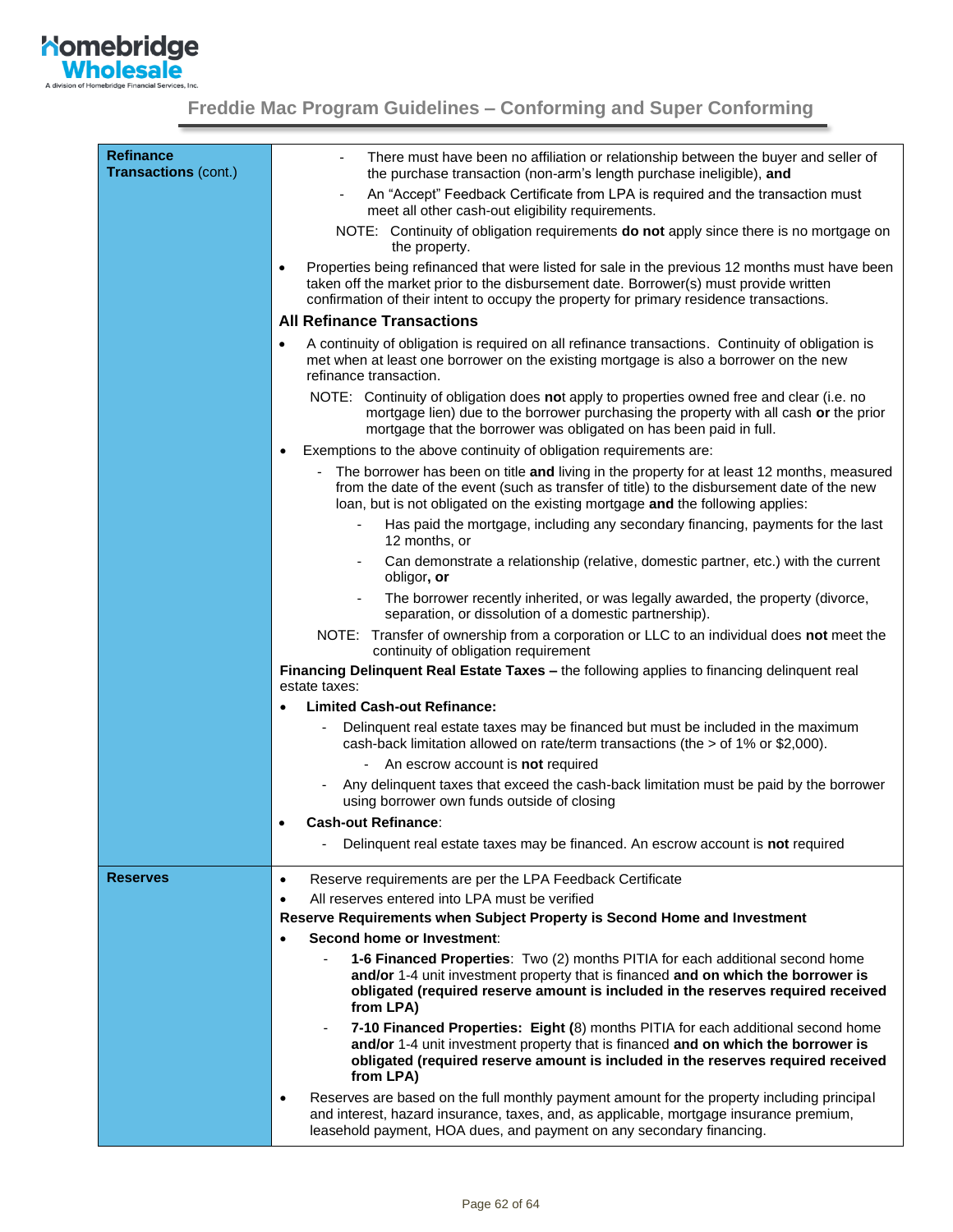| | |
|---|---|
| **Refinance Transactions** (cont.) | - There must have been no affiliation or relationship between the buyer and seller of the purchase transaction (non-arm's length purchase ineligible), **and**<br>- An "Accept" Feedback Certificate from LPA is required and the transaction must meet all other cash-out eligibility requirements.<br>NOTE: Continuity of obligation requirements **do not** apply since there is no mortgage on the property.<br>• Properties being refinanced that were listed for sale in the previous 12 months must have been taken off the market prior to the disbursement date. Borrower(s) must provide written confirmation of their intent to occupy the property for primary residence transactions.<br>**All Refinance Transactions**<br>• A continuity of obligation is required on all refinance transactions. Continuity of obligation is met when at least one borrower on the existing mortgage is also a borrower on the new refinance transaction.<br>NOTE: Continuity of obligation does **not** apply to properties owned free and clear (i.e. no mortgage lien) due to the borrower purchasing the property with all cash **or** the prior mortgage that the borrower was obligated on has been paid in full.<br>• Exemptions to the above continuity of obligation requirements are:<br>- The borrower has been on title **and** living in the property for at least 12 months, measured from the date of the event (such as transfer of title) to the disbursement date of the new loan, but is not obligated on the existing mortgage **and** the following applies:<br>  - Has paid the mortgage, including any secondary financing, payments for the last 12 months, or<br>  - Can demonstrate a relationship (relative, domestic partner, etc.) with the current obligor**, or**<br>  - The borrower recently inherited, or was legally awarded, the property (divorce, separation, or dissolution of a domestic partnership).<br>NOTE: Transfer of ownership from a corporation or LLC to an individual does **not** meet the continuity of obligation requirement<br>**Financing Delinquent Real Estate Taxes –** the following applies to financing delinquent real estate taxes:<br>• **Limited Cash-out Refinance:**<br>- Delinquent real estate taxes may be financed but must be included in the maximum cash-back limitation allowed on rate/term transactions (the > of 1% or $2,000).<br>  - An escrow account is **not** required<br>- Any delinquent taxes that exceed the cash-back limitation must be paid by the borrower using borrower own funds outside of closing<br>• **Cash-out Refinance**:<br>- Delinquent real estate taxes may be financed. An escrow account is **not** required |
| **Reserves** | • Reserve requirements are per the LPA Feedback Certificate<br>• All reserves entered into LPA must be verified<br>**Reserve Requirements when Subject Property is Second Home and Investment**<br>• **Second home or Investment**:<br>- **1-6 Financed Properties**: Two (2) months PITIA for each additional second home **and/or** 1-4 unit investment property that is financed **and on which the borrower is obligated (required reserve amount is included in the reserves required received from LPA)**<br>- **7-10 Financed Properties: Eight (**8) months PITIA for each additional second home **and/or** 1-4 unit investment property that is financed **and on which the borrower is obligated (required reserve amount is included in the reserves required received from LPA)**<br>• Reserves are based on the full monthly payment amount for the property including principal and interest, hazard insurance, taxes, and, as applicable, mortgage insurance premium, leasehold payment, HOA dues, and payment on any secondary financing. |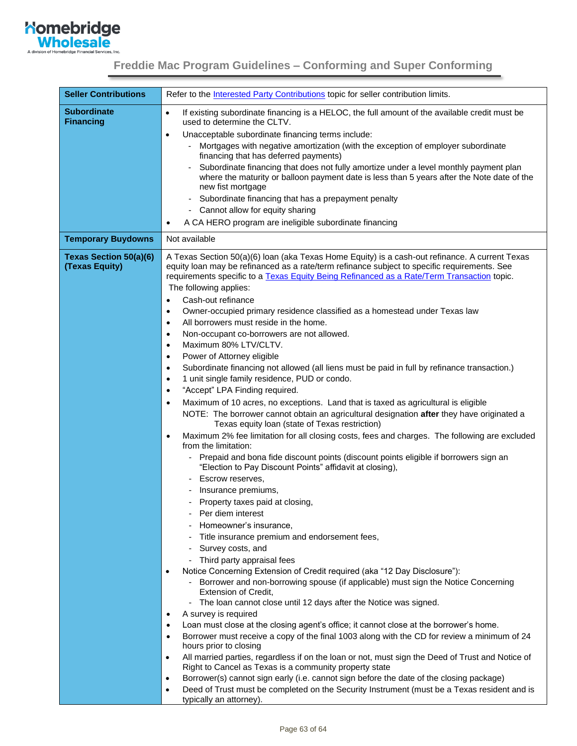# Freddie Mac Program Guidelines – Conforming and Super Conforming

| | |
|---|---|
| **Seller Contributions** | Refer to the Interested Party Contributions topic for seller contribution limits. |
| **Subordinate Financing** | • If existing subordinate financing is a HELOC, the full amount of the available credit must be used to determine the CLTV.<br>• Unacceptable subordinate financing terms include:<br>&nbsp;&nbsp;- Mortgages with negative amortization (with the exception of employer subordinate financing that has deferred payments)<br>&nbsp;&nbsp;- Subordinate financing that does not fully amortize under a level monthly payment plan where the maturity or balloon payment date is less than 5 years after the Note date of the new fist mortgage<br>&nbsp;&nbsp;- Subordinate financing that has a prepayment penalty<br>&nbsp;&nbsp;- Cannot allow for equity sharing<br>• A CA HERO program are ineligible subordinate financing |
| **Temporary Buydowns** | Not available |
| **Texas Section 50(a)(6) (Texas Equity)** | A Texas Section 50(a)(6) loan (aka Texas Home Equity) is a cash-out refinance. A current Texas equity loan may be refinanced as a rate/term refinance subject to specific requirements. See requirements specific to a Texas Equity Being Refinanced as a Rate/Term Transaction topic.<br>The following applies:<br>• Cash-out refinance<br>• Owner-occupied primary residence classified as a homestead under Texas law<br>• All borrowers must reside in the home.<br>• Non-occupant co-borrowers are not allowed.<br>• Maximum 80% LTV/CLTV.<br>• Power of Attorney eligible<br>• Subordinate financing not allowed (all liens must be paid in full by refinance transaction.)<br>• 1 unit single family residence, PUD or condo.<br>• "Accept" LPA Finding required.<br>• Maximum of 10 acres, no exceptions. Land that is taxed as agricultural is eligible<br>NOTE: The borrower cannot obtain an agricultural designation **after** they have originated a Texas equity loan (state of Texas restriction)<br>• Maximum 2% fee limitation for all closing costs, fees and charges. The following are excluded from the limitation:<br>&nbsp;&nbsp;- Prepaid and bona fide discount points (discount points eligible if borrowers sign an "Election to Pay Discount Points" affidavit at closing),<br>&nbsp;&nbsp;- Escrow reserves,<br>&nbsp;&nbsp;- Insurance premiums,<br>&nbsp;&nbsp;- Property taxes paid at closing,<br>&nbsp;&nbsp;- Per diem interest<br>&nbsp;&nbsp;- Homeowner's insurance,<br>&nbsp;&nbsp;- Title insurance premium and endorsement fees,<br>&nbsp;&nbsp;- Survey costs, and<br>&nbsp;&nbsp;- Third party appraisal fees<br>• Notice Concerning Extension of Credit required (aka "12 Day Disclosure"):<br>&nbsp;&nbsp;- Borrower and non-borrowing spouse (if applicable) must sign the Notice Concerning Extension of Credit,<br>&nbsp;&nbsp;- The loan cannot close until 12 days after the Notice was signed.<br>• A survey is required<br>• Loan must close at the closing agent's office; it cannot close at the borrower's home.<br>• Borrower must receive a copy of the final 1003 along with the CD for review a minimum of 24 hours prior to closing<br>• All married parties, regardless if on the loan or not, must sign the Deed of Trust and Notice of Right to Cancel as Texas is a community property state<br>• Borrower(s) cannot sign early (i.e. cannot sign before the date of the closing package)<br>• Deed of Trust must be completed on the Security Instrument (must be a Texas resident and is typically an attorney). |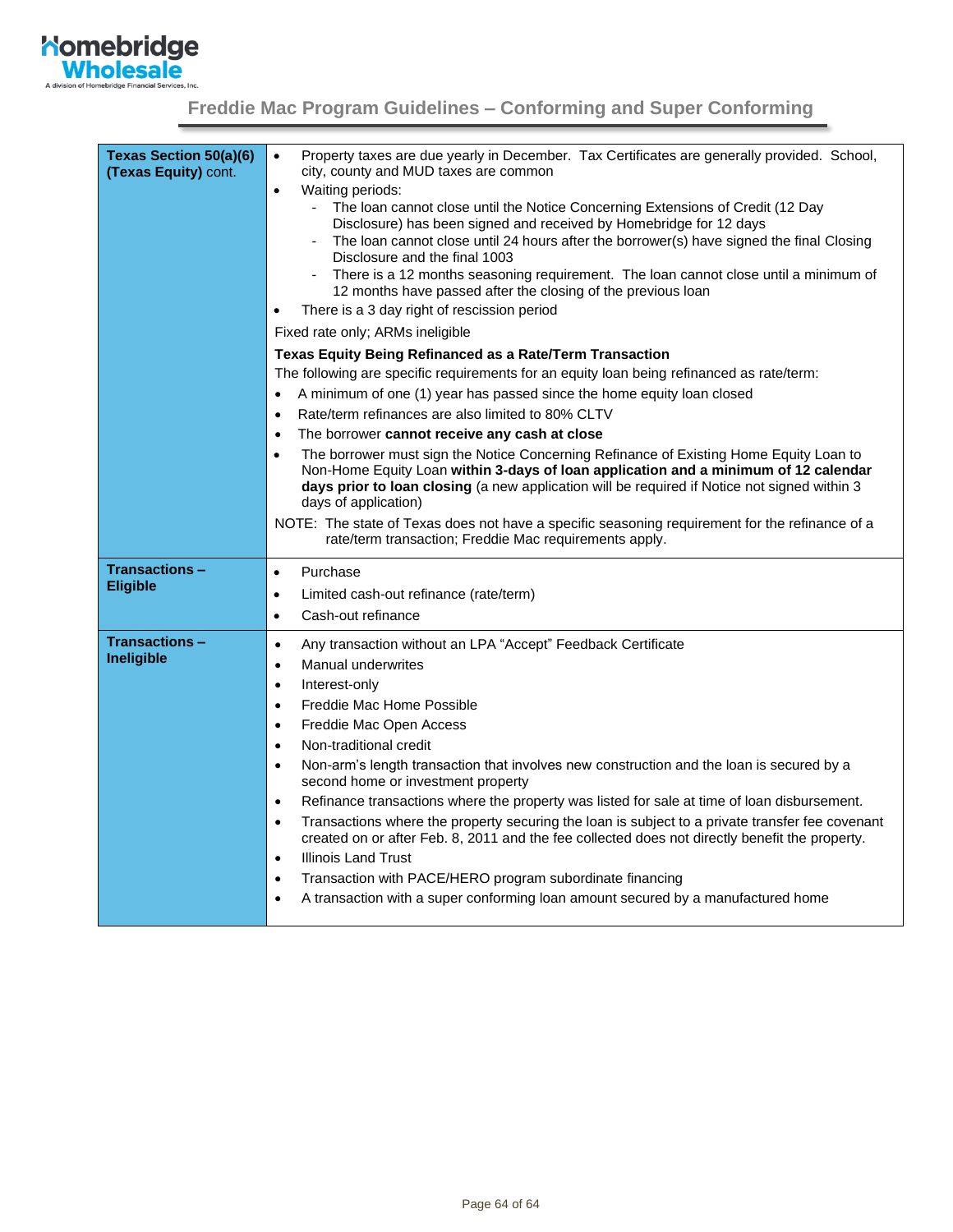| | |
|---|---|
| **Texas Section 50(a)(6) (Texas Equity)** cont. | • Property taxes are due yearly in December. Tax Certificates are generally provided. School, city, county and MUD taxes are common<br>• Waiting periods:<br>  - The loan cannot close until the Notice Concerning Extensions of Credit (12 Day Disclosure) has been signed and received by Homebridge for 12 days<br>  - The loan cannot close until 24 hours after the borrower(s) have signed the final Closing Disclosure and the final 1003<br>  - There is a 12 months seasoning requirement. The loan cannot close until a minimum of 12 months have passed after the closing of the previous loan<br>• There is a 3 day right of rescission period<br><br>Fixed rate only; ARMs ineligible<br><br>**Texas Equity Being Refinanced as a Rate/Term Transaction**<br>The following are specific requirements for an equity loan being refinanced as rate/term:<br>• A minimum of one (1) year has passed since the home equity loan closed<br>• Rate/term refinances are also limited to 80% CLTV<br>• The borrower **cannot receive any cash at close**<br>• The borrower must sign the Notice Concerning Refinance of Existing Home Equity Loan to Non-Home Equity Loan **within 3-days of loan application and a minimum of 12 calendar days prior to loan closing** (a new application will be required if Notice not signed within 3 days of application)<br><br>NOTE: The state of Texas does not have a specific seasoning requirement for the refinance of a rate/term transaction; Freddie Mac requirements apply. |
| **Transactions – Eligible** | • Purchase<br>• Limited cash-out refinance (rate/term)<br>• Cash-out refinance |
| **Transactions – Ineligible** | • Any transaction without an LPA "Accept" Feedback Certificate<br>• Manual underwrites<br>• Interest-only<br>• Freddie Mac Home Possible<br>• Freddie Mac Open Access<br>• Non-traditional credit<br>• Non-arm's length transaction that involves new construction and the loan is secured by a second home or investment property<br>• Refinance transactions where the property was listed for sale at time of loan disbursement.<br>• Transactions where the property securing the loan is subject to a private transfer fee covenant created on or after Feb. 8, 2011 and the fee collected does not directly benefit the property.<br>• Illinois Land Trust<br>• Transaction with PACE/HERO program subordinate financing<br>• A transaction with a super conforming loan amount secured by a manufactured home |